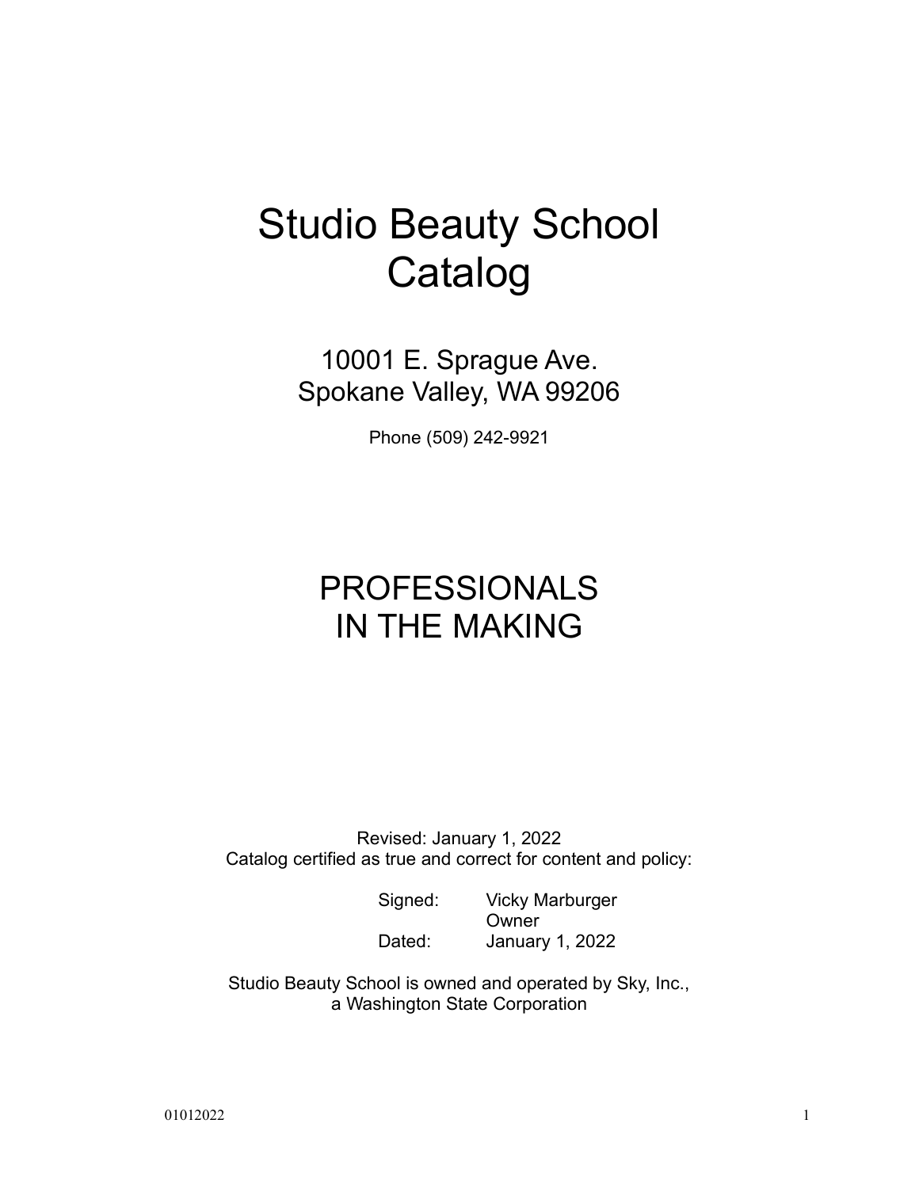# Studio Beauty School Catalog

10001 E. Sprague Ave.
Spokane Valley, WA 99206

Phone (509) 242-9921

## PROFESSIONALS IN THE MAKING

Revised: January 1, 2022
Catalog certified as true and correct for content and policy:

Signed: Vicky Marburger
Owner
Dated: January 1, 2022

Studio Beauty School is owned and operated by Sky, Inc., a Washington State Corporation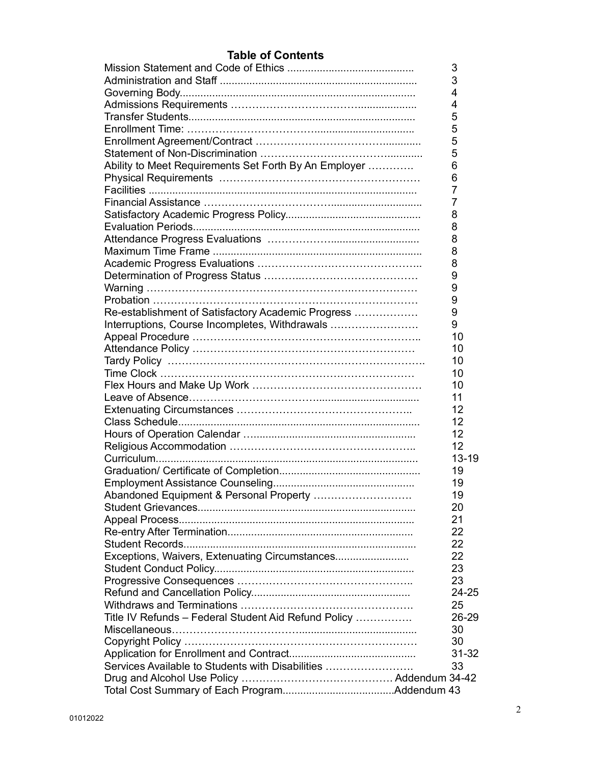## Table of Contents

| Section | Page |
|---|---|
| Mission Statement and Code of Ethics | 3 |
| Administration and Staff | 3 |
| Governing Body | 4 |
| Admissions Requirements | 4 |
| Transfer Students | 5 |
| Enrollment Time: | 5 |
| Enrollment Agreement/Contract | 5 |
| Statement of Non-Discrimination | 5 |
| Ability to Meet Requirements Set Forth By An Employer | 6 |
| Physical Requirements | 6 |
| Facilities | 7 |
| Financial Assistance | 7 |
| Satisfactory Academic Progress Policy | 8 |
| Evaluation Periods | 8 |
| Attendance Progress Evaluations | 8 |
| Maximum Time Frame | 8 |
| Academic Progress Evaluations | 8 |
| Determination of Progress Status | 9 |
| Warning | 9 |
| Probation | 9 |
| Re-establishment of Satisfactory Academic Progress | 9 |
| Interruptions, Course Incompletes, Withdrawals | 9 |
| Appeal Procedure | 10 |
| Attendance Policy | 10 |
| Tardy Policy | 10 |
| Time Clock | 10 |
| Flex Hours and Make Up Work | 10 |
| Leave of Absence | 11 |
| Extenuating Circumstances | 12 |
| Class Schedule | 12 |
| Hours of Operation Calendar | 12 |
| Religious Accommodation | 12 |
| Curriculum | 13-19 |
| Graduation/ Certificate of Completion | 19 |
| Employment Assistance Counseling | 19 |
| Abandoned Equipment & Personal Property | 19 |
| Student Grievances | 20 |
| Appeal Process | 21 |
| Re-entry After Termination | 22 |
| Student Records | 22 |
| Exceptions, Waivers, Extenuating Circumstances | 22 |
| Student Conduct Policy | 23 |
| Progressive Consequences | 23 |
| Refund and Cancellation Policy | 24-25 |
| Withdraws and Terminations | 25 |
| Title IV Refunds – Federal Student Aid Refund Policy | 26-29 |
| Miscellaneous | 30 |
| Copyright Policy | 30 |
| Application for Enrollment and Contract | 31-32 |
| Services Available to Students with Disabilities | 33 |
| Drug and Alcohol Use Policy | Addendum 34-42 |
| Total Cost Summary of Each Program | Addendum 43 |

01012022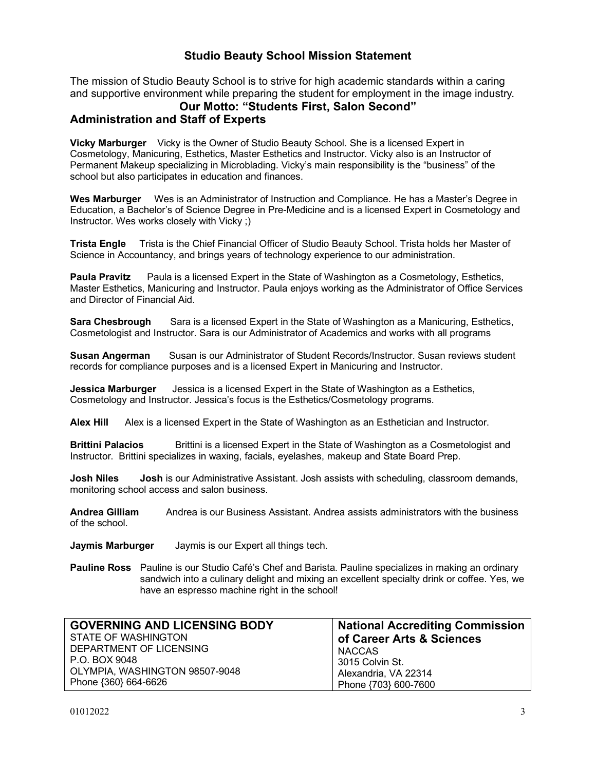# Studio Beauty School Mission Statement

The mission of Studio Beauty School is to strive for high academic standards within a caring and supportive environment while preparing the student for employment in the image industry.

**Our Motto: "Students First, Salon Second"**

## Administration and Staff of Experts

**Vicky Marburger** Vicky is the Owner of Studio Beauty School. She is a licensed Expert in Cosmetology, Manicuring, Esthetics, Master Esthetics and Instructor. Vicky also is an Instructor of Permanent Makeup specializing in Microblading. Vicky's main responsibility is the "business" of the school but also participates in education and finances.

**Wes Marburger** Wes is an Administrator of Instruction and Compliance. He has a Master's Degree in Education, a Bachelor's of Science Degree in Pre-Medicine and is a licensed Expert in Cosmetology and Instructor. Wes works closely with Vicky ;)

**Trista Engle** Trista is the Chief Financial Officer of Studio Beauty School. Trista holds her Master of Science in Accountancy, and brings years of technology experience to our administration.

**Paula Pravitz** Paula is a licensed Expert in the State of Washington as a Cosmetology, Esthetics, Master Esthetics, Manicuring and Instructor. Paula enjoys working as the Administrator of Office Services and Director of Financial Aid.

**Sara Chesbrough** Sara is a licensed Expert in the State of Washington as a Manicuring, Esthetics, Cosmetologist and Instructor. Sara is our Administrator of Academics and works with all programs

**Susan Angerman** Susan is our Administrator of Student Records/Instructor. Susan reviews student records for compliance purposes and is a licensed Expert in Manicuring and Instructor.

**Jessica Marburger** Jessica is a licensed Expert in the State of Washington as a Esthetics, Cosmetology and Instructor. Jessica's focus is the Esthetics/Cosmetology programs.

**Alex Hill** Alex is a licensed Expert in the State of Washington as an Esthetician and Instructor.

**Brittini Palacios** Brittini is a licensed Expert in the State of Washington as a Cosmetologist and Instructor. Brittini specializes in waxing, facials, eyelashes, makeup and State Board Prep.

**Josh Niles** **Josh** is our Administrative Assistant. Josh assists with scheduling, classroom demands, monitoring school access and salon business.

**Andrea Gilliam** Andrea is our Business Assistant. Andrea assists administrators with the business of the school.

**Jaymis Marburger** Jaymis is our Expert all things tech.

**Pauline Ross** Pauline is our Studio Café's Chef and Barista. Pauline specializes in making an ordinary sandwich into a culinary delight and mixing an excellent specialty drink or coffee. Yes, we have an espresso machine right in the school!

| **GOVERNING AND LICENSING BODY** | **National Accrediting Commission of Career Arts & Sciences** |
|---|---|
| STATE OF WASHINGTON<br>DEPARTMENT OF LICENSING<br>P.O. BOX 9048<br>OLYMPIA, WASHINGTON 98507-9048<br>Phone {360} 664-6626 | NACCAS<br>3015 Colvin St.<br>Alexandria, VA 22314<br>Phone {703} 600-7600 |

01012022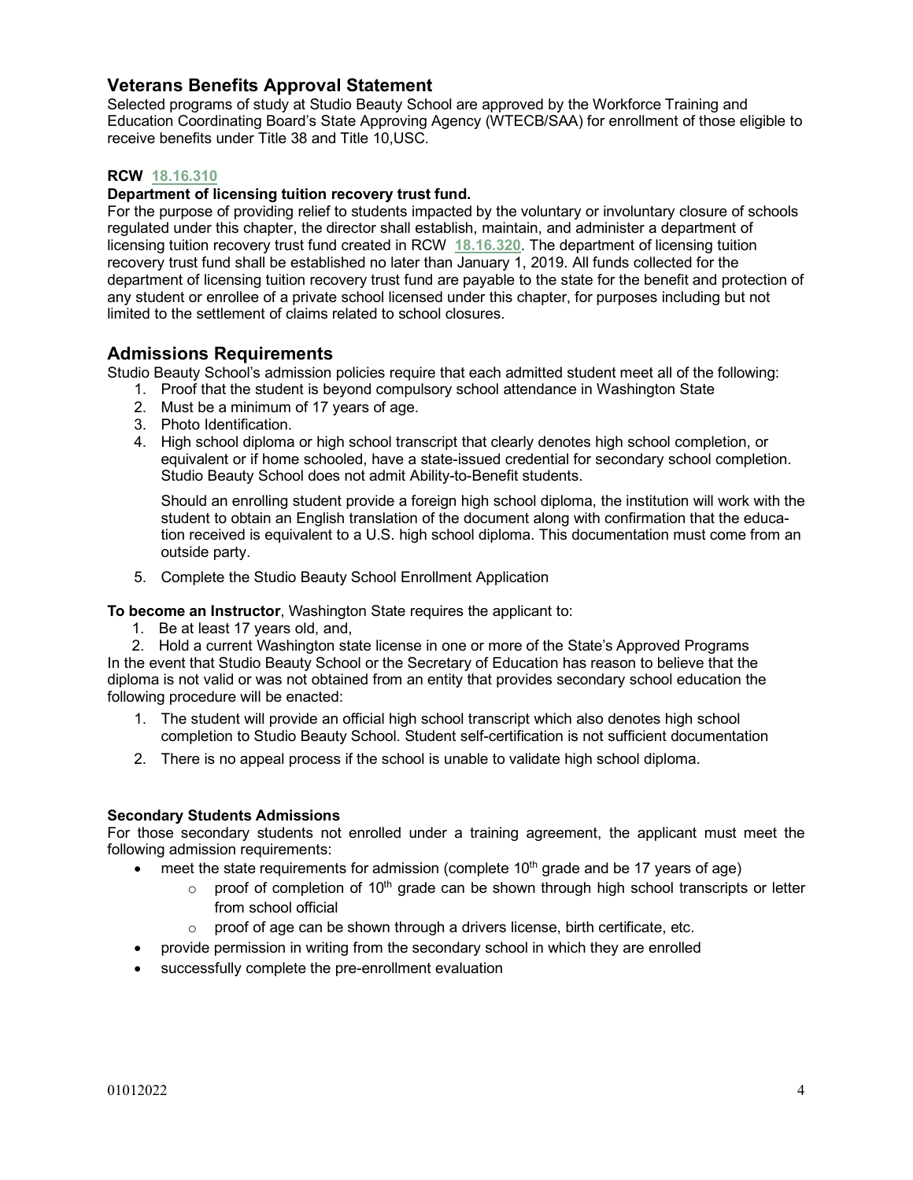## Veterans Benefits Approval Statement

Selected programs of study at Studio Beauty School are approved by the Workforce Training and Education Coordinating Board's State Approving Agency (WTECB/SAA) for enrollment of those eligible to receive benefits under Title 38 and Title 10,USC.

**RCW 18.16.310**

**Department of licensing tuition recovery trust fund.**

For the purpose of providing relief to students impacted by the voluntary or involuntary closure of schools regulated under this chapter, the director shall establish, maintain, and administer a department of licensing tuition recovery trust fund created in RCW 18.16.320. The department of licensing tuition recovery trust fund shall be established no later than January 1, 2019. All funds collected for the department of licensing tuition recovery trust fund are payable to the state for the benefit and protection of any student or enrollee of a private school licensed under this chapter, for purposes including but not limited to the settlement of claims related to school closures.

## Admissions Requirements

Studio Beauty School's admission policies require that each admitted student meet all of the following:

1. Proof that the student is beyond compulsory school attendance in Washington State
2. Must be a minimum of 17 years of age.
3. Photo Identification.
4. High school diploma or high school transcript that clearly denotes high school completion, or equivalent or if home schooled, have a state-issued credential for secondary school completion. Studio Beauty School does not admit Ability-to-Benefit students.

   Should an enrolling student provide a foreign high school diploma, the institution will work with the student to obtain an English translation of the document along with confirmation that the education received is equivalent to a U.S. high school diploma. This documentation must come from an outside party.

5. Complete the Studio Beauty School Enrollment Application

**To become an Instructor**, Washington State requires the applicant to:

1. Be at least 17 years old, and,
2. Hold a current Washington state license in one or more of the State's Approved Programs

In the event that Studio Beauty School or the Secretary of Education has reason to believe that the diploma is not valid or was not obtained from an entity that provides secondary school education the following procedure will be enacted:

1. The student will provide an official high school transcript which also denotes high school completion to Studio Beauty School. Student self-certification is not sufficient documentation
2. There is no appeal process if the school is unable to validate high school diploma.

**Secondary Students Admissions**

For those secondary students not enrolled under a training agreement, the applicant must meet the following admission requirements:

- meet the state requirements for admission (complete 10th grade and be 17 years of age)
  - proof of completion of 10th grade can be shown through high school transcripts or letter from school official
  - proof of age can be shown through a drivers license, birth certificate, etc.
- provide permission in writing from the secondary school in which they are enrolled
- successfully complete the pre-enrollment evaluation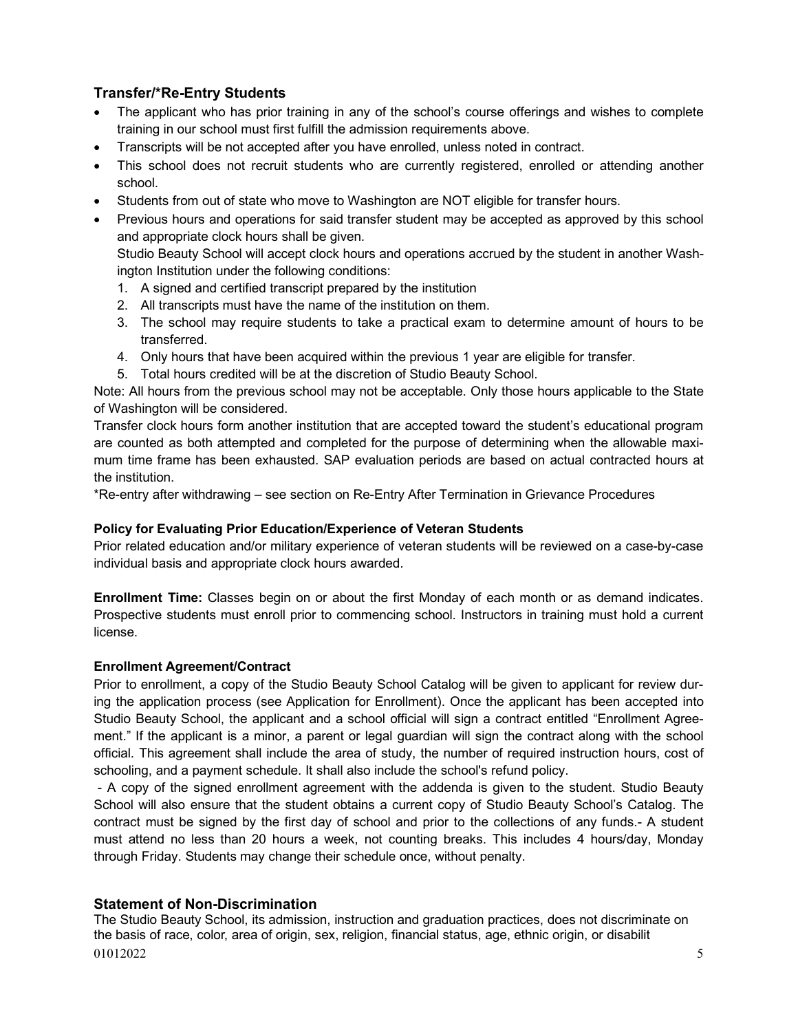## Transfer/*Re-Entry Students

- The applicant who has prior training in any of the school's course offerings and wishes to complete training in our school must first fulfill the admission requirements above.
- Transcripts will be not accepted after you have enrolled, unless noted in contract.
- This school does not recruit students who are currently registered, enrolled or attending another school.
- Students from out of state who move to Washington are NOT eligible for transfer hours.
- Previous hours and operations for said transfer student may be accepted as approved by this school and appropriate clock hours shall be given.

  Studio Beauty School will accept clock hours and operations accrued by the student in another Washington Institution under the following conditions:

  1. A signed and certified transcript prepared by the institution
  2. All transcripts must have the name of the institution on them.
  3. The school may require students to take a practical exam to determine amount of hours to be transferred.
  4. Only hours that have been acquired within the previous 1 year are eligible for transfer.
  5. Total hours credited will be at the discretion of Studio Beauty School.

Note: All hours from the previous school may not be acceptable. Only those hours applicable to the State of Washington will be considered.

Transfer clock hours form another institution that are accepted toward the student's educational program are counted as both attempted and completed for the purpose of determining when the allowable maximum time frame has been exhausted. SAP evaluation periods are based on actual contracted hours at the institution.

*Re-entry after withdrawing – see section on Re-Entry After Termination in Grievance Procedures

**Policy for Evaluating Prior Education/Experience of Veteran Students**

Prior related education and/or military experience of veteran students will be reviewed on a case-by-case individual basis and appropriate clock hours awarded.

**Enrollment Time:** Classes begin on or about the first Monday of each month or as demand indicates. Prospective students must enroll prior to commencing school. Instructors in training must hold a current license.

**Enrollment Agreement/Contract**

Prior to enrollment, a copy of the Studio Beauty School Catalog will be given to applicant for review during the application process (see Application for Enrollment). Once the applicant has been accepted into Studio Beauty School, the applicant and a school official will sign a contract entitled "Enrollment Agreement." If the applicant is a minor, a parent or legal guardian will sign the contract along with the school official. This agreement shall include the area of study, the number of required instruction hours, cost of schooling, and a payment schedule. It shall also include the school's refund policy.

- A copy of the signed enrollment agreement with the addenda is given to the student. Studio Beauty School will also ensure that the student obtains a current copy of Studio Beauty School's Catalog. The contract must be signed by the first day of school and prior to the collections of any funds.- A student must attend no less than 20 hours a week, not counting breaks. This includes 4 hours/day, Monday through Friday. Students may change their schedule once, without penalty.

## Statement of Non-Discrimination

The Studio Beauty School, its admission, instruction and graduation practices, does not discriminate on the basis of race, color, area of origin, sex, religion, financial status, age, ethnic origin, or disabilit

01012022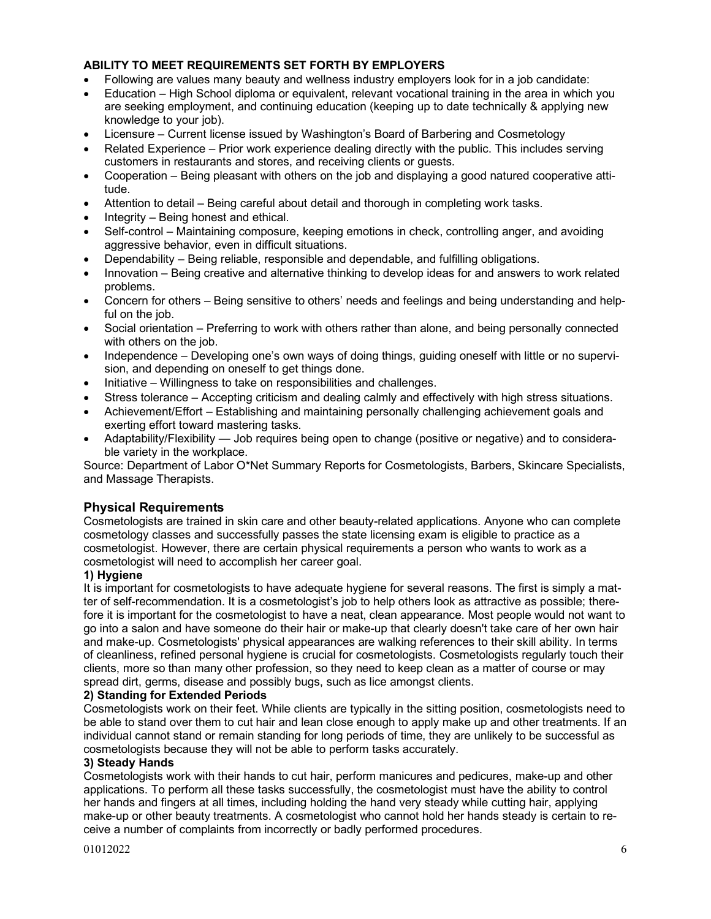**ABILITY TO MEET REQUIREMENTS SET FORTH BY EMPLOYERS**

- Following are values many beauty and wellness industry employers look for in a job candidate:
- Education – High School diploma or equivalent, relevant vocational training in the area in which you are seeking employment, and continuing education (keeping up to date technically & applying new knowledge to your job).
- Licensure – Current license issued by Washington's Board of Barbering and Cosmetology
- Related Experience – Prior work experience dealing directly with the public. This includes serving customers in restaurants and stores, and receiving clients or guests.
- Cooperation – Being pleasant with others on the job and displaying a good natured cooperative attitude.
- Attention to detail – Being careful about detail and thorough in completing work tasks.
- Integrity – Being honest and ethical.
- Self-control – Maintaining composure, keeping emotions in check, controlling anger, and avoiding aggressive behavior, even in difficult situations.
- Dependability – Being reliable, responsible and dependable, and fulfilling obligations.
- Innovation – Being creative and alternative thinking to develop ideas for and answers to work related problems.
- Concern for others – Being sensitive to others' needs and feelings and being understanding and helpful on the job.
- Social orientation – Preferring to work with others rather than alone, and being personally connected with others on the job.
- Independence – Developing one's own ways of doing things, guiding oneself with little or no supervision, and depending on oneself to get things done.
- Initiative – Willingness to take on responsibilities and challenges.
- Stress tolerance – Accepting criticism and dealing calmly and effectively with high stress situations.
- Achievement/Effort – Establishing and maintaining personally challenging achievement goals and exerting effort toward mastering tasks.
- Adaptability/Flexibility — Job requires being open to change (positive or negative) and to considerable variety in the workplace.

Source: Department of Labor O*Net Summary Reports for Cosmetologists, Barbers, Skincare Specialists, and Massage Therapists.

## Physical Requirements

Cosmetologists are trained in skin care and other beauty-related applications. Anyone who can complete cosmetology classes and successfully passes the state licensing exam is eligible to practice as a cosmetologist. However, there are certain physical requirements a person who wants to work as a cosmetologist will need to accomplish her career goal.

**1) Hygiene**

It is important for cosmetologists to have adequate hygiene for several reasons. The first is simply a matter of self-recommendation. It is a cosmetologist's job to help others look as attractive as possible; therefore it is important for the cosmetologist to have a neat, clean appearance. Most people would not want to go into a salon and have someone do their hair or make-up that clearly doesn't take care of her own hair and make-up. Cosmetologists' physical appearances are walking references to their skill ability. In terms of cleanliness, refined personal hygiene is crucial for cosmetologists. Cosmetologists regularly touch their clients, more so than many other profession, so they need to keep clean as a matter of course or may spread dirt, germs, disease and possibly bugs, such as lice amongst clients.

**2) Standing for Extended Periods**

Cosmetologists work on their feet. While clients are typically in the sitting position, cosmetologists need to be able to stand over them to cut hair and lean close enough to apply make up and other treatments. If an individual cannot stand or remain standing for long periods of time, they are unlikely to be successful as cosmetologists because they will not be able to perform tasks accurately.

**3) Steady Hands**

Cosmetologists work with their hands to cut hair, perform manicures and pedicures, make-up and other applications. To perform all these tasks successfully, the cosmetologist must have the ability to control her hands and fingers at all times, including holding the hand very steady while cutting hair, applying make-up or other beauty treatments. A cosmetologist who cannot hold her hands steady is certain to receive a number of complaints from incorrectly or badly performed procedures.

01012022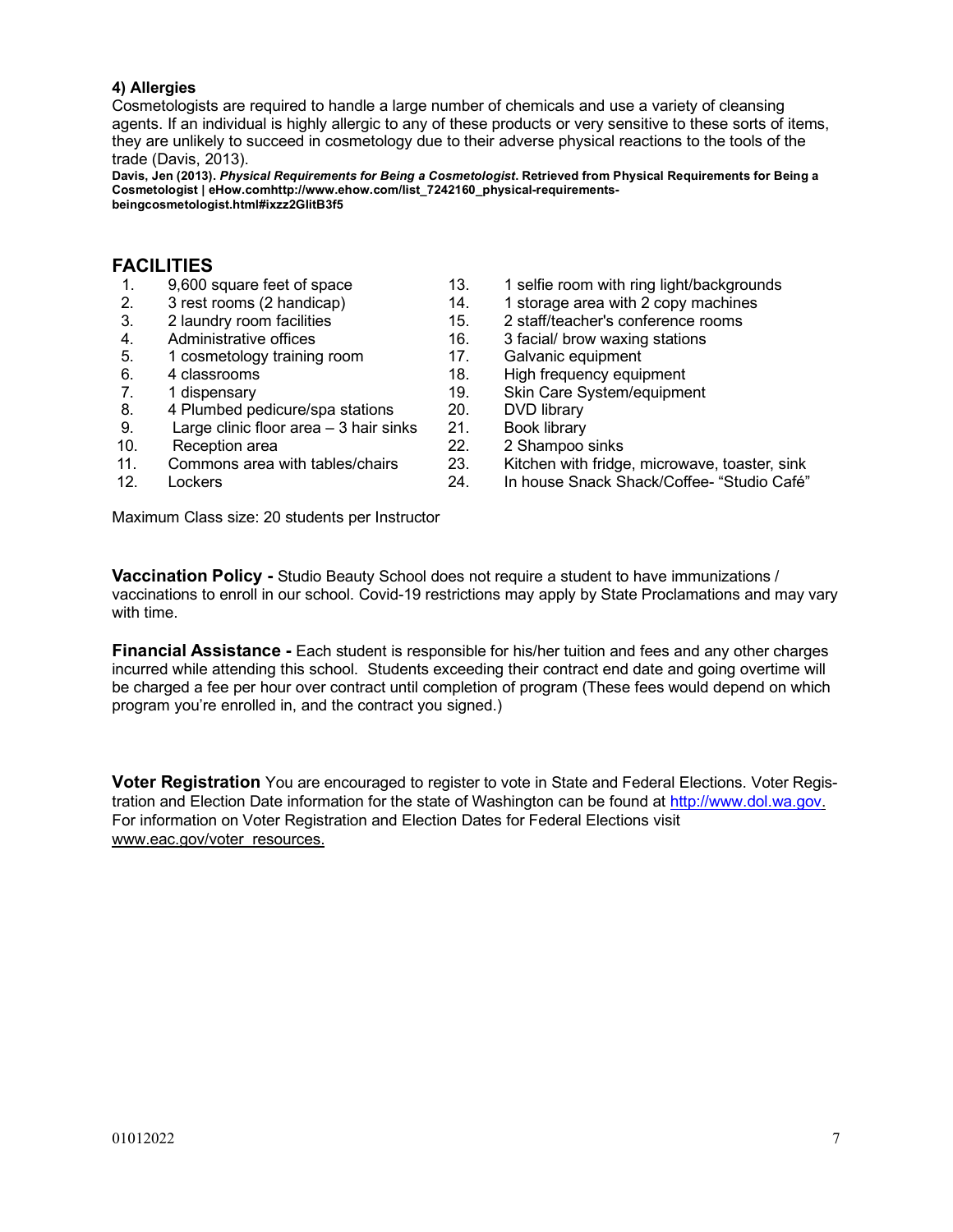**4) Allergies**

Cosmetologists are required to handle a large number of chemicals and use a variety of cleansing agents. If an individual is highly allergic to any of these products or very sensitive to these sorts of items, they are unlikely to succeed in cosmetology due to their adverse physical reactions to the tools of the trade (Davis, 2013).

**Davis, Jen (2013). *Physical Requirements for Being a Cosmetologist*. Retrieved from Physical Requirements for Being a Cosmetologist | eHow.comhttp://www.ehow.com/list_7242160_physical-requirements-beingcosmetologist.html#ixzz2GlitB3f5**

## FACILITIES

1. 9,600 square feet of space
2. 3 rest rooms (2 handicap)
3. 2 laundry room facilities
4. Administrative offices
5. 1 cosmetology training room
6. 4 classrooms
7. 1 dispensary
8. 4 Plumbed pedicure/spa stations
9. Large clinic floor area – 3 hair sinks
10. Reception area
11. Commons area with tables/chairs
12. Lockers
13. 1 selfie room with ring light/backgrounds
14. 1 storage area with 2 copy machines
15. 2 staff/teacher's conference rooms
16. 3 facial/ brow waxing stations
17. Galvanic equipment
18. High frequency equipment
19. Skin Care System/equipment
20. DVD library
21. Book library
22. 2 Shampoo sinks
23. Kitchen with fridge, microwave, toaster, sink
24. In house Snack Shack/Coffee- "Studio Café"

Maximum Class size: 20 students per Instructor

**Vaccination Policy -** Studio Beauty School does not require a student to have immunizations / vaccinations to enroll in our school. Covid-19 restrictions may apply by State Proclamations and may vary with time.

**Financial Assistance -** Each student is responsible for his/her tuition and fees and any other charges incurred while attending this school. Students exceeding their contract end date and going overtime will be charged a fee per hour over contract until completion of program (These fees would depend on which program you're enrolled in, and the contract you signed.)

**Voter Registration** You are encouraged to register to vote in State and Federal Elections. Voter Registration and Election Date information for the state of Washington can be found at http://www.dol.wa.gov. For information on Voter Registration and Election Dates for Federal Elections visit www.eac.gov/voter_resources.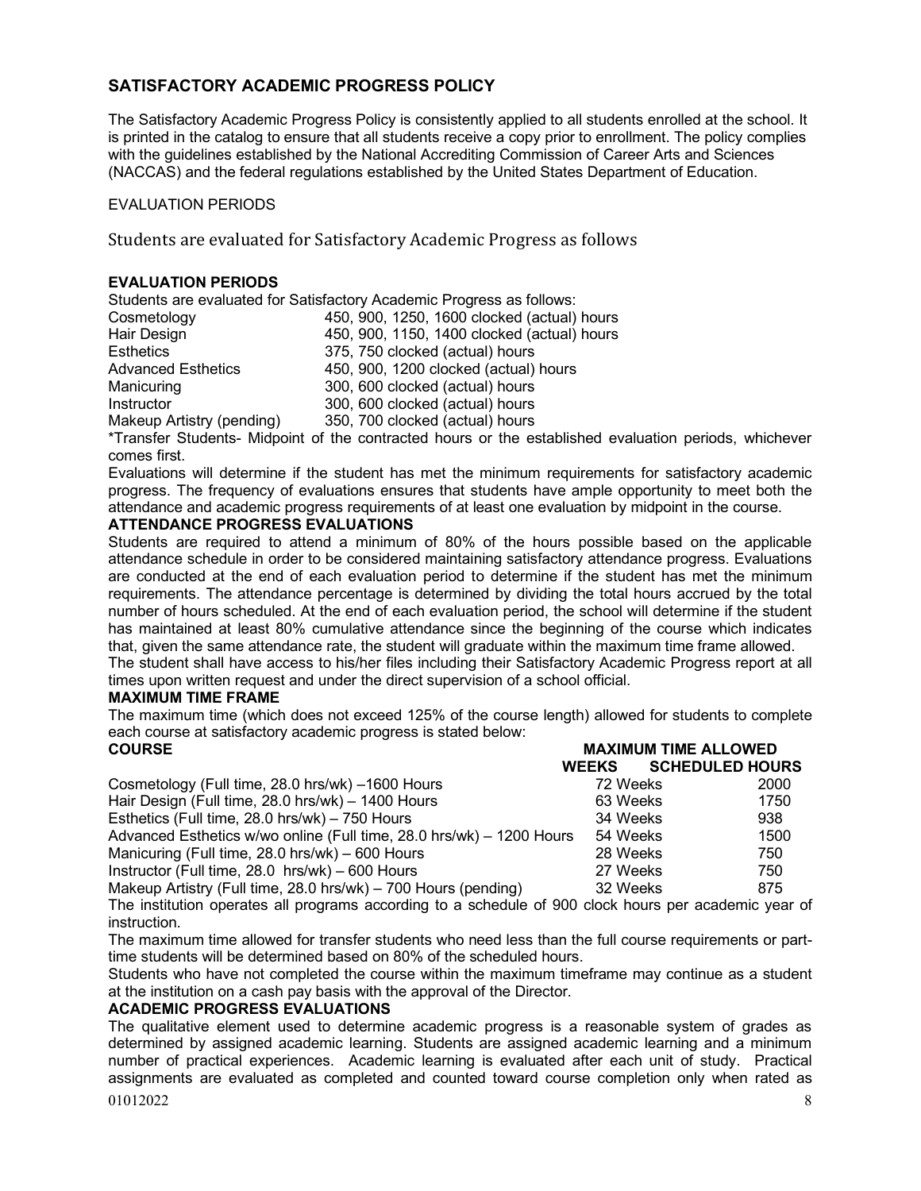## SATISFACTORY ACADEMIC PROGRESS POLICY

The Satisfactory Academic Progress Policy is consistently applied to all students enrolled at the school. It is printed in the catalog to ensure that all students receive a copy prior to enrollment. The policy complies with the guidelines established by the National Accrediting Commission of Career Arts and Sciences (NACCAS) and the federal regulations established by the United States Department of Education.

EVALUATION PERIODS

Students are evaluated for Satisfactory Academic Progress as follows

### EVALUATION PERIODS

Students are evaluated for Satisfactory Academic Progress as follows:

| | |
|---|---|
| Cosmetology | 450, 900, 1250, 1600 clocked (actual) hours |
| Hair Design | 450, 900, 1150, 1400 clocked (actual) hours |
| Esthetics | 375, 750 clocked (actual) hours |
| Advanced Esthetics | 450, 900, 1200 clocked (actual) hours |
| Manicuring | 300, 600 clocked (actual) hours |
| Instructor | 300, 600 clocked (actual) hours |
| Makeup Artistry (pending) | 350, 700 clocked (actual) hours |

*Transfer Students- Midpoint of the contracted hours or the established evaluation periods, whichever comes first.

Evaluations will determine if the student has met the minimum requirements for satisfactory academic progress. The frequency of evaluations ensures that students have ample opportunity to meet both the attendance and academic progress requirements of at least one evaluation by midpoint in the course.

### ATTENDANCE PROGRESS EVALUATIONS

Students are required to attend a minimum of 80% of the hours possible based on the applicable attendance schedule in order to be considered maintaining satisfactory attendance progress. Evaluations are conducted at the end of each evaluation period to determine if the student has met the minimum requirements. The attendance percentage is determined by dividing the total hours accrued by the total number of hours scheduled. At the end of each evaluation period, the school will determine if the student has maintained at least 80% cumulative attendance since the beginning of the course which indicates that, given the same attendance rate, the student will graduate within the maximum time frame allowed.

The student shall have access to his/her files including their Satisfactory Academic Progress report at all times upon written request and under the direct supervision of a school official.

### MAXIMUM TIME FRAME

The maximum time (which does not exceed 125% of the course length) allowed for students to complete each course at satisfactory academic progress is stated below:

| COURSE | MAXIMUM TIME ALLOWED | |
|---|---|---|
| | WEEKS | SCHEDULED HOURS |
| Cosmetology (Full time, 28.0 hrs/wk) –1600 Hours | 72 Weeks | 2000 |
| Hair Design (Full time, 28.0 hrs/wk) – 1400 Hours | 63 Weeks | 1750 |
| Esthetics (Full time, 28.0 hrs/wk) – 750 Hours | 34 Weeks | 938 |
| Advanced Esthetics w/wo online (Full time, 28.0 hrs/wk) – 1200 Hours | 54 Weeks | 1500 |
| Manicuring (Full time, 28.0 hrs/wk) – 600 Hours | 28 Weeks | 750 |
| Instructor (Full time, 28.0 hrs/wk) – 600 Hours | 27 Weeks | 750 |
| Makeup Artistry (Full time, 28.0 hrs/wk) – 700 Hours (pending) | 32 Weeks | 875 |

The institution operates all programs according to a schedule of 900 clock hours per academic year of instruction.

The maximum time allowed for transfer students who need less than the full course requirements or part-time students will be determined based on 80% of the scheduled hours.

Students who have not completed the course within the maximum timeframe may continue as a student at the institution on a cash pay basis with the approval of the Director.

### ACADEMIC PROGRESS EVALUATIONS

The qualitative element used to determine academic progress is a reasonable system of grades as determined by assigned academic learning. Students are assigned academic learning and a minimum number of practical experiences. Academic learning is evaluated after each unit of study. Practical assignments are evaluated as completed and counted toward course completion only when rated as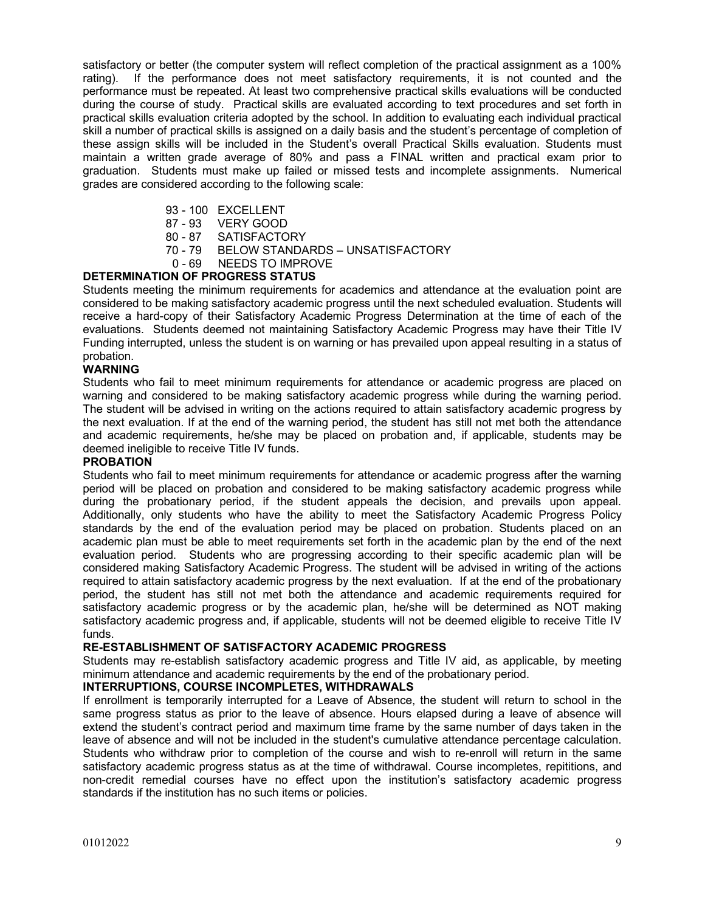satisfactory or better (the computer system will reflect completion of the practical assignment as a 100% rating). If the performance does not meet satisfactory requirements, it is not counted and the performance must be repeated. At least two comprehensive practical skills evaluations will be conducted during the course of study. Practical skills are evaluated according to text procedures and set forth in practical skills evaluation criteria adopted by the school. In addition to evaluating each individual practical skill a number of practical skills is assigned on a daily basis and the student's percentage of completion of these assign skills will be included in the Student's overall Practical Skills evaluation. Students must maintain a written grade average of 80% and pass a FINAL written and practical exam prior to graduation. Students must make up failed or missed tests and incomplete assignments. Numerical grades are considered according to the following scale:

93 - 100 EXCELLENT
87 - 93 VERY GOOD
80 - 87 SATISFACTORY
70 - 79 BELOW STANDARDS – UNSATISFACTORY
0 - 69 NEEDS TO IMPROVE

**DETERMINATION OF PROGRESS STATUS**

Students meeting the minimum requirements for academics and attendance at the evaluation point are considered to be making satisfactory academic progress until the next scheduled evaluation. Students will receive a hard-copy of their Satisfactory Academic Progress Determination at the time of each of the evaluations. Students deemed not maintaining Satisfactory Academic Progress may have their Title IV Funding interrupted, unless the student is on warning or has prevailed upon appeal resulting in a status of probation.

**WARNING**

Students who fail to meet minimum requirements for attendance or academic progress are placed on warning and considered to be making satisfactory academic progress while during the warning period. The student will be advised in writing on the actions required to attain satisfactory academic progress by the next evaluation. If at the end of the warning period, the student has still not met both the attendance and academic requirements, he/she may be placed on probation and, if applicable, students may be deemed ineligible to receive Title IV funds.

**PROBATION**

Students who fail to meet minimum requirements for attendance or academic progress after the warning period will be placed on probation and considered to be making satisfactory academic progress while during the probationary period, if the student appeals the decision, and prevails upon appeal. Additionally, only students who have the ability to meet the Satisfactory Academic Progress Policy standards by the end of the evaluation period may be placed on probation. Students placed on an academic plan must be able to meet requirements set forth in the academic plan by the end of the next evaluation period. Students who are progressing according to their specific academic plan will be considered making Satisfactory Academic Progress. The student will be advised in writing of the actions required to attain satisfactory academic progress by the next evaluation. If at the end of the probationary period, the student has still not met both the attendance and academic requirements required for satisfactory academic progress or by the academic plan, he/she will be determined as NOT making satisfactory academic progress and, if applicable, students will not be deemed eligible to receive Title IV funds.

**RE-ESTABLISHMENT OF SATISFACTORY ACADEMIC PROGRESS**

Students may re-establish satisfactory academic progress and Title IV aid, as applicable, by meeting minimum attendance and academic requirements by the end of the probationary period.

**INTERRUPTIONS, COURSE INCOMPLETES, WITHDRAWALS**

If enrollment is temporarily interrupted for a Leave of Absence, the student will return to school in the same progress status as prior to the leave of absence. Hours elapsed during a leave of absence will extend the student's contract period and maximum time frame by the same number of days taken in the leave of absence and will not be included in the student's cumulative attendance percentage calculation. Students who withdraw prior to completion of the course and wish to re-enroll will return in the same satisfactory academic progress status as at the time of withdrawal. Course incompletes, repititions, and non-credit remedial courses have no effect upon the institution's satisfactory academic progress standards if the institution has no such items or policies.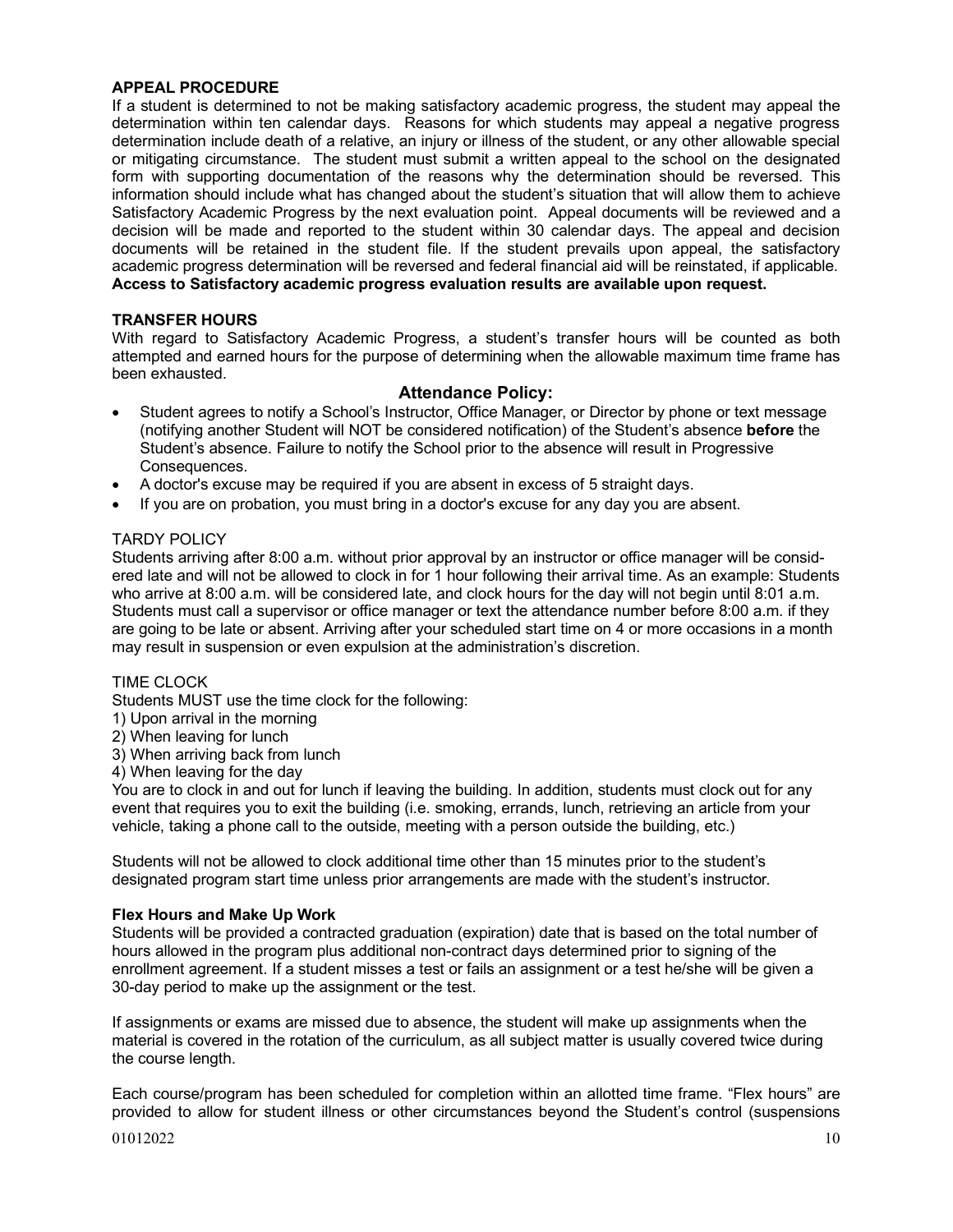**APPEAL PROCEDURE**

If a student is determined to not be making satisfactory academic progress, the student may appeal the determination within ten calendar days. Reasons for which students may appeal a negative progress determination include death of a relative, an injury or illness of the student, or any other allowable special or mitigating circumstance. The student must submit a written appeal to the school on the designated form with supporting documentation of the reasons why the determination should be reversed. This information should include what has changed about the student's situation that will allow them to achieve Satisfactory Academic Progress by the next evaluation point. Appeal documents will be reviewed and a decision will be made and reported to the student within 30 calendar days. The appeal and decision documents will be retained in the student file. If the student prevails upon appeal, the satisfactory academic progress determination will be reversed and federal financial aid will be reinstated, if applicable.
**Access to Satisfactory academic progress evaluation results are available upon request.**

**TRANSFER HOURS**

With regard to Satisfactory Academic Progress, a student's transfer hours will be counted as both attempted and earned hours for the purpose of determining when the allowable maximum time frame has been exhausted.

## Attendance Policy:

- Student agrees to notify a School's Instructor, Office Manager, or Director by phone or text message (notifying another Student will NOT be considered notification) of the Student's absence **before** the Student's absence. Failure to notify the School prior to the absence will result in Progressive Consequences.
- A doctor's excuse may be required if you are absent in excess of 5 straight days.
- If you are on probation, you must bring in a doctor's excuse for any day you are absent.

TARDY POLICY

Students arriving after 8:00 a.m. without prior approval by an instructor or office manager will be considered late and will not be allowed to clock in for 1 hour following their arrival time. As an example: Students who arrive at 8:00 a.m. will be considered late, and clock hours for the day will not begin until 8:01 a.m. Students must call a supervisor or office manager or text the attendance number before 8:00 a.m. if they are going to be late or absent. Arriving after your scheduled start time on 4 or more occasions in a month may result in suspension or even expulsion at the administration's discretion.

TIME CLOCK

Students MUST use the time clock for the following:

1) Upon arrival in the morning
2) When leaving for lunch
3) When arriving back from lunch
4) When leaving for the day

You are to clock in and out for lunch if leaving the building. In addition, students must clock out for any event that requires you to exit the building (i.e. smoking, errands, lunch, retrieving an article from your vehicle, taking a phone call to the outside, meeting with a person outside the building, etc.)

Students will not be allowed to clock additional time other than 15 minutes prior to the student's designated program start time unless prior arrangements are made with the student's instructor.

**Flex Hours and Make Up Work**

Students will be provided a contracted graduation (expiration) date that is based on the total number of hours allowed in the program plus additional non-contract days determined prior to signing of the enrollment agreement. If a student misses a test or fails an assignment or a test he/she will be given a 30-day period to make up the assignment or the test.

If assignments or exams are missed due to absence, the student will make up assignments when the material is covered in the rotation of the curriculum, as all subject matter is usually covered twice during the course length.

Each course/program has been scheduled for completion within an allotted time frame. "Flex hours" are provided to allow for student illness or other circumstances beyond the Student's control (suspensions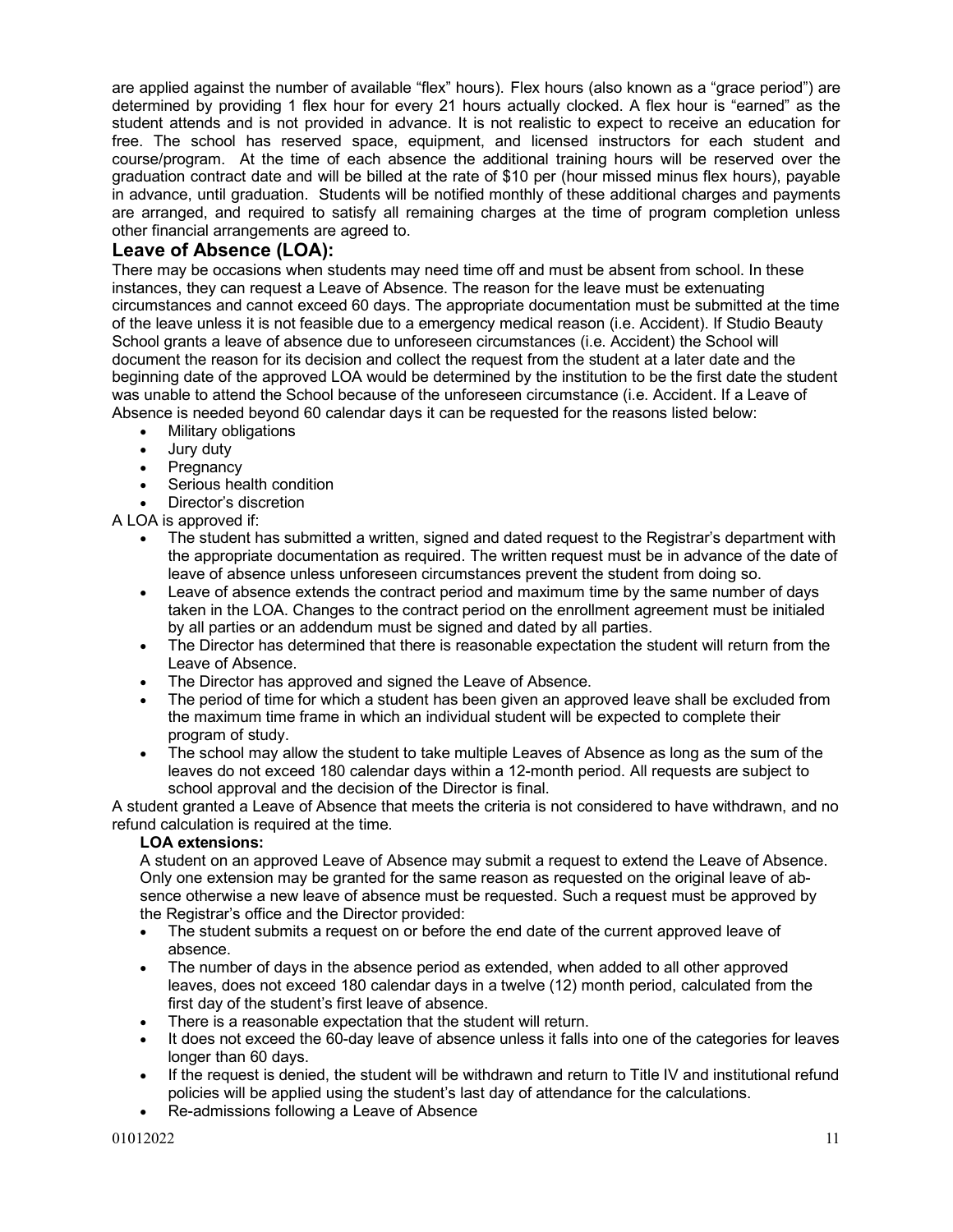are applied against the number of available "flex" hours). Flex hours (also known as a "grace period") are determined by providing 1 flex hour for every 21 hours actually clocked. A flex hour is "earned" as the student attends and is not provided in advance. It is not realistic to expect to receive an education for free. The school has reserved space, equipment, and licensed instructors for each student and course/program. At the time of each absence the additional training hours will be reserved over the graduation contract date and will be billed at the rate of $10 per (hour missed minus flex hours), payable in advance, until graduation. Students will be notified monthly of these additional charges and payments are arranged, and required to satisfy all remaining charges at the time of program completion unless other financial arrangements are agreed to.

## Leave of Absence (LOA):

There may be occasions when students may need time off and must be absent from school. In these instances, they can request a Leave of Absence. The reason for the leave must be extenuating circumstances and cannot exceed 60 days. The appropriate documentation must be submitted at the time of the leave unless it is not feasible due to a emergency medical reason (i.e. Accident). If Studio Beauty School grants a leave of absence due to unforeseen circumstances (i.e. Accident) the School will document the reason for its decision and collect the request from the student at a later date and the beginning date of the approved LOA would be determined by the institution to be the first date the student was unable to attend the School because of the unforeseen circumstance (i.e. Accident. If a Leave of Absence is needed beyond 60 calendar days it can be requested for the reasons listed below:

- Military obligations
- Jury duty
- Pregnancy
- Serious health condition
- Director's discretion

A LOA is approved if:

- The student has submitted a written, signed and dated request to the Registrar's department with the appropriate documentation as required. The written request must be in advance of the date of leave of absence unless unforeseen circumstances prevent the student from doing so.
- Leave of absence extends the contract period and maximum time by the same number of days taken in the LOA. Changes to the contract period on the enrollment agreement must be initialed by all parties or an addendum must be signed and dated by all parties.
- The Director has determined that there is reasonable expectation the student will return from the Leave of Absence.
- The Director has approved and signed the Leave of Absence.
- The period of time for which a student has been given an approved leave shall be excluded from the maximum time frame in which an individual student will be expected to complete their program of study.
- The school may allow the student to take multiple Leaves of Absence as long as the sum of the leaves do not exceed 180 calendar days within a 12-month period. All requests are subject to school approval and the decision of the Director is final.

A student granted a Leave of Absence that meets the criteria is not considered to have withdrawn, and no refund calculation is required at the time.

**LOA extensions:**

A student on an approved Leave of Absence may submit a request to extend the Leave of Absence. Only one extension may be granted for the same reason as requested on the original leave of absence otherwise a new leave of absence must be requested. Such a request must be approved by the Registrar's office and the Director provided:

- The student submits a request on or before the end date of the current approved leave of absence.
- The number of days in the absence period as extended, when added to all other approved leaves, does not exceed 180 calendar days in a twelve (12) month period, calculated from the first day of the student's first leave of absence.
- There is a reasonable expectation that the student will return.
- It does not exceed the 60-day leave of absence unless it falls into one of the categories for leaves longer than 60 days.
- If the request is denied, the student will be withdrawn and return to Title IV and institutional refund policies will be applied using the student's last day of attendance for the calculations.
- Re-admissions following a Leave of Absence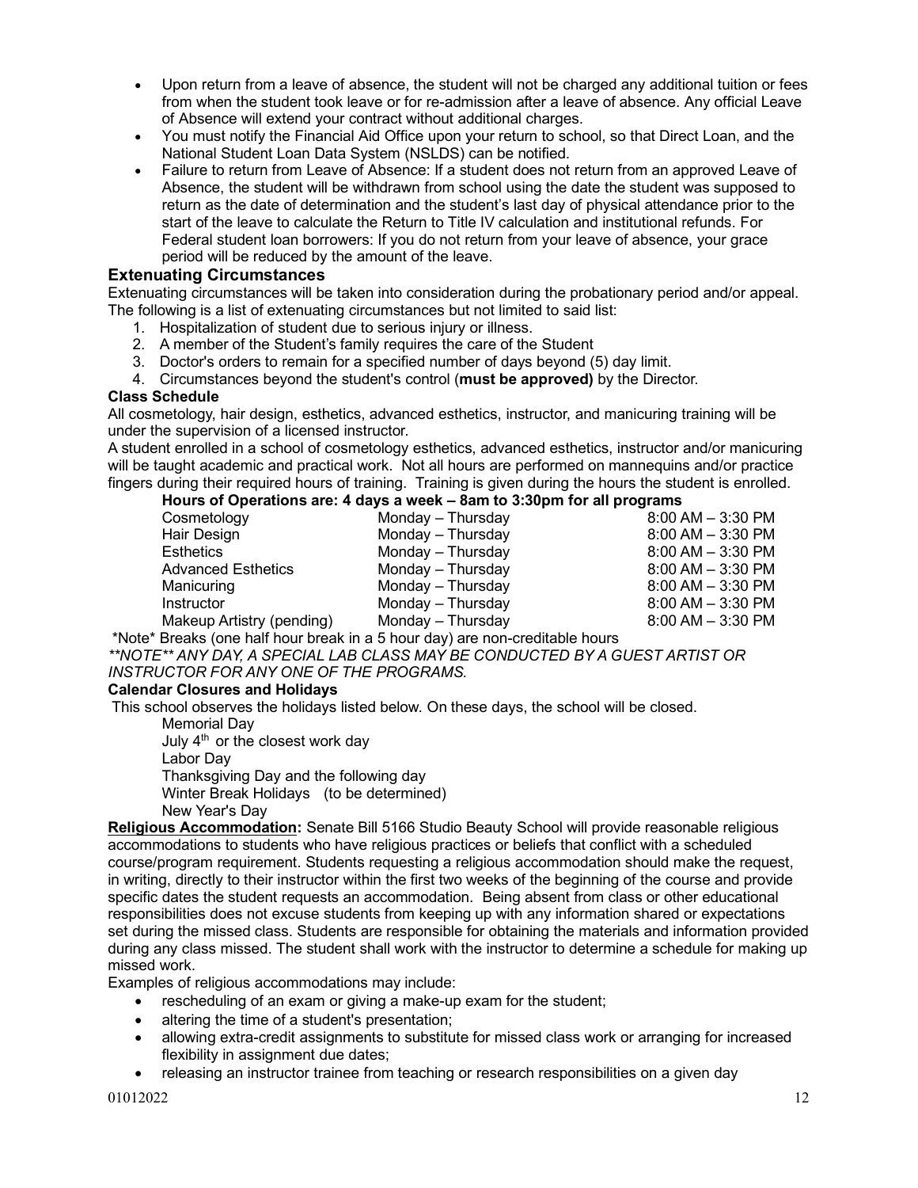- Upon return from a leave of absence, the student will not be charged any additional tuition or fees from when the student took leave or for re-admission after a leave of absence. Any official Leave of Absence will extend your contract without additional charges.
- You must notify the Financial Aid Office upon your return to school, so that Direct Loan, and the National Student Loan Data System (NSLDS) can be notified.
- Failure to return from Leave of Absence: If a student does not return from an approved Leave of Absence, the student will be withdrawn from school using the date the student was supposed to return as the date of determination and the student's last day of physical attendance prior to the start of the leave to calculate the Return to Title IV calculation and institutional refunds. For Federal student loan borrowers: If you do not return from your leave of absence, your grace period will be reduced by the amount of the leave.

## Extenuating Circumstances

Extenuating circumstances will be taken into consideration during the probationary period and/or appeal. The following is a list of extenuating circumstances but not limited to said list:

1. Hospitalization of student due to serious injury or illness.
2. A member of the Student's family requires the care of the Student
3. Doctor's orders to remain for a specified number of days beyond (5) day limit.
4. Circumstances beyond the student's control (**must be approved)** by the Director.

**Class Schedule**

All cosmetology, hair design, esthetics, advanced esthetics, instructor, and manicuring training will be under the supervision of a licensed instructor.

A student enrolled in a school of cosmetology esthetics, advanced esthetics, instructor and/or manicuring will be taught academic and practical work. Not all hours are performed on mannequins and/or practice fingers during their required hours of training. Training is given during the hours the student is enrolled.

**Hours of Operations are: 4 days a week – 8am to 3:30pm for all programs**

| Program | Days | Hours |
|---|---|---|
| Cosmetology | Monday – Thursday | 8:00 AM – 3:30 PM |
| Hair Design | Monday – Thursday | 8:00 AM – 3:30 PM |
| Esthetics | Monday – Thursday | 8:00 AM – 3:30 PM |
| Advanced Esthetics | Monday – Thursday | 8:00 AM – 3:30 PM |
| Manicuring | Monday – Thursday | 8:00 AM – 3:30 PM |
| Instructor | Monday – Thursday | 8:00 AM – 3:30 PM |
| Makeup Artistry (pending) | Monday – Thursday | 8:00 AM – 3:30 PM |

*Note* Breaks (one half hour break in a 5 hour day) are non-creditable hours

***\*\*NOTE\*\* ANY DAY, A SPECIAL LAB CLASS MAY BE CONDUCTED BY A GUEST ARTIST OR INSTRUCTOR FOR ANY ONE OF THE PROGRAMS.***

**Calendar Closures and Holidays**

This school observes the holidays listed below. On these days, the school will be closed.

Memorial Day
July 4th or the closest work day
Labor Day
Thanksgiving Day and the following day
Winter Break Holidays (to be determined)
New Year's Day

**Religious Accommodation:** Senate Bill 5166 Studio Beauty School will provide reasonable religious accommodations to students who have religious practices or beliefs that conflict with a scheduled course/program requirement. Students requesting a religious accommodation should make the request, in writing, directly to their instructor within the first two weeks of the beginning of the course and provide specific dates the student requests an accommodation. Being absent from class or other educational responsibilities does not excuse students from keeping up with any information shared or expectations set during the missed class. Students are responsible for obtaining the materials and information provided during any class missed. The student shall work with the instructor to determine a schedule for making up missed work.

Examples of religious accommodations may include:

- rescheduling of an exam or giving a make-up exam for the student;
- altering the time of a student's presentation;
- allowing extra-credit assignments to substitute for missed class work or arranging for increased flexibility in assignment due dates;
- releasing an instructor trainee from teaching or research responsibilities on a given day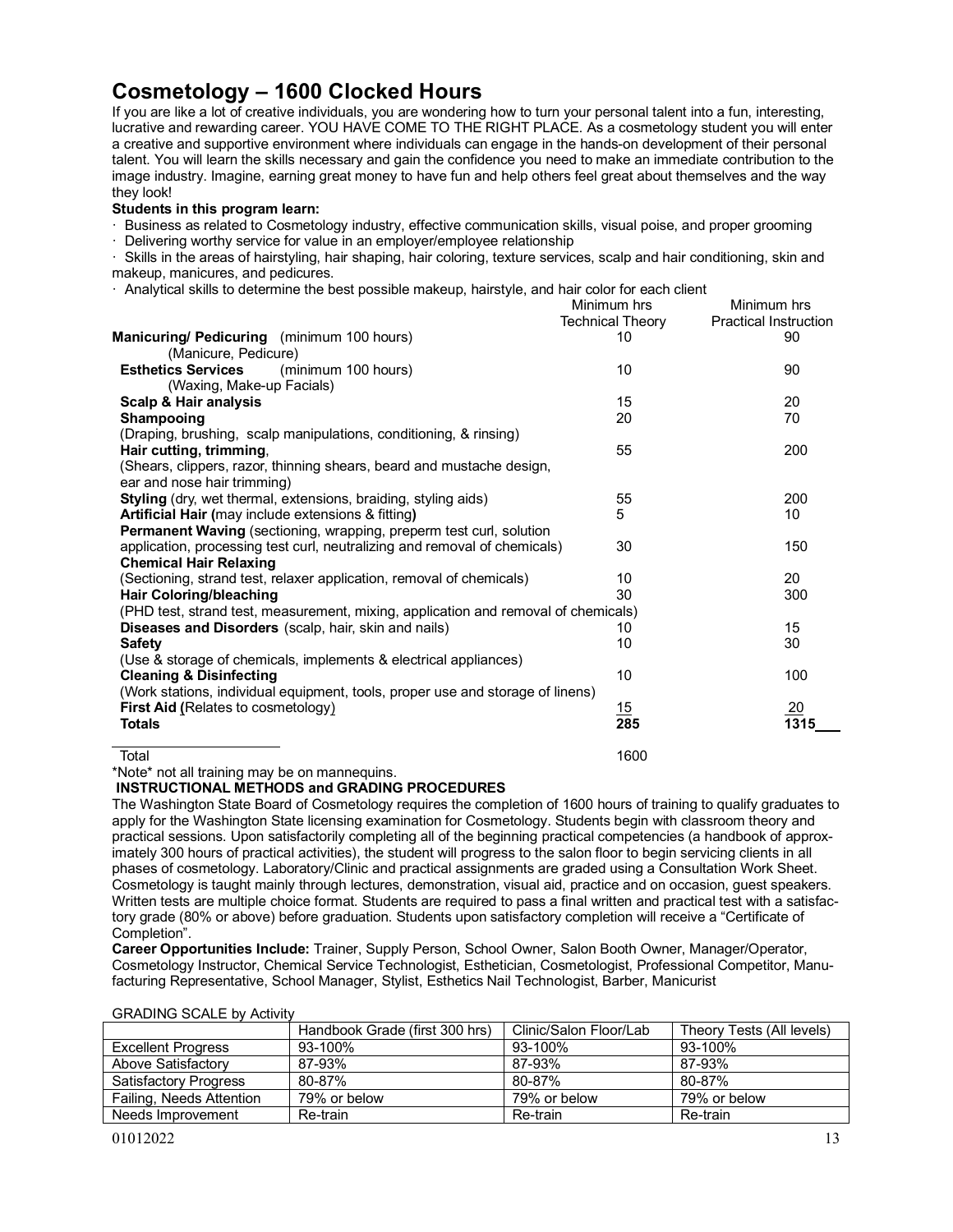# Cosmetology – 1600 Clocked Hours

If you are like a lot of creative individuals, you are wondering how to turn your personal talent into a fun, interesting, lucrative and rewarding career. YOU HAVE COME TO THE RIGHT PLACE. As a cosmetology student you will enter a creative and supportive environment where individuals can engage in the hands-on development of their personal talent. You will learn the skills necessary and gain the confidence you need to make an immediate contribution to the image industry. Imagine, earning great money to have fun and help others feel great about themselves and the way they look!

**Students in this program learn:**

- Business as related to Cosmetology industry, effective communication skills, visual poise, and proper grooming
- Delivering worthy service for value in an employer/employee relationship
- Skills in the areas of hairstyling, hair shaping, hair coloring, texture services, scalp and hair conditioning, skin and makeup, manicures, and pedicures.
- Analytical skills to determine the best possible makeup, hairstyle, and hair color for each client

| | Minimum hrs Technical Theory | Minimum hrs Practical Instruction |
|---|---|---|
| **Manicuring/ Pedicuring** (minimum 100 hours) (Manicure, Pedicure) | 10 | 90 |
| **Esthetics Services** (minimum 100 hours) (Waxing, Make-up Facials) | 10 | 90 |
| **Scalp & Hair analysis** | 15 | 20 |
| **Shampooing** (Draping, brushing, scalp manipulations, conditioning, & rinsing) | 20 | 70 |
| **Hair cutting, trimming**, (Shears, clippers, razor, thinning shears, beard and mustache design, ear and nose hair trimming) | 55 | 200 |
| **Styling** (dry, wet thermal, extensions, braiding, styling aids) | 55 | 200 |
| **Artificial Hair (**may include extensions & fitting**)** | 5 | 10 |
| **Permanent Waving** (sectioning, wrapping, preperm test curl, solution application, processing test curl, neutralizing and removal of chemicals) | 30 | 150 |
| **Chemical Hair Relaxing** (Sectioning, strand test, relaxer application, removal of chemicals) | 10 | 20 |
| **Hair Coloring/bleaching** (PHD test, strand test, measurement, mixing, application and removal of chemicals) | 30 | 300 |
| **Diseases and Disorders** (scalp, hair, skin and nails) | 10 | 15 |
| **Safety** (Use & storage of chemicals, implements & electrical appliances) | 10 | 30 |
| **Cleaning & Disinfecting** (Work stations, individual equipment, tools, proper use and storage of linens) | 10 | 100 |
| **First Aid (**Relates to cosmetology) | 15 | 20 |
| **Totals** | **285** | **1315** |
| Total | 1600 | |

*Note* not all training may be on mannequins.

**INSTRUCTIONAL METHODS and GRADING PROCEDURES**

The Washington State Board of Cosmetology requires the completion of 1600 hours of training to qualify graduates to apply for the Washington State licensing examination for Cosmetology. Students begin with classroom theory and practical sessions. Upon satisfactorily completing all of the beginning practical competencies (a handbook of approximately 300 hours of practical activities), the student will progress to the salon floor to begin servicing clients in all phases of cosmetology. Laboratory/Clinic and practical assignments are graded using a Consultation Work Sheet. Cosmetology is taught mainly through lectures, demonstration, visual aid, practice and on occasion, guest speakers. Written tests are multiple choice format. Students are required to pass a final written and practical test with a satisfactory grade (80% or above) before graduation. Students upon satisfactory completion will receive a "Certificate of Completion".

**Career Opportunities Include:** Trainer, Supply Person, School Owner, Salon Booth Owner, Manager/Operator, Cosmetology Instructor, Chemical Service Technologist, Esthetician, Cosmetologist, Professional Competitor, Manufacturing Representative, School Manager, Stylist, Esthetics Nail Technologist, Barber, Manicurist

GRADING SCALE by Activity

| | Handbook Grade (first 300 hrs) | Clinic/Salon Floor/Lab | Theory Tests (All levels) |
|---|---|---|---|
| Excellent Progress | 93-100% | 93-100% | 93-100% |
| Above Satisfactory | 87-93% | 87-93% | 87-93% |
| Satisfactory Progress | 80-87% | 80-87% | 80-87% |
| Failing, Needs Attention | 79% or below | 79% or below | 79% or below |
| Needs Improvement | Re-train | Re-train | Re-train |

01012022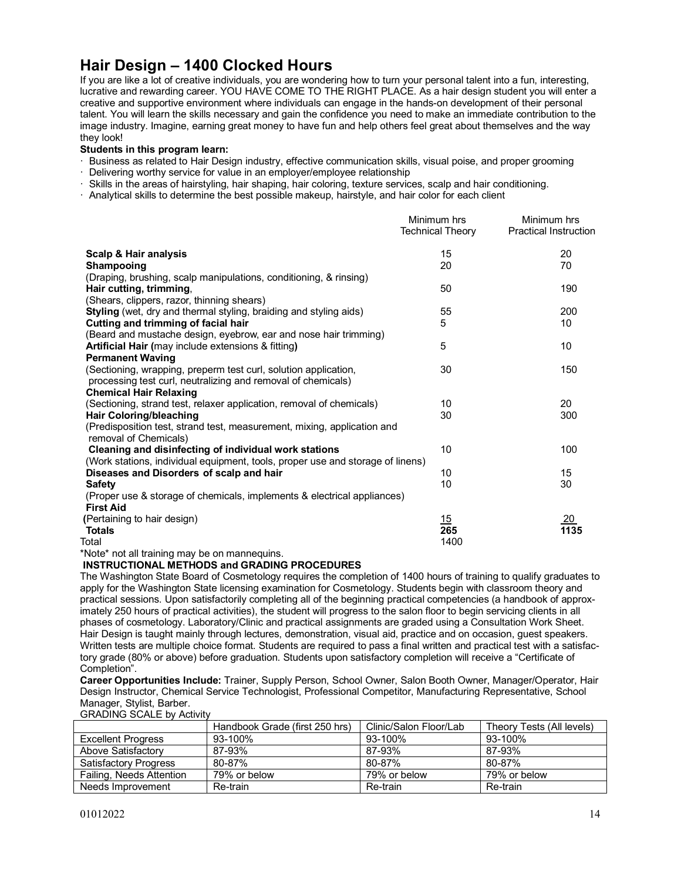# Hair Design – 1400 Clocked Hours

If you are like a lot of creative individuals, you are wondering how to turn your personal talent into a fun, interesting, lucrative and rewarding career. YOU HAVE COME TO THE RIGHT PLACE. As a hair design student you will enter a creative and supportive environment where individuals can engage in the hands-on development of their personal talent. You will learn the skills necessary and gain the confidence you need to make an immediate contribution to the image industry. Imagine, earning great money to have fun and help others feel great about themselves and the way they look!

**Students in this program learn:**

- Business as related to Hair Design industry, effective communication skills, visual poise, and proper grooming
- Delivering worthy service for value in an employer/employee relationship
- Skills in the areas of hairstyling, hair shaping, hair coloring, texture services, scalp and hair conditioning.
- Analytical skills to determine the best possible makeup, hairstyle, and hair color for each client

| | Minimum hrs Technical Theory | Minimum hrs Practical Instruction |
|---|---|---|
| **Scalp & Hair analysis** | 15 | 20 |
| **Shampooing** (Draping, brushing, scalp manipulations, conditioning, & rinsing) | 20 | 70 |
| **Hair cutting, trimming**, (Shears, clippers, razor, thinning shears) | 50 | 190 |
| **Styling** (wet, dry and thermal styling, braiding and styling aids) | 55 | 200 |
| **Cutting and trimming of facial hair** (Beard and mustache design, eyebrow, ear and nose hair trimming) | 5 | 10 |
| **Artificial Hair (**may include extensions & fitting**)** | 5 | 10 |
| **Permanent Waving** (Sectioning, wrapping, preperm test curl, solution application, processing test curl, neutralizing and removal of chemicals) | 30 | 150 |
| **Chemical Hair Relaxing** (Sectioning, strand test, relaxer application, removal of chemicals) | 10 | 20 |
| **Hair Coloring/bleaching** (Predisposition test, strand test, measurement, mixing, application and removal of Chemicals) | 30 | 300 |
| **Cleaning and disinfecting of individual work stations** (Work stations, individual equipment, tools, proper use and storage of linens) | 10 | 100 |
| **Diseases and Disorders of scalp and hair** | 10 | 15 |
| **Safety** (Proper use & storage of chemicals, implements & electrical appliances) | 10 | 30 |
| **First Aid (**Pertaining to hair design) | 15 | 20 |
| **Totals** | **265** | **1135** |
| Total | 1400 | |

*Note* not all training may be on mannequins.

**INSTRUCTIONAL METHODS and GRADING PROCEDURES**

The Washington State Board of Cosmetology requires the completion of 1400 hours of training to qualify graduates to apply for the Washington State licensing examination for Cosmetology. Students begin with classroom theory and practical sessions. Upon satisfactorily completing all of the beginning practical competencies (a handbook of approximately 250 hours of practical activities), the student will progress to the salon floor to begin servicing clients in all phases of cosmetology. Laboratory/Clinic and practical assignments are graded using a Consultation Work Sheet. Hair Design is taught mainly through lectures, demonstration, visual aid, practice and on occasion, guest speakers. Written tests are multiple choice format. Students are required to pass a final written and practical test with a satisfactory grade (80% or above) before graduation. Students upon satisfactory completion will receive a "Certificate of Completion".

**Career Opportunities Include:** Trainer, Supply Person, School Owner, Salon Booth Owner, Manager/Operator, Hair Design Instructor, Chemical Service Technologist, Professional Competitor, Manufacturing Representative, School Manager, Stylist, Barber.

GRADING SCALE by Activity

| | Handbook Grade (first 250 hrs) | Clinic/Salon Floor/Lab | Theory Tests (All levels) |
|---|---|---|---|
| Excellent Progress | 93-100% | 93-100% | 93-100% |
| Above Satisfactory | 87-93% | 87-93% | 87-93% |
| Satisfactory Progress | 80-87% | 80-87% | 80-87% |
| Failing, Needs Attention | 79% or below | 79% or below | 79% or below |
| Needs Improvement | Re-train | Re-train | Re-train |

01012022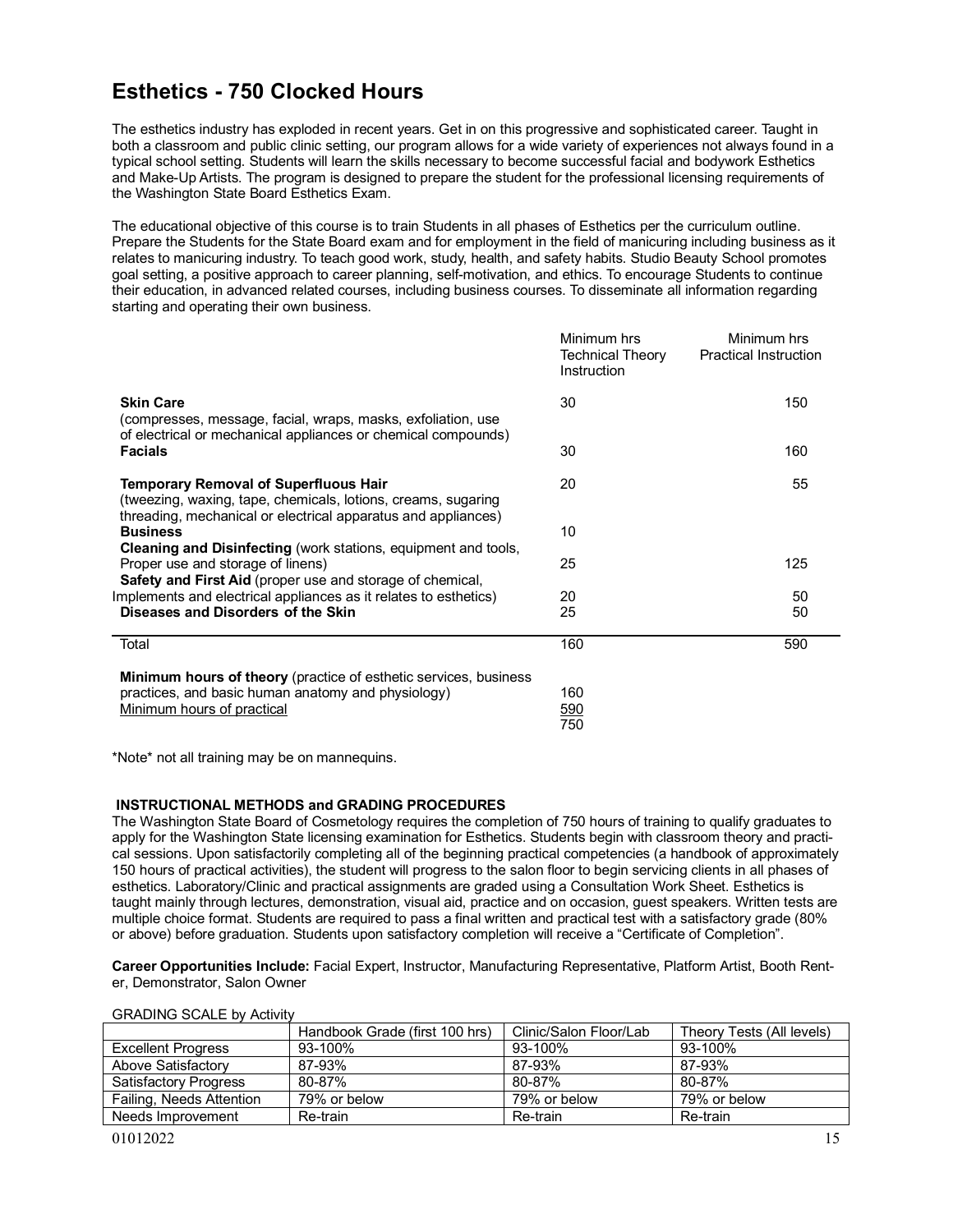# Esthetics - 750 Clocked Hours

The esthetics industry has exploded in recent years. Get in on this progressive and sophisticated career. Taught in both a classroom and public clinic setting, our program allows for a wide variety of experiences not always found in a typical school setting. Students will learn the skills necessary to become successful facial and bodywork Esthetics and Make-Up Artists. The program is designed to prepare the student for the professional licensing requirements of the Washington State Board Esthetics Exam.

The educational objective of this course is to train Students in all phases of Esthetics per the curriculum outline. Prepare the Students for the State Board exam and for employment in the field of manicuring including business as it relates to manicuring industry. To teach good work, study, health, and safety habits. Studio Beauty School promotes goal setting, a positive approach to career planning, self-motivation, and ethics. To encourage Students to continue their education, in advanced related courses, including business courses. To disseminate all information regarding starting and operating their own business.

| | Minimum hrs Technical Theory Instruction | Minimum hrs Practical Instruction |
|---|---|---|
| **Skin Care** (compresses, message, facial, wraps, masks, exfoliation, use of electrical or mechanical appliances or chemical compounds) | 30 | 150 |
| **Facials** | 30 | 160 |
| **Temporary Removal of Superfluous Hair** (tweezing, waxing, tape, chemicals, lotions, creams, sugaring threading, mechanical or electrical apparatus and appliances) | 20 | 55 |
| **Business** | 10 | |
| **Cleaning and Disinfecting** (work stations, equipment and tools, Proper use and storage of linens) | 25 | 125 |
| **Safety and First Aid** (proper use and storage of chemical, Implements and electrical appliances as it relates to esthetics) | 20 | 50 |
| **Diseases and Disorders of the Skin** | 25 | 50 |
| Total | 160 | 590 |

**Minimum hours of theory** (practice of esthetic services, business practices, and basic human anatomy and physiology) 160
Minimum hours of practical 590
750

*Note* not all training may be on mannequins.

**INSTRUCTIONAL METHODS and GRADING PROCEDURES**

The Washington State Board of Cosmetology requires the completion of 750 hours of training to qualify graduates to apply for the Washington State licensing examination for Esthetics. Students begin with classroom theory and practical sessions. Upon satisfactorily completing all of the beginning practical competencies (a handbook of approximately 150 hours of practical activities), the student will progress to the salon floor to begin servicing clients in all phases of esthetics. Laboratory/Clinic and practical assignments are graded using a Consultation Work Sheet. Esthetics is taught mainly through lectures, demonstration, visual aid, practice and on occasion, guest speakers. Written tests are multiple choice format. Students are required to pass a final written and practical test with a satisfactory grade (80% or above) before graduation. Students upon satisfactory completion will receive a "Certificate of Completion".

**Career Opportunities Include:** Facial Expert, Instructor, Manufacturing Representative, Platform Artist, Booth Renter, Demonstrator, Salon Owner

GRADING SCALE by Activity

| | Handbook Grade (first 100 hrs) | Clinic/Salon Floor/Lab | Theory Tests (All levels) |
|---|---|---|---|
| Excellent Progress | 93-100% | 93-100% | 93-100% |
| Above Satisfactory | 87-93% | 87-93% | 87-93% |
| Satisfactory Progress | 80-87% | 80-87% | 80-87% |
| Failing, Needs Attention | 79% or below | 79% or below | 79% or below |
| Needs Improvement | Re-train | Re-train | Re-train |

01012022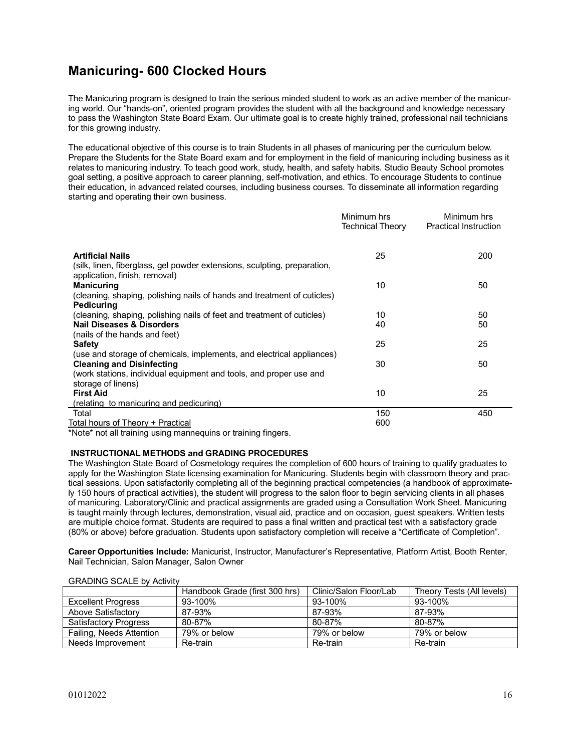# Manicuring- 600 Clocked Hours

The Manicuring program is designed to train the serious minded student to work as an active member of the manicuring world. Our "hands-on", oriented program provides the student with all the background and knowledge necessary to pass the Washington State Board Exam. Our ultimate goal is to create highly trained, professional nail technicians for this growing industry.

The educational objective of this course is to train Students in all phases of manicuring per the curriculum below. Prepare the Students for the State Board exam and for employment in the field of manicuring including business as it relates to manicuring industry. To teach good work, study, health, and safety habits. Studio Beauty School promotes goal setting, a positive approach to career planning, self-motivation, and ethics. To encourage Students to continue their education, in advanced related courses, including business courses. To disseminate all information regarding starting and operating their own business.

| | Minimum hrs Technical Theory | Minimum hrs Practical Instruction |
|---|---|---|
| **Artificial Nails** (silk, linen, fiberglass, gel powder extensions, sculpting, preparation, application, finish, removal) | 25 | 200 |
| **Manicuring** (cleaning, shaping, polishing nails of hands and treatment of cuticles) | 10 | 50 |
| **Pedicuring** (cleaning, shaping, polishing nails of feet and treatment of cuticles) | 10 | 50 |
| **Nail Diseases & Disorders** (nails of the hands and feet) | 40 | 50 |
| **Safety** (use and storage of chemicals, implements, and electrical appliances) | 25 | 25 |
| **Cleaning and Disinfecting** (work stations, individual equipment and tools, and proper use and storage of linens) | 30 | 50 |
| **First Aid** (relating to manicuring and pedicuring) | 10 | 25 |
| Total | 150 | 450 |
| Total hours of Theory + Practical | 600 | |

*Note* not all training using mannequins or training fingers.

**INSTRUCTIONAL METHODS and GRADING PROCEDURES**

The Washington State Board of Cosmetology requires the completion of 600 hours of training to qualify graduates to apply for the Washington State licensing examination for Manicuring. Students begin with classroom theory and practical sessions. Upon satisfactorily completing all of the beginning practical competencies (a handbook of approximately 150 hours of practical activities), the student will progress to the salon floor to begin servicing clients in all phases of manicuring. Laboratory/Clinic and practical assignments are graded using a Consultation Work Sheet. Manicuring is taught mainly through lectures, demonstration, visual aid, practice and on occasion, guest speakers. Written tests are multiple choice format. Students are required to pass a final written and practical test with a satisfactory grade (80% or above) before graduation. Students upon satisfactory completion will receive a "Certificate of Completion".

**Career Opportunities Include:** Manicurist, Instructor, Manufacturer's Representative, Platform Artist, Booth Renter, Nail Technician, Salon Manager, Salon Owner

GRADING SCALE by Activity

| | Handbook Grade (first 300 hrs) | Clinic/Salon Floor/Lab | Theory Tests (All levels) |
|---|---|---|---|
| Excellent Progress | 93-100% | 93-100% | 93-100% |
| Above Satisfactory | 87-93% | 87-93% | 87-93% |
| Satisfactory Progress | 80-87% | 80-87% | 80-87% |
| Failing, Needs Attention | 79% or below | 79% or below | 79% or below |
| Needs Improvement | Re-train | Re-train | Re-train |

01012022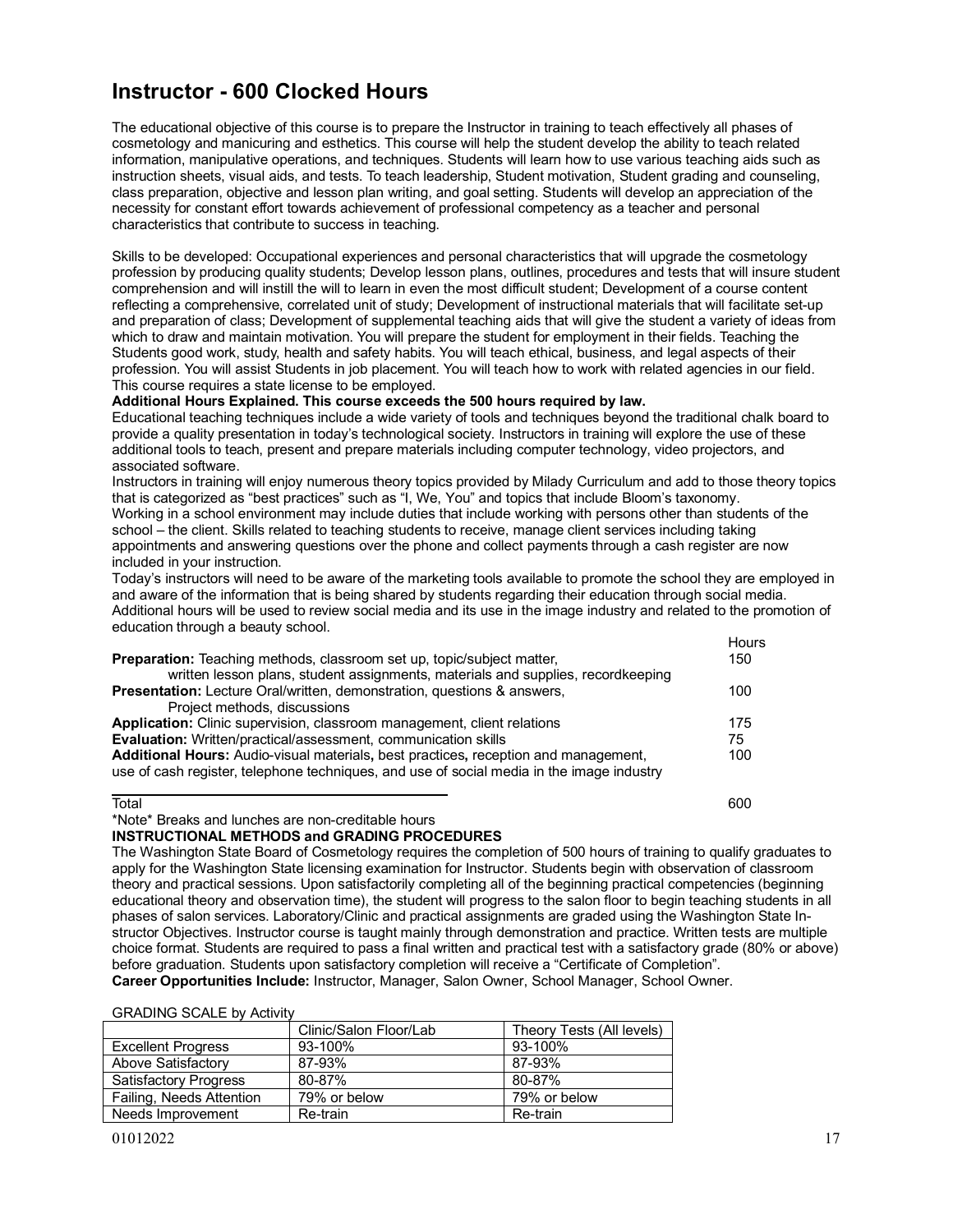# Instructor - 600 Clocked Hours

The educational objective of this course is to prepare the Instructor in training to teach effectively all phases of cosmetology and manicuring and esthetics. This course will help the student develop the ability to teach related information, manipulative operations, and techniques. Students will learn how to use various teaching aids such as instruction sheets, visual aids, and tests. To teach leadership, Student motivation, Student grading and counseling, class preparation, objective and lesson plan writing, and goal setting. Students will develop an appreciation of the necessity for constant effort towards achievement of professional competency as a teacher and personal characteristics that contribute to success in teaching.

Skills to be developed: Occupational experiences and personal characteristics that will upgrade the cosmetology profession by producing quality students; Develop lesson plans, outlines, procedures and tests that will insure student comprehension and will instill the will to learn in even the most difficult student; Development of a course content reflecting a comprehensive, correlated unit of study; Development of instructional materials that will facilitate set-up and preparation of class; Development of supplemental teaching aids that will give the student a variety of ideas from which to draw and maintain motivation. You will prepare the student for employment in their fields. Teaching the Students good work, study, health and safety habits. You will teach ethical, business, and legal aspects of their profession. You will assist Students in job placement. You will teach how to work with related agencies in our field. This course requires a state license to be employed.

**Additional Hours Explained. This course exceeds the 500 hours required by law.**

Educational teaching techniques include a wide variety of tools and techniques beyond the traditional chalk board to provide a quality presentation in today's technological society. Instructors in training will explore the use of these additional tools to teach, present and prepare materials including computer technology, video projectors, and associated software.

Instructors in training will enjoy numerous theory topics provided by Milady Curriculum and add to those theory topics that is categorized as "best practices" such as "I, We, You" and topics that include Bloom's taxonomy.

Working in a school environment may include duties that include working with persons other than students of the school – the client. Skills related to teaching students to receive, manage client services including taking appointments and answering questions over the phone and collect payments through a cash register are now included in your instruction.

Today's instructors will need to be aware of the marketing tools available to promote the school they are employed in and aware of the information that is being shared by students regarding their education through social media. Additional hours will be used to review social media and its use in the image industry and related to the promotion of education through a beauty school.

| | Hours |
|---|---|
| **Preparation:** Teaching methods, classroom set up, topic/subject matter, written lesson plans, student assignments, materials and supplies, recordkeeping | 150 |
| **Presentation:** Lecture Oral/written, demonstration, questions & answers, Project methods, discussions | 100 |
| **Application:** Clinic supervision, classroom management, client relations | 175 |
| **Evaluation:** Written/practical/assessment, communication skills | 75 |
| **Additional Hours:** Audio-visual materials, best practices, reception and management, use of cash register, telephone techniques, and use of social media in the image industry | 100 |
| Total | 600 |

\*Note\* Breaks and lunches are non-creditable hours

**INSTRUCTIONAL METHODS and GRADING PROCEDURES**

The Washington State Board of Cosmetology requires the completion of 500 hours of training to qualify graduates to apply for the Washington State licensing examination for Instructor. Students begin with observation of classroom theory and practical sessions. Upon satisfactorily completing all of the beginning practical competencies (beginning educational theory and observation time), the student will progress to the salon floor to begin teaching students in all phases of salon services. Laboratory/Clinic and practical assignments are graded using the Washington State Instructor Objectives. Instructor course is taught mainly through demonstration and practice. Written tests are multiple choice format. Students are required to pass a final written and practical test with a satisfactory grade (80% or above) before graduation. Students upon satisfactory completion will receive a "Certificate of Completion".

**Career Opportunities Include:** Instructor, Manager, Salon Owner, School Manager, School Owner.

GRADING SCALE by Activity

| | Clinic/Salon Floor/Lab | Theory Tests (All levels) |
|---|---|---|
| Excellent Progress | 93-100% | 93-100% |
| Above Satisfactory | 87-93% | 87-93% |
| Satisfactory Progress | 80-87% | 80-87% |
| Failing, Needs Attention | 79% or below | 79% or below |
| Needs Improvement | Re-train | Re-train |

01012022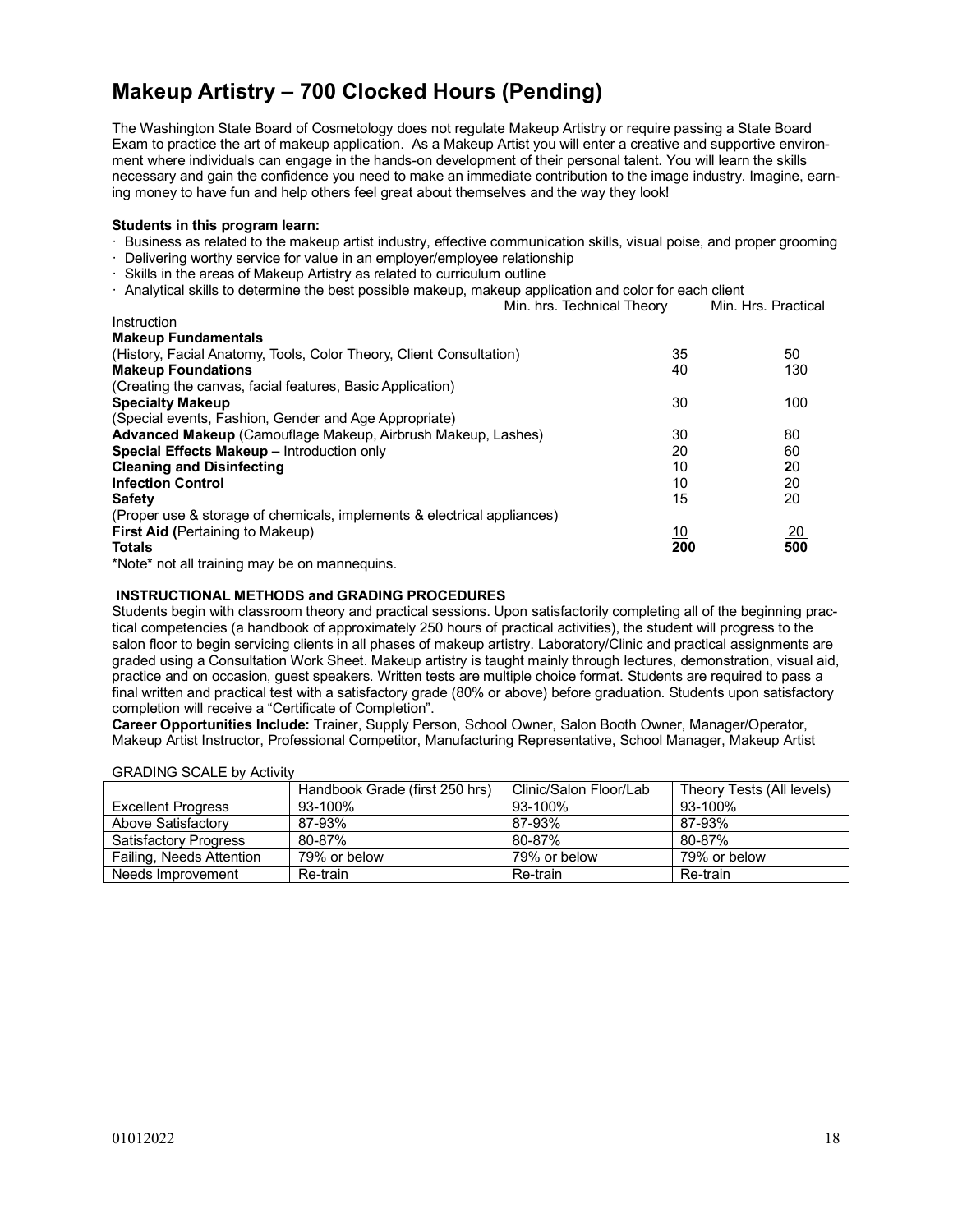# Makeup Artistry – 700 Clocked Hours (Pending)

The Washington State Board of Cosmetology does not regulate Makeup Artistry or require passing a State Board Exam to practice the art of makeup application. As a Makeup Artist you will enter a creative and supportive environment where individuals can engage in the hands-on development of their personal talent. You will learn the skills necessary and gain the confidence you need to make an immediate contribution to the image industry. Imagine, earning money to have fun and help others feel great about themselves and the way they look!

**Students in this program learn:**

- Business as related to the makeup artist industry, effective communication skills, visual poise, and proper grooming
- Delivering worthy service for value in an employer/employee relationship
- Skills in the areas of Makeup Artistry as related to curriculum outline
- Analytical skills to determine the best possible makeup, makeup application and color for each client

| Instruction | Min. hrs. Technical Theory | Min. Hrs. Practical |
|---|---|---|
| **Makeup Fundamentals**<br>(History, Facial Anatomy, Tools, Color Theory, Client Consultation) | 35 | 50 |
| **Makeup Foundations**<br>(Creating the canvas, facial features, Basic Application) | 40 | 130 |
| **Specialty Makeup**<br>(Special events, Fashion, Gender and Age Appropriate) | 30 | 100 |
| **Advanced Makeup** (Camouflage Makeup, Airbrush Makeup, Lashes) | 30 | 80 |
| **Special Effects Makeup –** Introduction only | 20 | 60 |
| **Cleaning and Disinfecting** | 10 | 20 |
| **Infection Control** | 10 | 20 |
| **Safety**<br>(Proper use & storage of chemicals, implements & electrical appliances) | 15 | 20 |
| **First Aid (**Pertaining to Makeup) | 10 | 20 |
| **Totals** | **200** | **500** |

*Note* not all training may be on mannequins.

**INSTRUCTIONAL METHODS and GRADING PROCEDURES**

Students begin with classroom theory and practical sessions. Upon satisfactorily completing all of the beginning practical competencies (a handbook of approximately 250 hours of practical activities), the student will progress to the salon floor to begin servicing clients in all phases of makeup artistry. Laboratory/Clinic and practical assignments are graded using a Consultation Work Sheet. Makeup artistry is taught mainly through lectures, demonstration, visual aid, practice and on occasion, guest speakers. Written tests are multiple choice format. Students are required to pass a final written and practical test with a satisfactory grade (80% or above) before graduation. Students upon satisfactory completion will receive a "Certificate of Completion".

**Career Opportunities Include:** Trainer, Supply Person, School Owner, Salon Booth Owner, Manager/Operator, Makeup Artist Instructor, Professional Competitor, Manufacturing Representative, School Manager, Makeup Artist

GRADING SCALE by Activity

| | Handbook Grade (first 250 hrs) | Clinic/Salon Floor/Lab | Theory Tests (All levels) |
|---|---|---|---|
| Excellent Progress | 93-100% | 93-100% | 93-100% |
| Above Satisfactory | 87-93% | 87-93% | 87-93% |
| Satisfactory Progress | 80-87% | 80-87% | 80-87% |
| Failing, Needs Attention | 79% or below | 79% or below | 79% or below |
| Needs Improvement | Re-train | Re-train | Re-train |

01012022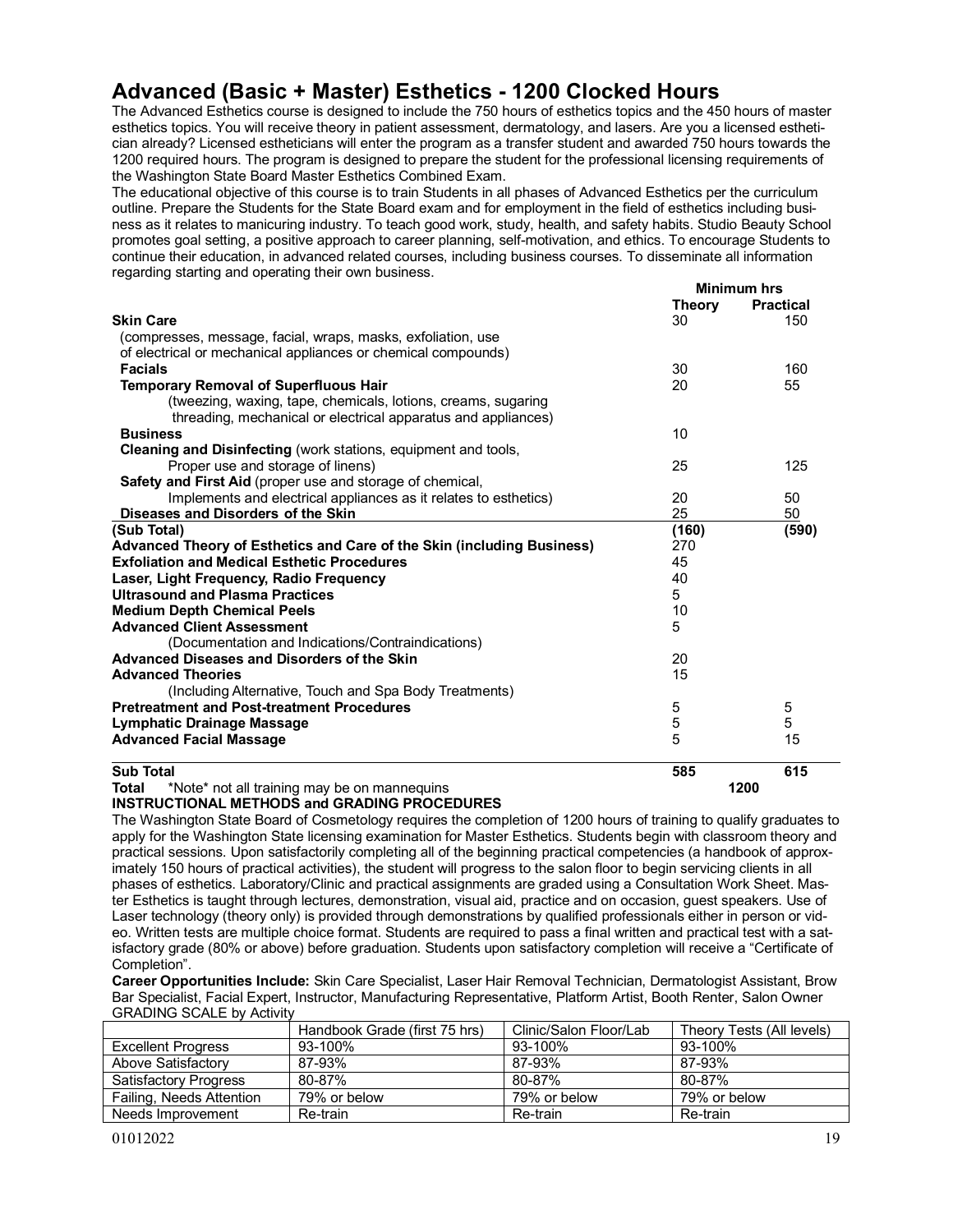# Advanced (Basic + Master) Esthetics - 1200 Clocked Hours

The Advanced Esthetics course is designed to include the 750 hours of esthetics topics and the 450 hours of master esthetics topics. You will receive theory in patient assessment, dermatology, and lasers. Are you a licensed esthetician already? Licensed estheticians will enter the program as a transfer student and awarded 750 hours towards the 1200 required hours. The program is designed to prepare the student for the professional licensing requirements of the Washington State Board Master Esthetics Combined Exam.

The educational objective of this course is to train Students in all phases of Advanced Esthetics per the curriculum outline. Prepare the Students for the State Board exam and for employment in the field of esthetics including business as it relates to manicuring industry. To teach good work, study, health, and safety habits. Studio Beauty School promotes goal setting, a positive approach to career planning, self-motivation, and ethics. To encourage Students to continue their education, in advanced related courses, including business courses. To disseminate all information regarding starting and operating their own business.

| | Minimum hrs | |
|---|---|---|
| | **Theory** | **Practical** |
| **Skin Care** (compresses, message, facial, wraps, masks, exfoliation, use of electrical or mechanical appliances or chemical compounds) | 30 | 150 |
| **Facials** | 30 | 160 |
| **Temporary Removal of Superfluous Hair** (tweezing, waxing, tape, chemicals, lotions, creams, sugaring threading, mechanical or electrical apparatus and appliances) | 20 | 55 |
| **Business** | 10 | |
| **Cleaning and Disinfecting** (work stations, equipment and tools, Proper use and storage of linens) | 25 | 125 |
| **Safety and First Aid** (proper use and storage of chemical, Implements and electrical appliances as it relates to esthetics) | 20 | 50 |
| **Diseases and Disorders of the Skin** | 25 | 50 |
| **(Sub Total)** | **(160)** | **(590)** |
| **Advanced Theory of Esthetics and Care of the Skin (including Business)** | 270 | |
| **Exfoliation and Medical Esthetic Procedures** | 45 | |
| **Laser, Light Frequency, Radio Frequency** | 40 | |
| **Ultrasound and Plasma Practices** | 5 | |
| **Medium Depth Chemical Peels** | 10 | |
| **Advanced Client Assessment** (Documentation and Indications/Contraindications) | 5 | |
| **Advanced Diseases and Disorders of the Skin** | 20 | |
| **Advanced Theories** (Including Alternative, Touch and Spa Body Treatments) | 15 | |
| **Pretreatment and Post-treatment Procedures** | 5 | 5 |
| **Lymphatic Drainage Massage** | 5 | 5 |
| **Advanced Facial Massage** | 5 | 15 |
| **Sub Total** | **585** | **615** |
| **Total** *Note* not all training may be on mannequins | **1200** | |

**INSTRUCTIONAL METHODS and GRADING PROCEDURES**

The Washington State Board of Cosmetology requires the completion of 1200 hours of training to qualify graduates to apply for the Washington State licensing examination for Master Esthetics. Students begin with classroom theory and practical sessions. Upon satisfactorily completing all of the beginning practical competencies (a handbook of approximately 150 hours of practical activities), the student will progress to the salon floor to begin servicing clients in all phases of esthetics. Laboratory/Clinic and practical assignments are graded using a Consultation Work Sheet. Master Esthetics is taught through lectures, demonstration, visual aid, practice and on occasion, guest speakers. Use of Laser technology (theory only) is provided through demonstrations by qualified professionals either in person or video. Written tests are multiple choice format. Students are required to pass a final written and practical test with a satisfactory grade (80% or above) before graduation. Students upon satisfactory completion will receive a "Certificate of Completion".

**Career Opportunities Include:** Skin Care Specialist, Laser Hair Removal Technician, Dermatologist Assistant, Brow Bar Specialist, Facial Expert, Instructor, Manufacturing Representative, Platform Artist, Booth Renter, Salon Owner

GRADING SCALE by Activity

| | Handbook Grade (first 75 hrs) | Clinic/Salon Floor/Lab | Theory Tests (All levels) |
|---|---|---|---|
| Excellent Progress | 93-100% | 93-100% | 93-100% |
| Above Satisfactory | 87-93% | 87-93% | 87-93% |
| Satisfactory Progress | 80-87% | 80-87% | 80-87% |
| Failing, Needs Attention | 79% or below | 79% or below | 79% or below |
| Needs Improvement | Re-train | Re-train | Re-train |

01012022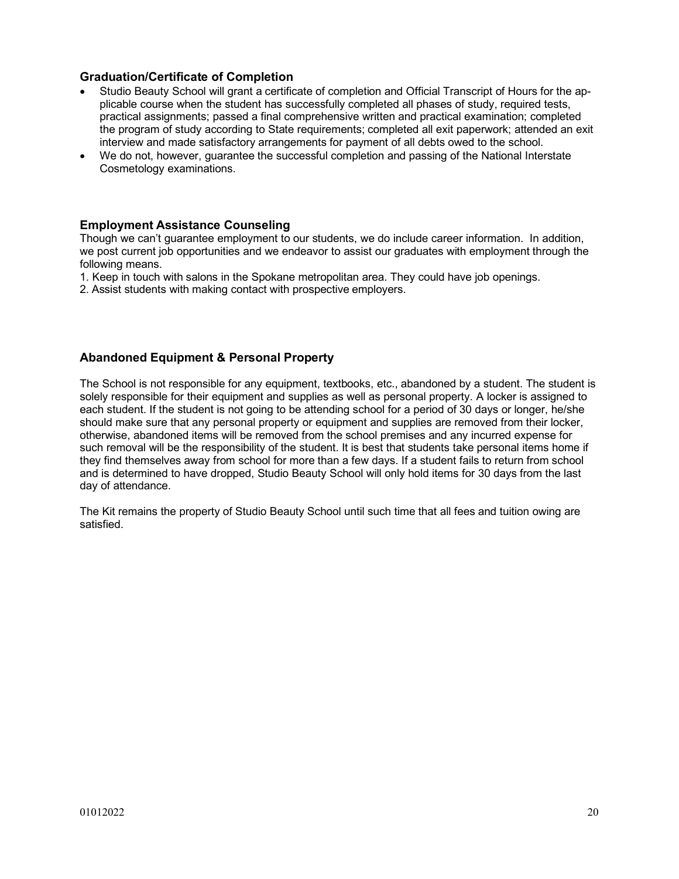### Graduation/Certificate of Completion

- Studio Beauty School will grant a certificate of completion and Official Transcript of Hours for the applicable course when the student has successfully completed all phases of study, required tests, practical assignments; passed a final comprehensive written and practical examination; completed the program of study according to State requirements; completed all exit paperwork; attended an exit interview and made satisfactory arrangements for payment of all debts owed to the school.
- We do not, however, guarantee the successful completion and passing of the National Interstate Cosmetology examinations.

### Employment Assistance Counseling

Though we can't guarantee employment to our students, we do include career information. In addition, we post current job opportunities and we endeavor to assist our graduates with employment through the following means.

1. Keep in touch with salons in the Spokane metropolitan area. They could have job openings.
2. Assist students with making contact with prospective employers.

### Abandoned Equipment & Personal Property

The School is not responsible for any equipment, textbooks, etc., abandoned by a student. The student is solely responsible for their equipment and supplies as well as personal property. A locker is assigned to each student. If the student is not going to be attending school for a period of 30 days or longer, he/she should make sure that any personal property or equipment and supplies are removed from their locker, otherwise, abandoned items will be removed from the school premises and any incurred expense for such removal will be the responsibility of the student. It is best that students take personal items home if they find themselves away from school for more than a few days. If a student fails to return from school and is determined to have dropped, Studio Beauty School will only hold items for 30 days from the last day of attendance.

The Kit remains the property of Studio Beauty School until such time that all fees and tuition owing are satisfied.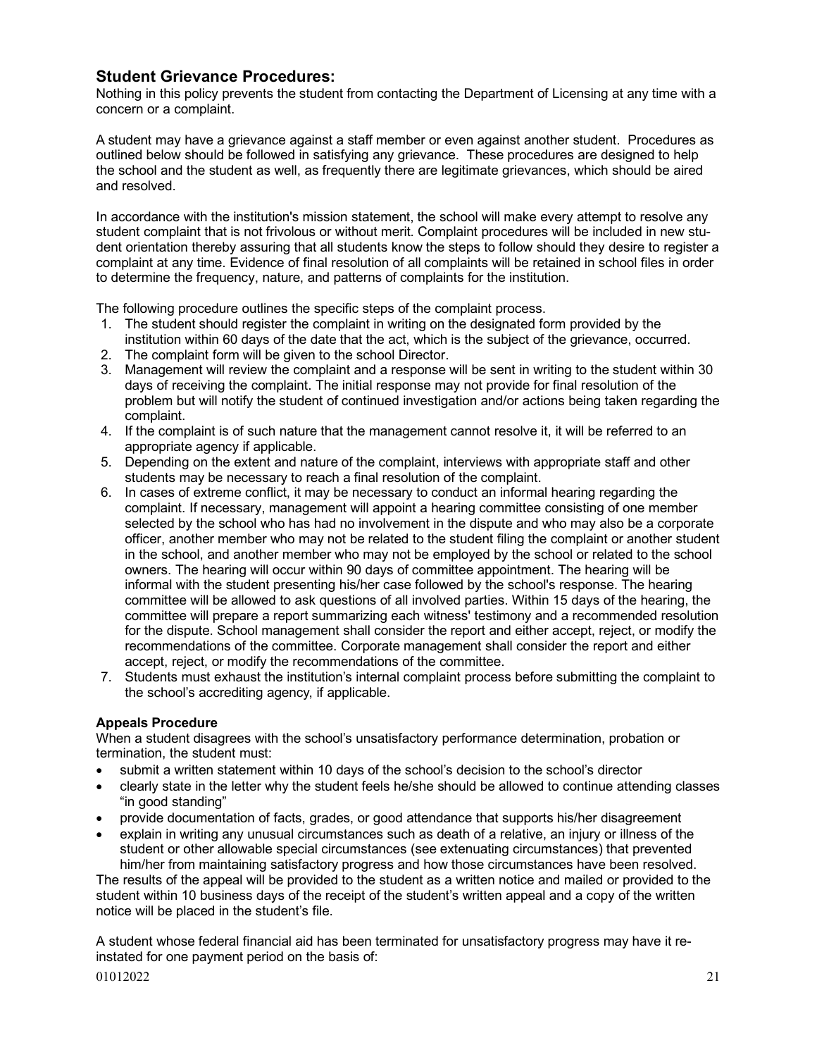## Student Grievance Procedures:

Nothing in this policy prevents the student from contacting the Department of Licensing at any time with a concern or a complaint.

A student may have a grievance against a staff member or even against another student. Procedures as outlined below should be followed in satisfying any grievance. These procedures are designed to help the school and the student as well, as frequently there are legitimate grievances, which should be aired and resolved.

In accordance with the institution's mission statement, the school will make every attempt to resolve any student complaint that is not frivolous or without merit. Complaint procedures will be included in new student orientation thereby assuring that all students know the steps to follow should they desire to register a complaint at any time. Evidence of final resolution of all complaints will be retained in school files in order to determine the frequency, nature, and patterns of complaints for the institution.

The following procedure outlines the specific steps of the complaint process.

1. The student should register the complaint in writing on the designated form provided by the institution within 60 days of the date that the act, which is the subject of the grievance, occurred.
2. The complaint form will be given to the school Director.
3. Management will review the complaint and a response will be sent in writing to the student within 30 days of receiving the complaint. The initial response may not provide for final resolution of the problem but will notify the student of continued investigation and/or actions being taken regarding the complaint.
4. If the complaint is of such nature that the management cannot resolve it, it will be referred to an appropriate agency if applicable.
5. Depending on the extent and nature of the complaint, interviews with appropriate staff and other students may be necessary to reach a final resolution of the complaint.
6. In cases of extreme conflict, it may be necessary to conduct an informal hearing regarding the complaint. If necessary, management will appoint a hearing committee consisting of one member selected by the school who has had no involvement in the dispute and who may also be a corporate officer, another member who may not be related to the student filing the complaint or another student in the school, and another member who may not be employed by the school or related to the school owners. The hearing will occur within 90 days of committee appointment. The hearing will be informal with the student presenting his/her case followed by the school's response. The hearing committee will be allowed to ask questions of all involved parties. Within 15 days of the hearing, the committee will prepare a report summarizing each witness' testimony and a recommended resolution for the dispute. School management shall consider the report and either accept, reject, or modify the recommendations of the committee. Corporate management shall consider the report and either accept, reject, or modify the recommendations of the committee.
7. Students must exhaust the institution's internal complaint process before submitting the complaint to the school's accrediting agency, if applicable.

**Appeals Procedure**

When a student disagrees with the school's unsatisfactory performance determination, probation or termination, the student must:

- submit a written statement within 10 days of the school's decision to the school's director
- clearly state in the letter why the student feels he/she should be allowed to continue attending classes "in good standing"
- provide documentation of facts, grades, or good attendance that supports his/her disagreement
- explain in writing any unusual circumstances such as death of a relative, an injury or illness of the student or other allowable special circumstances (see extenuating circumstances) that prevented him/her from maintaining satisfactory progress and how those circumstances have been resolved.

The results of the appeal will be provided to the student as a written notice and mailed or provided to the student within 10 business days of the receipt of the student's written appeal and a copy of the written notice will be placed in the student's file.

A student whose federal financial aid has been terminated for unsatisfactory progress may have it re-instated for one payment period on the basis of: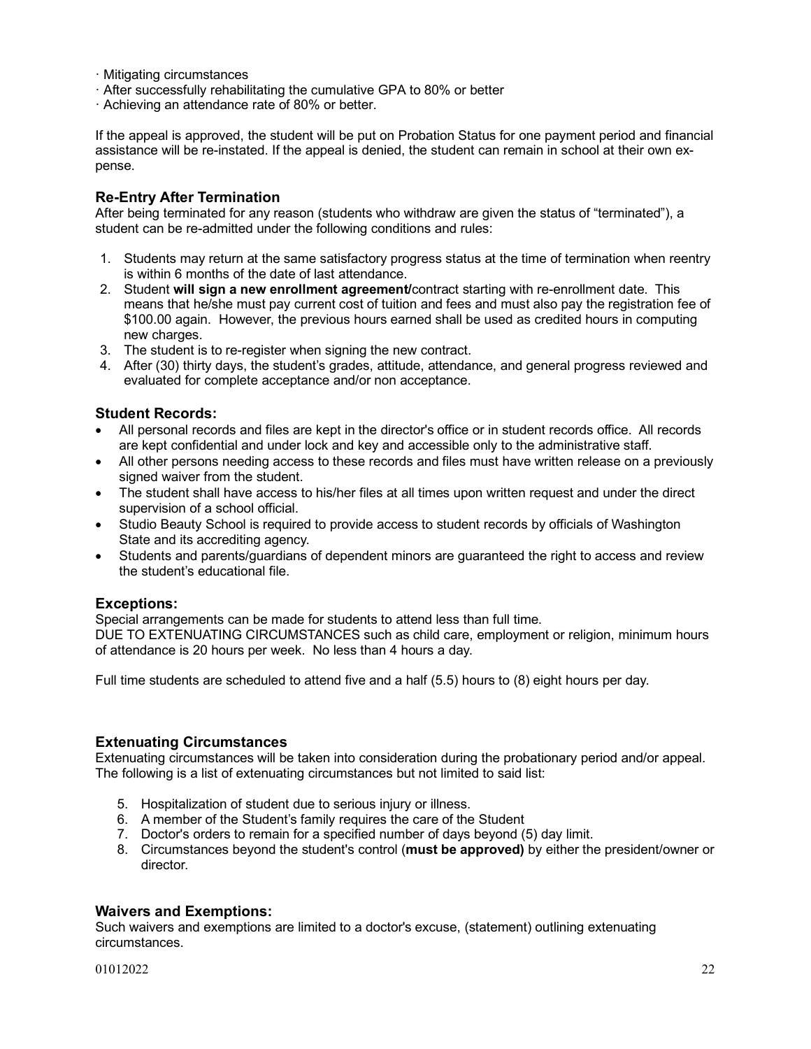· Mitigating circumstances
· After successfully rehabilitating the cumulative GPA to 80% or better
· Achieving an attendance rate of 80% or better.

If the appeal is approved, the student will be put on Probation Status for one payment period and financial assistance will be re-instated. If the appeal is denied, the student can remain in school at their own expense.

### Re-Entry After Termination

After being terminated for any reason (students who withdraw are given the status of "terminated"), a student can be re-admitted under the following conditions and rules:

1. Students may return at the same satisfactory progress status at the time of termination when reentry is within 6 months of the date of last attendance.
2. Student **will sign a new enrollment agreement/**contract starting with re-enrollment date. This means that he/she must pay current cost of tuition and fees and must also pay the registration fee of $100.00 again. However, the previous hours earned shall be used as credited hours in computing new charges.
3. The student is to re-register when signing the new contract.
4. After (30) thirty days, the student's grades, attitude, attendance, and general progress reviewed and evaluated for complete acceptance and/or non acceptance.

### Student Records:

- All personal records and files are kept in the director's office or in student records office. All records are kept confidential and under lock and key and accessible only to the administrative staff.
- All other persons needing access to these records and files must have written release on a previously signed waiver from the student.
- The student shall have access to his/her files at all times upon written request and under the direct supervision of a school official.
- Studio Beauty School is required to provide access to student records by officials of Washington State and its accrediting agency.
- Students and parents/guardians of dependent minors are guaranteed the right to access and review the student's educational file.

### Exceptions:

Special arrangements can be made for students to attend less than full time.
DUE TO EXTENUATING CIRCUMSTANCES such as child care, employment or religion, minimum hours of attendance is 20 hours per week. No less than 4 hours a day.

Full time students are scheduled to attend five and a half (5.5) hours to (8) eight hours per day.

### Extenuating Circumstances

Extenuating circumstances will be taken into consideration during the probationary period and/or appeal. The following is a list of extenuating circumstances but not limited to said list:

5. Hospitalization of student due to serious injury or illness.
6. A member of the Student's family requires the care of the Student
7. Doctor's orders to remain for a specified number of days beyond (5) day limit.
8. Circumstances beyond the student's control (**must be approved)** by either the president/owner or director.

### Waivers and Exemptions:

Such waivers and exemptions are limited to a doctor's excuse, (statement) outlining extenuating circumstances.

01012022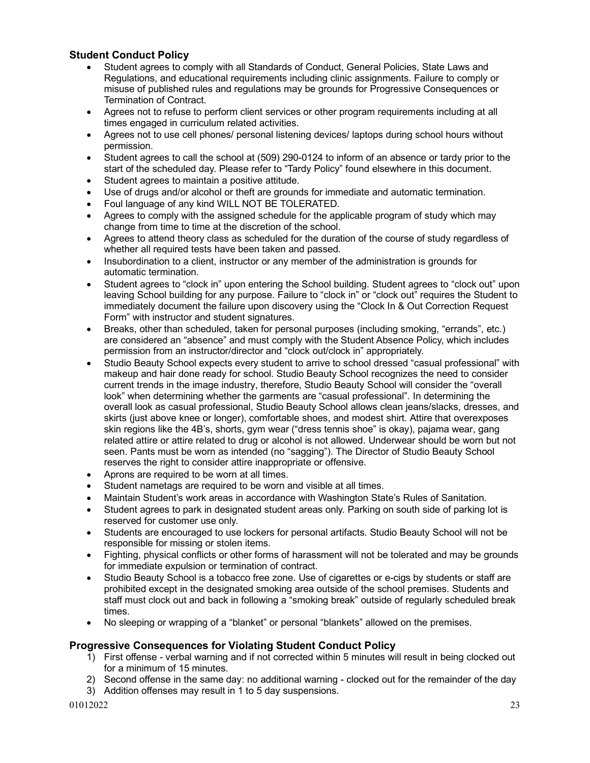### Student Conduct Policy

- Student agrees to comply with all Standards of Conduct, General Policies, State Laws and Regulations, and educational requirements including clinic assignments. Failure to comply or misuse of published rules and regulations may be grounds for Progressive Consequences or Termination of Contract.
- Agrees not to refuse to perform client services or other program requirements including at all times engaged in curriculum related activities.
- Agrees not to use cell phones/ personal listening devices/ laptops during school hours without permission.
- Student agrees to call the school at (509) 290-0124 to inform of an absence or tardy prior to the start of the scheduled day. Please refer to "Tardy Policy" found elsewhere in this document.
- Student agrees to maintain a positive attitude.
- Use of drugs and/or alcohol or theft are grounds for immediate and automatic termination.
- Foul language of any kind WILL NOT BE TOLERATED.
- Agrees to comply with the assigned schedule for the applicable program of study which may change from time to time at the discretion of the school.
- Agrees to attend theory class as scheduled for the duration of the course of study regardless of whether all required tests have been taken and passed.
- Insubordination to a client, instructor or any member of the administration is grounds for automatic termination.
- Student agrees to "clock in" upon entering the School building. Student agrees to "clock out" upon leaving School building for any purpose. Failure to "clock in" or "clock out" requires the Student to immediately document the failure upon discovery using the "Clock In & Out Correction Request Form" with instructor and student signatures.
- Breaks, other than scheduled, taken for personal purposes (including smoking, "errands", etc.) are considered an "absence" and must comply with the Student Absence Policy, which includes permission from an instructor/director and "clock out/clock in" appropriately.
- Studio Beauty School expects every student to arrive to school dressed "casual professional" with makeup and hair done ready for school. Studio Beauty School recognizes the need to consider current trends in the image industry, therefore, Studio Beauty School will consider the "overall look" when determining whether the garments are "casual professional". In determining the overall look as casual professional, Studio Beauty School allows clean jeans/slacks, dresses, and skirts (just above knee or longer), comfortable shoes, and modest shirt. Attire that overexposes skin regions like the 4B's, shorts, gym wear ("dress tennis shoe" is okay), pajama wear, gang related attire or attire related to drug or alcohol is not allowed. Underwear should be worn but not seen. Pants must be worn as intended (no "sagging"). The Director of Studio Beauty School reserves the right to consider attire inappropriate or offensive.
- Aprons are required to be worn at all times.
- Student nametags are required to be worn and visible at all times.
- Maintain Student's work areas in accordance with Washington State's Rules of Sanitation.
- Student agrees to park in designated student areas only. Parking on south side of parking lot is reserved for customer use only.
- Students are encouraged to use lockers for personal artifacts. Studio Beauty School will not be responsible for missing or stolen items.
- Fighting, physical conflicts or other forms of harassment will not be tolerated and may be grounds for immediate expulsion or termination of contract.
- Studio Beauty School is a tobacco free zone. Use of cigarettes or e-cigs by students or staff are prohibited except in the designated smoking area outside of the school premises. Students and staff must clock out and back in following a "smoking break" outside of regularly scheduled break times.
- No sleeping or wrapping of a "blanket" or personal "blankets" allowed on the premises.

### Progressive Consequences for Violating Student Conduct Policy

1) First offense - verbal warning and if not corrected within 5 minutes will result in being clocked out for a minimum of 15 minutes.
2) Second offense in the same day: no additional warning - clocked out for the remainder of the day
3) Addition offenses may result in 1 to 5 day suspensions.

01012022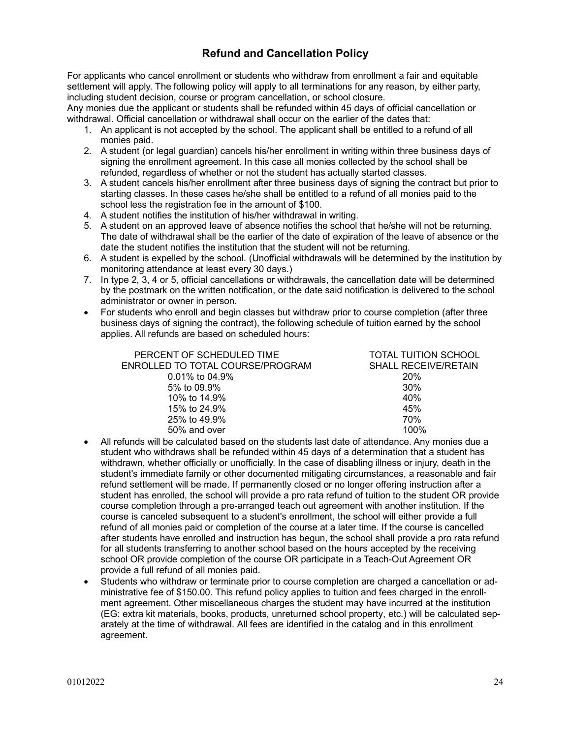## Refund and Cancellation Policy

For applicants who cancel enrollment or students who withdraw from enrollment a fair and equitable settlement will apply. The following policy will apply to all terminations for any reason, by either party, including student decision, course or program cancellation, or school closure.
Any monies due the applicant or students shall be refunded within 45 days of official cancellation or withdrawal. Official cancellation or withdrawal shall occur on the earlier of the dates that:

1. An applicant is not accepted by the school. The applicant shall be entitled to a refund of all monies paid.
2. A student (or legal guardian) cancels his/her enrollment in writing within three business days of signing the enrollment agreement. In this case all monies collected by the school shall be refunded, regardless of whether or not the student has actually started classes.
3. A student cancels his/her enrollment after three business days of signing the contract but prior to starting classes. In these cases he/she shall be entitled to a refund of all monies paid to the school less the registration fee in the amount of $100.
4. A student notifies the institution of his/her withdrawal in writing.
5. A student on an approved leave of absence notifies the school that he/she will not be returning. The date of withdrawal shall be the earlier of the date of expiration of the leave of absence or the date the student notifies the institution that the student will not be returning.
6. A student is expelled by the school. (Unofficial withdrawals will be determined by the institution by monitoring attendance at least every 30 days.)
7. In type 2, 3, 4 or 5, official cancellations or withdrawals, the cancellation date will be determined by the postmark on the written notification, or the date said notification is delivered to the school administrator or owner in person.

- For students who enroll and begin classes but withdraw prior to course completion (after three business days of signing the contract), the following schedule of tuition earned by the school applies. All refunds are based on scheduled hours:

| PERCENT OF SCHEDULED TIME ENROLLED TO TOTAL COURSE/PROGRAM | TOTAL TUITION SCHOOL SHALL RECEIVE/RETAIN |
|---|---|
| 0.01% to 04.9% | 20% |
| 5% to 09.9% | 30% |
| 10% to 14.9% | 40% |
| 15% to 24.9% | 45% |
| 25% to 49.9% | 70% |
| 50% and over | 100% |

- All refunds will be calculated based on the students last date of attendance. Any monies due a student who withdraws shall be refunded within 45 days of a determination that a student has withdrawn, whether officially or unofficially. In the case of disabling illness or injury, death in the student's immediate family or other documented mitigating circumstances, a reasonable and fair refund settlement will be made. If permanently closed or no longer offering instruction after a student has enrolled, the school will provide a pro rata refund of tuition to the student OR provide course completion through a pre-arranged teach out agreement with another institution. If the course is canceled subsequent to a student's enrollment, the school will either provide a full refund of all monies paid or completion of the course at a later time. If the course is cancelled after students have enrolled and instruction has begun, the school shall provide a pro rata refund for all students transferring to another school based on the hours accepted by the receiving school OR provide completion of the course OR participate in a Teach-Out Agreement OR provide a full refund of all monies paid.
- Students who withdraw or terminate prior to course completion are charged a cancellation or administrative fee of $150.00. This refund policy applies to tuition and fees charged in the enrollment agreement. Other miscellaneous charges the student may have incurred at the institution (EG: extra kit materials, books, products, unreturned school property, etc.) will be calculated separately at the time of withdrawal. All fees are identified in the catalog and in this enrollment agreement.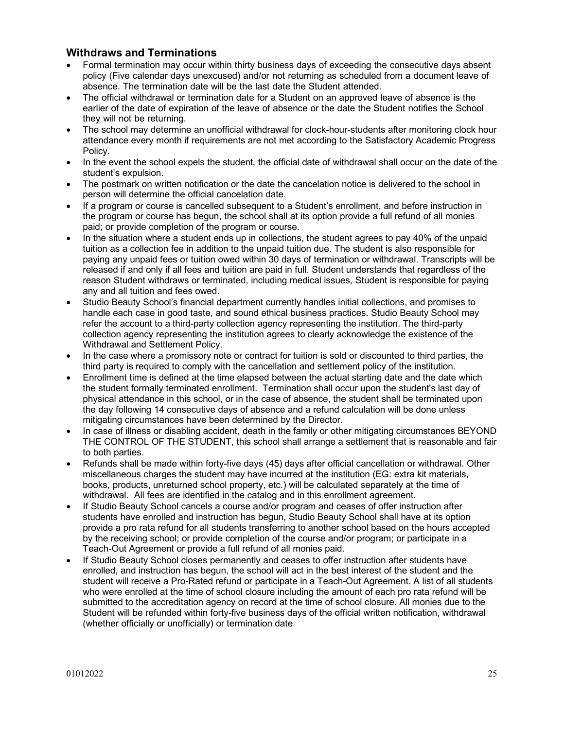## Withdraws and Terminations

- Formal termination may occur within thirty business days of exceeding the consecutive days absent policy (Five calendar days unexcused) and/or not returning as scheduled from a document leave of absence. The termination date will be the last date the Student attended.
- The official withdrawal or termination date for a Student on an approved leave of absence is the earlier of the date of expiration of the leave of absence or the date the Student notifies the School they will not be returning.
- The school may determine an unofficial withdrawal for clock-hour-students after monitoring clock hour attendance every month if requirements are not met according to the Satisfactory Academic Progress Policy.
- In the event the school expels the student, the official date of withdrawal shall occur on the date of the student's expulsion.
- The postmark on written notification or the date the cancelation notice is delivered to the school in person will determine the official cancelation date.
- If a program or course is cancelled subsequent to a Student's enrollment, and before instruction in the program or course has begun, the school shall at its option provide a full refund of all monies paid; or provide completion of the program or course.
- In the situation where a student ends up in collections, the student agrees to pay 40% of the unpaid tuition as a collection fee in addition to the unpaid tuition due. The student is also responsible for paying any unpaid fees or tuition owed within 30 days of termination or withdrawal. Transcripts will be released if and only if all fees and tuition are paid in full. Student understands that regardless of the reason Student withdraws or terminated, including medical issues, Student is responsible for paying any and all tuition and fees owed.
- Studio Beauty School's financial department currently handles initial collections, and promises to handle each case in good taste, and sound ethical business practices. Studio Beauty School may refer the account to a third-party collection agency representing the institution. The third-party collection agency representing the institution agrees to clearly acknowledge the existence of the Withdrawal and Settlement Policy.
- In the case where a promissory note or contract for tuition is sold or discounted to third parties, the third party is required to comply with the cancellation and settlement policy of the institution.
- Enrollment time is defined at the time elapsed between the actual starting date and the date which the student formally terminated enrollment. Termination shall occur upon the student's last day of physical attendance in this school, or in the case of absence, the student shall be terminated upon the day following 14 consecutive days of absence and a refund calculation will be done unless mitigating circumstances have been determined by the Director.
- In case of illness or disabling accident, death in the family or other mitigating circumstances BEYOND THE CONTROL OF THE STUDENT, this school shall arrange a settlement that is reasonable and fair to both parties.
- Refunds shall be made within forty-five days (45) days after official cancellation or withdrawal. Other miscellaneous charges the student may have incurred at the institution (EG: extra kit materials, books, products, unreturned school property, etc.) will be calculated separately at the time of withdrawal. All fees are identified in the catalog and in this enrollment agreement.
- If Studio Beauty School cancels a course and/or program and ceases of offer instruction after students have enrolled and instruction has begun, Studio Beauty School shall have at its option provide a pro rata refund for all students transferring to another school based on the hours accepted by the receiving school; or provide completion of the course and/or program; or participate in a Teach-Out Agreement or provide a full refund of all monies paid.
- If Studio Beauty School closes permanently and ceases to offer instruction after students have enrolled, and instruction has begun, the school will act in the best interest of the student and the student will receive a Pro-Rated refund or participate in a Teach-Out Agreement. A list of all students who were enrolled at the time of school closure including the amount of each pro rata refund will be submitted to the accreditation agency on record at the time of school closure. All monies due to the Student will be refunded within forty-five business days of the official written notification, withdrawal (whether officially or unofficially) or termination date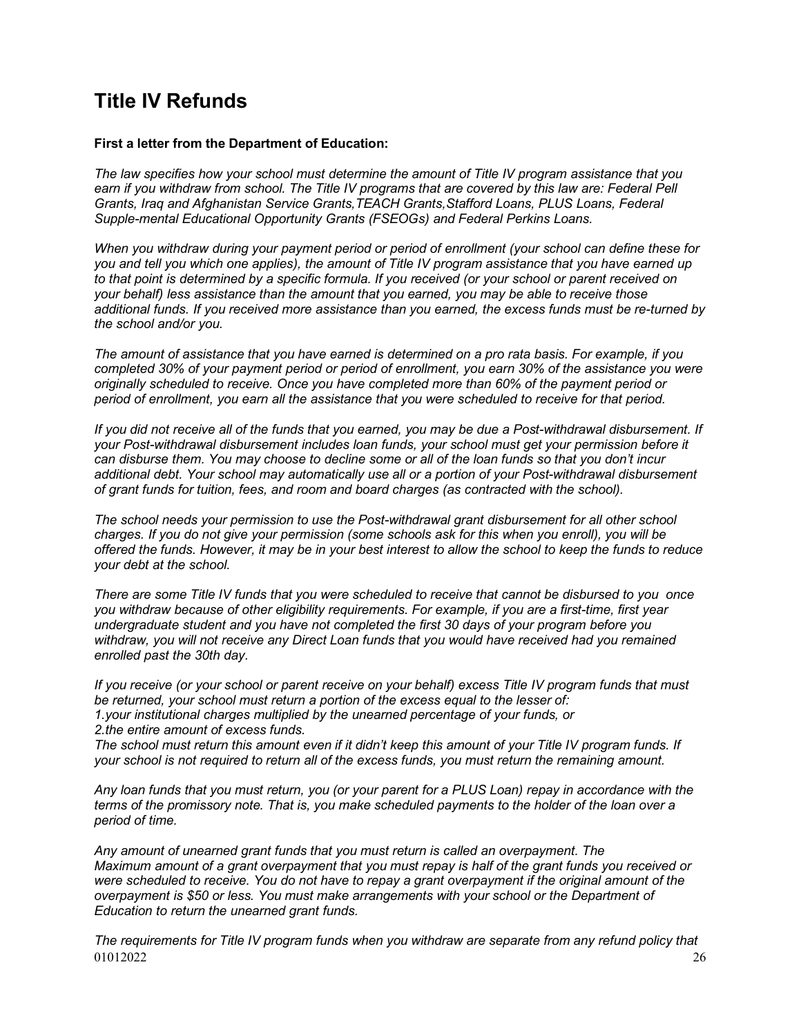# Title IV Refunds

**First a letter from the Department of Education:**

*The law specifies how your school must determine the amount of Title IV program assistance that you earn if you withdraw from school. The Title IV programs that are covered by this law are: Federal Pell Grants, Iraq and Afghanistan Service Grants,TEACH Grants,Stafford Loans, PLUS Loans, Federal Supple-mental Educational Opportunity Grants (FSEOGs) and Federal Perkins Loans.*

*When you withdraw during your payment period or period of enrollment (your school can define these for you and tell you which one applies), the amount of Title IV program assistance that you have earned up to that point is determined by a specific formula. If you received (or your school or parent received on your behalf) less assistance than the amount that you earned, you may be able to receive those additional funds. If you received more assistance than you earned, the excess funds must be re-turned by the school and/or you.*

*The amount of assistance that you have earned is determined on a pro rata basis. For example, if you completed 30% of your payment period or period of enrollment, you earn 30% of the assistance you were originally scheduled to receive. Once you have completed more than 60% of the payment period or period of enrollment, you earn all the assistance that you were scheduled to receive for that period.*

*If you did not receive all of the funds that you earned, you may be due a Post-withdrawal disbursement. If your Post-withdrawal disbursement includes loan funds, your school must get your permission before it can disburse them. You may choose to decline some or all of the loan funds so that you don't incur additional debt. Your school may automatically use all or a portion of your Post-withdrawal disbursement of grant funds for tuition, fees, and room and board charges (as contracted with the school).*

*The school needs your permission to use the Post-withdrawal grant disbursement for all other school charges. If you do not give your permission (some schools ask for this when you enroll), you will be offered the funds. However, it may be in your best interest to allow the school to keep the funds to reduce your debt at the school.*

*There are some Title IV funds that you were scheduled to receive that cannot be disbursed to you once you withdraw because of other eligibility requirements. For example, if you are a first-time, first year undergraduate student and you have not completed the first 30 days of your program before you withdraw, you will not receive any Direct Loan funds that you would have received had you remained enrolled past the 30th day.*

*If you receive (or your school or parent receive on your behalf) excess Title IV program funds that must be returned, your school must return a portion of the excess equal to the lesser of:*
*1.your institutional charges multiplied by the unearned percentage of your funds, or*
*2.the entire amount of excess funds.*
*The school must return this amount even if it didn't keep this amount of your Title IV program funds. If your school is not required to return all of the excess funds, you must return the remaining amount.*

*Any loan funds that you must return, you (or your parent for a PLUS Loan) repay in accordance with the terms of the promissory note. That is, you make scheduled payments to the holder of the loan over a period of time.*

*Any amount of unearned grant funds that you must return is called an overpayment. The Maximum amount of a grant overpayment that you must repay is half of the grant funds you received or were scheduled to receive. You do not have to repay a grant overpayment if the original amount of the overpayment is $50 or less. You must make arrangements with your school or the Department of Education to return the unearned grant funds.*

*The requirements for Title IV program funds when you withdraw are separate from any refund policy that*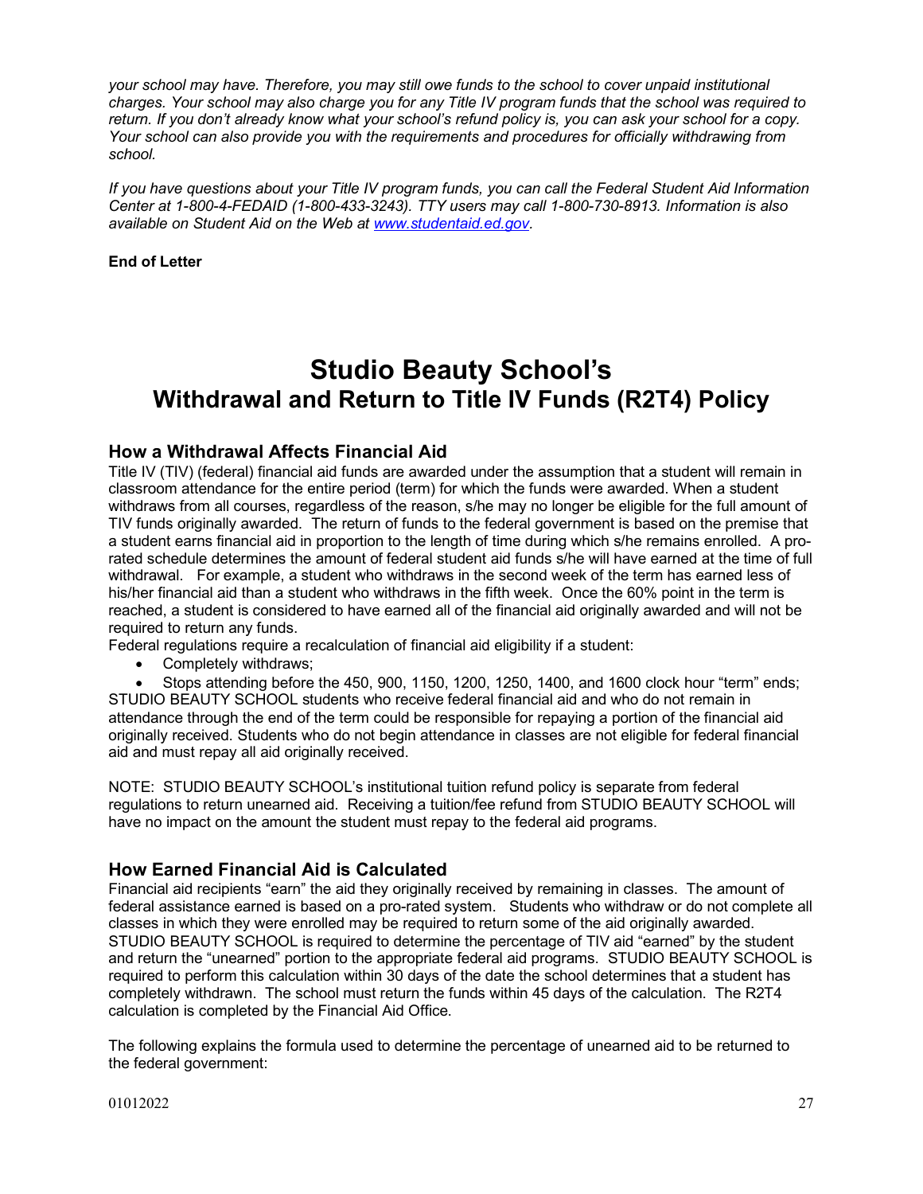*your school may have. Therefore, you may still owe funds to the school to cover unpaid institutional charges. Your school may also charge you for any Title IV program funds that the school was required to return. If you don't already know what your school's refund policy is, you can ask your school for a copy. Your school can also provide you with the requirements and procedures for officially withdrawing from school.*

*If you have questions about your Title IV program funds, you can call the Federal Student Aid Information Center at 1-800-4-FEDAID (1-800-433-3243). TTY users may call 1-800-730-8913. Information is also available on Student Aid on the Web at [www.studentaid.ed.gov](www.studentaid.ed.gov).*

**End of Letter**

# Studio Beauty School's Withdrawal and Return to Title IV Funds (R2T4) Policy

## How a Withdrawal Affects Financial Aid

Title IV (TIV) (federal) financial aid funds are awarded under the assumption that a student will remain in classroom attendance for the entire period (term) for which the funds were awarded. When a student withdraws from all courses, regardless of the reason, s/he may no longer be eligible for the full amount of TIV funds originally awarded. The return of funds to the federal government is based on the premise that a student earns financial aid in proportion to the length of time during which s/he remains enrolled. A pro-rated schedule determines the amount of federal student aid funds s/he will have earned at the time of full withdrawal. For example, a student who withdraws in the second week of the term has earned less of his/her financial aid than a student who withdraws in the fifth week. Once the 60% point in the term is reached, a student is considered to have earned all of the financial aid originally awarded and will not be required to return any funds.

Federal regulations require a recalculation of financial aid eligibility if a student:

- Completely withdraws;
- Stops attending before the 450, 900, 1150, 1200, 1250, 1400, and 1600 clock hour "term" ends;

STUDIO BEAUTY SCHOOL students who receive federal financial aid and who do not remain in attendance through the end of the term could be responsible for repaying a portion of the financial aid originally received. Students who do not begin attendance in classes are not eligible for federal financial aid and must repay all aid originally received.

NOTE: STUDIO BEAUTY SCHOOL's institutional tuition refund policy is separate from federal regulations to return unearned aid. Receiving a tuition/fee refund from STUDIO BEAUTY SCHOOL will have no impact on the amount the student must repay to the federal aid programs.

## How Earned Financial Aid is Calculated

Financial aid recipients "earn" the aid they originally received by remaining in classes. The amount of federal assistance earned is based on a pro-rated system. Students who withdraw or do not complete all classes in which they were enrolled may be required to return some of the aid originally awarded. STUDIO BEAUTY SCHOOL is required to determine the percentage of TIV aid "earned" by the student and return the "unearned" portion to the appropriate federal aid programs. STUDIO BEAUTY SCHOOL is required to perform this calculation within 30 days of the date the school determines that a student has completely withdrawn. The school must return the funds within 45 days of the calculation. The R2T4 calculation is completed by the Financial Aid Office.

The following explains the formula used to determine the percentage of unearned aid to be returned to the federal government: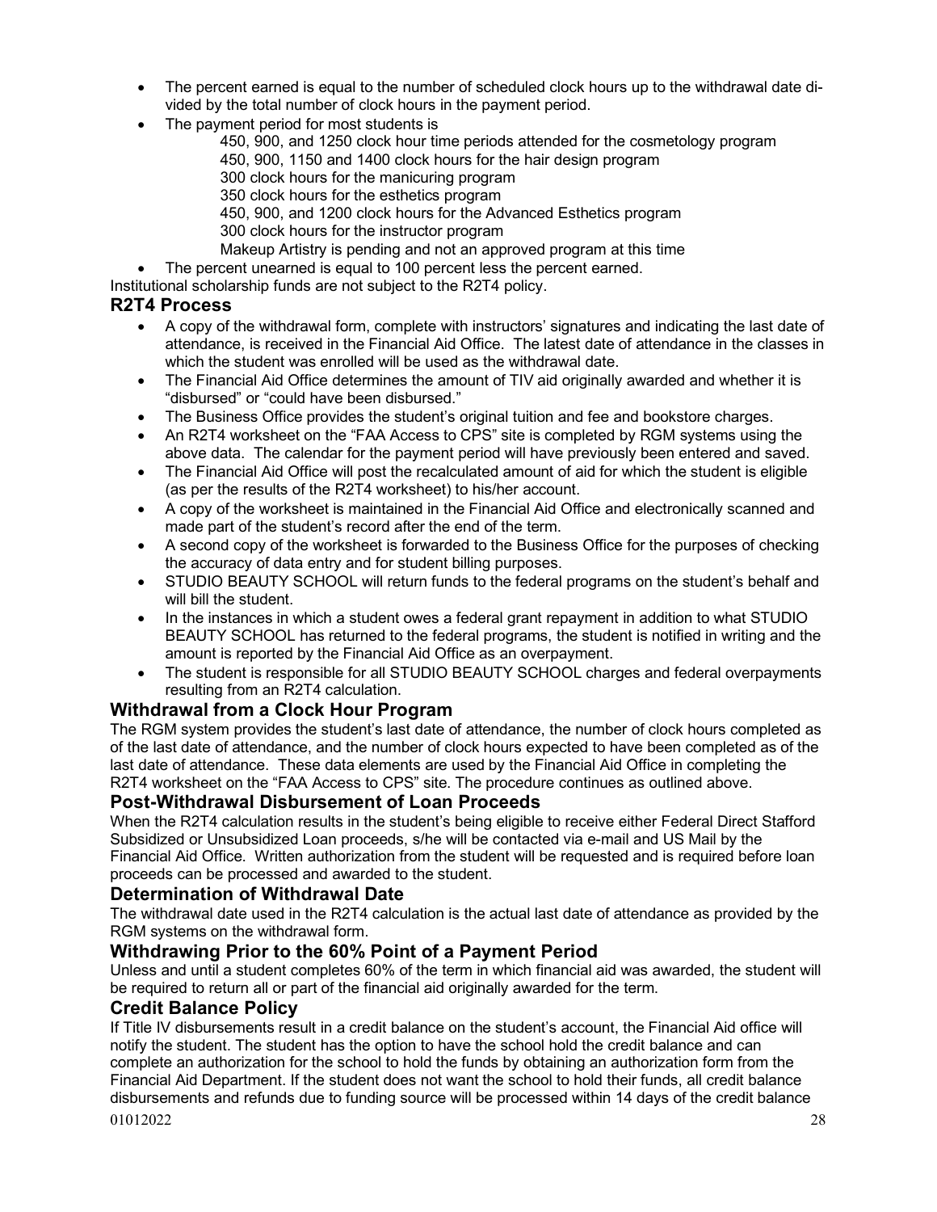- The percent earned is equal to the number of scheduled clock hours up to the withdrawal date divided by the total number of clock hours in the payment period.
- The payment period for most students is
  - 450, 900, and 1250 clock hour time periods attended for the cosmetology program
  - 450, 900, 1150 and 1400 clock hours for the hair design program
  - 300 clock hours for the manicuring program
  - 350 clock hours for the esthetics program
  - 450, 900, and 1200 clock hours for the Advanced Esthetics program
  - 300 clock hours for the instructor program
  - Makeup Artistry is pending and not an approved program at this time
- The percent unearned is equal to 100 percent less the percent earned.

Institutional scholarship funds are not subject to the R2T4 policy.

## R2T4 Process

- A copy of the withdrawal form, complete with instructors' signatures and indicating the last date of attendance, is received in the Financial Aid Office. The latest date of attendance in the classes in which the student was enrolled will be used as the withdrawal date.
- The Financial Aid Office determines the amount of TIV aid originally awarded and whether it is "disbursed" or "could have been disbursed."
- The Business Office provides the student's original tuition and fee and bookstore charges.
- An R2T4 worksheet on the "FAA Access to CPS" site is completed by RGM systems using the above data. The calendar for the payment period will have previously been entered and saved.
- The Financial Aid Office will post the recalculated amount of aid for which the student is eligible (as per the results of the R2T4 worksheet) to his/her account.
- A copy of the worksheet is maintained in the Financial Aid Office and electronically scanned and made part of the student's record after the end of the term.
- A second copy of the worksheet is forwarded to the Business Office for the purposes of checking the accuracy of data entry and for student billing purposes.
- STUDIO BEAUTY SCHOOL will return funds to the federal programs on the student's behalf and will bill the student.
- In the instances in which a student owes a federal grant repayment in addition to what STUDIO BEAUTY SCHOOL has returned to the federal programs, the student is notified in writing and the amount is reported by the Financial Aid Office as an overpayment.
- The student is responsible for all STUDIO BEAUTY SCHOOL charges and federal overpayments resulting from an R2T4 calculation.

## Withdrawal from a Clock Hour Program

The RGM system provides the student's last date of attendance, the number of clock hours completed as of the last date of attendance, and the number of clock hours expected to have been completed as of the last date of attendance. These data elements are used by the Financial Aid Office in completing the R2T4 worksheet on the "FAA Access to CPS" site. The procedure continues as outlined above.

## Post-Withdrawal Disbursement of Loan Proceeds

When the R2T4 calculation results in the student's being eligible to receive either Federal Direct Stafford Subsidized or Unsubsidized Loan proceeds, s/he will be contacted via e-mail and US Mail by the Financial Aid Office. Written authorization from the student will be requested and is required before loan proceeds can be processed and awarded to the student.

## Determination of Withdrawal Date

The withdrawal date used in the R2T4 calculation is the actual last date of attendance as provided by the RGM systems on the withdrawal form.

## Withdrawing Prior to the 60% Point of a Payment Period

Unless and until a student completes 60% of the term in which financial aid was awarded, the student will be required to return all or part of the financial aid originally awarded for the term.

## Credit Balance Policy

If Title IV disbursements result in a credit balance on the student's account, the Financial Aid office will notify the student. The student has the option to have the school hold the credit balance and can complete an authorization for the school to hold the funds by obtaining an authorization form from the Financial Aid Department. If the student does not want the school to hold their funds, all credit balance disbursements and refunds due to funding source will be processed within 14 days of the credit balance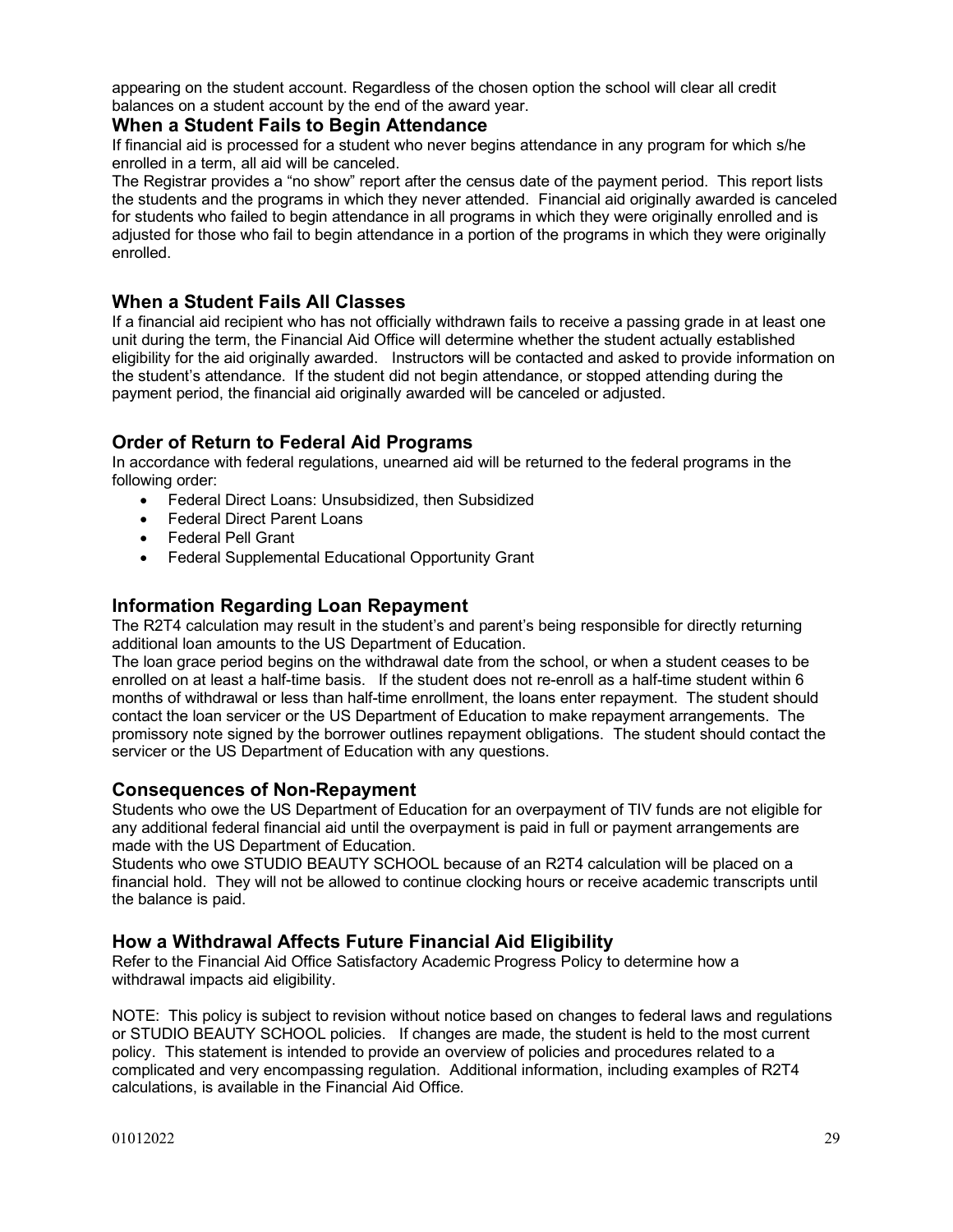appearing on the student account. Regardless of the chosen option the school will clear all credit balances on a student account by the end of the award year.

## When a Student Fails to Begin Attendance

If financial aid is processed for a student who never begins attendance in any program for which s/he enrolled in a term, all aid will be canceled.

The Registrar provides a "no show" report after the census date of the payment period. This report lists the students and the programs in which they never attended. Financial aid originally awarded is canceled for students who failed to begin attendance in all programs in which they were originally enrolled and is adjusted for those who fail to begin attendance in a portion of the programs in which they were originally enrolled.

## When a Student Fails All Classes

If a financial aid recipient who has not officially withdrawn fails to receive a passing grade in at least one unit during the term, the Financial Aid Office will determine whether the student actually established eligibility for the aid originally awarded. Instructors will be contacted and asked to provide information on the student's attendance. If the student did not begin attendance, or stopped attending during the payment period, the financial aid originally awarded will be canceled or adjusted.

## Order of Return to Federal Aid Programs

In accordance with federal regulations, unearned aid will be returned to the federal programs in the following order:

- Federal Direct Loans: Unsubsidized, then Subsidized
- Federal Direct Parent Loans
- Federal Pell Grant
- Federal Supplemental Educational Opportunity Grant

## Information Regarding Loan Repayment

The R2T4 calculation may result in the student's and parent's being responsible for directly returning additional loan amounts to the US Department of Education.

The loan grace period begins on the withdrawal date from the school, or when a student ceases to be enrolled on at least a half-time basis. If the student does not re-enroll as a half-time student within 6 months of withdrawal or less than half-time enrollment, the loans enter repayment. The student should contact the loan servicer or the US Department of Education to make repayment arrangements. The promissory note signed by the borrower outlines repayment obligations. The student should contact the servicer or the US Department of Education with any questions.

## Consequences of Non-Repayment

Students who owe the US Department of Education for an overpayment of TIV funds are not eligible for any additional federal financial aid until the overpayment is paid in full or payment arrangements are made with the US Department of Education.

Students who owe STUDIO BEAUTY SCHOOL because of an R2T4 calculation will be placed on a financial hold. They will not be allowed to continue clocking hours or receive academic transcripts until the balance is paid.

## How a Withdrawal Affects Future Financial Aid Eligibility

Refer to the Financial Aid Office Satisfactory Academic Progress Policy to determine how a withdrawal impacts aid eligibility.

NOTE: This policy is subject to revision without notice based on changes to federal laws and regulations or STUDIO BEAUTY SCHOOL policies. If changes are made, the student is held to the most current policy. This statement is intended to provide an overview of policies and procedures related to a complicated and very encompassing regulation. Additional information, including examples of R2T4 calculations, is available in the Financial Aid Office.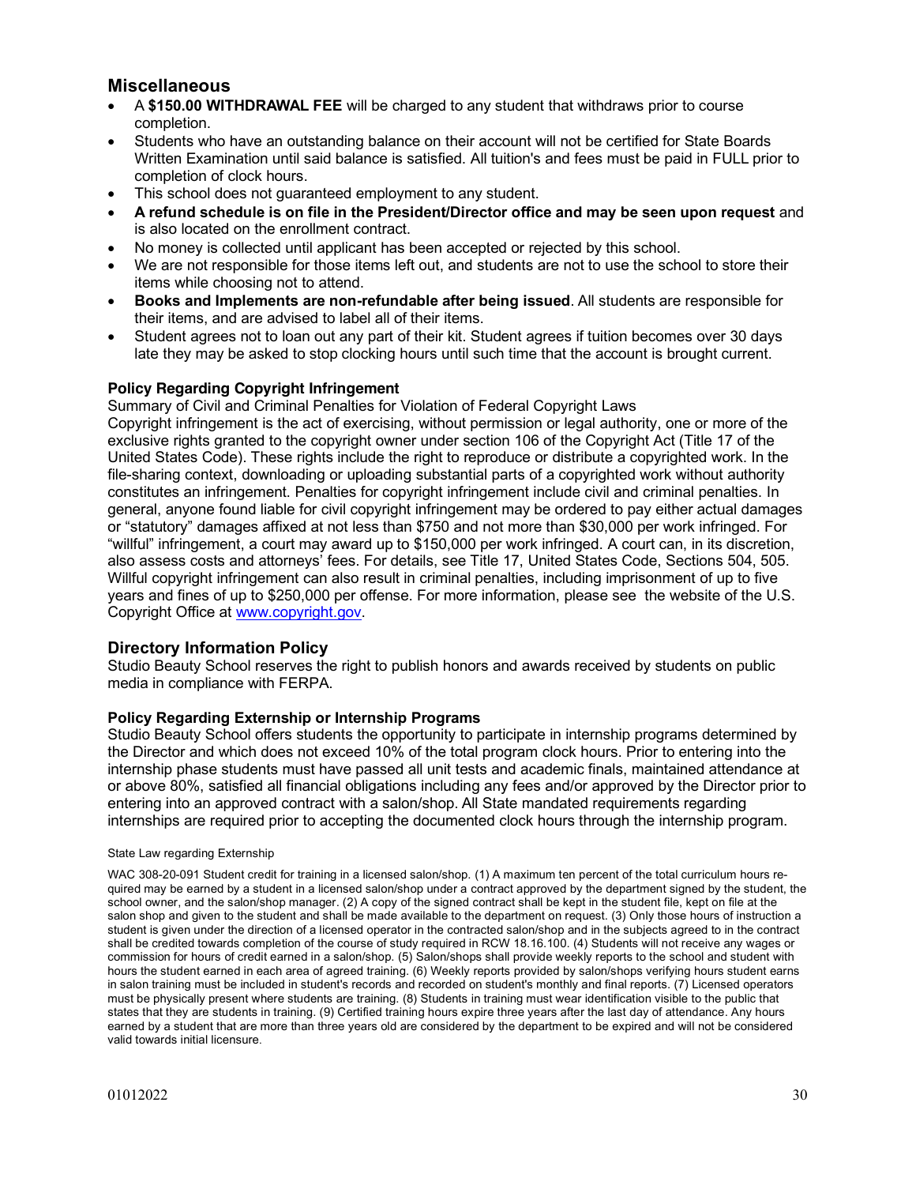## Miscellaneous

- A **$150.00 WITHDRAWAL FEE** will be charged to any student that withdraws prior to course completion.
- Students who have an outstanding balance on their account will not be certified for State Boards Written Examination until said balance is satisfied. All tuition's and fees must be paid in FULL prior to completion of clock hours.
- This school does not guaranteed employment to any student.
- **A refund schedule is on file in the President/Director office and may be seen upon request** and is also located on the enrollment contract.
- No money is collected until applicant has been accepted or rejected by this school.
- We are not responsible for those items left out, and students are not to use the school to store their items while choosing not to attend.
- **Books and Implements are non-refundable after being issued**. All students are responsible for their items, and are advised to label all of their items.
- Student agrees not to loan out any part of their kit. Student agrees if tuition becomes over 30 days late they may be asked to stop clocking hours until such time that the account is brought current.

### Policy Regarding Copyright Infringement

Summary of Civil and Criminal Penalties for Violation of Federal Copyright Laws

Copyright infringement is the act of exercising, without permission or legal authority, one or more of the exclusive rights granted to the copyright owner under section 106 of the Copyright Act (Title 17 of the United States Code). These rights include the right to reproduce or distribute a copyrighted work. In the file-sharing context, downloading or uploading substantial parts of a copyrighted work without authority constitutes an infringement. Penalties for copyright infringement include civil and criminal penalties. In general, anyone found liable for civil copyright infringement may be ordered to pay either actual damages or "statutory" damages affixed at not less than $750 and not more than $30,000 per work infringed. For "willful" infringement, a court may award up to $150,000 per work infringed. A court can, in its discretion, also assess costs and attorneys' fees. For details, see Title 17, United States Code, Sections 504, 505. Willful copyright infringement can also result in criminal penalties, including imprisonment of up to five years and fines of up to $250,000 per offense. For more information, please see the website of the U.S. Copyright Office at [www.copyright.gov](http://www.copyright.gov).

## Directory Information Policy

Studio Beauty School reserves the right to publish honors and awards received by students on public media in compliance with FERPA.

### Policy Regarding Externship or Internship Programs

Studio Beauty School offers students the opportunity to participate in internship programs determined by the Director and which does not exceed 10% of the total program clock hours. Prior to entering into the internship phase students must have passed all unit tests and academic finals, maintained attendance at or above 80%, satisfied all financial obligations including any fees and/or approved by the Director prior to entering into an approved contract with a salon/shop. All State mandated requirements regarding internships are required prior to accepting the documented clock hours through the internship program.

State Law regarding Externship

WAC 308-20-091 Student credit for training in a licensed salon/shop. (1) A maximum ten percent of the total curriculum hours required may be earned by a student in a licensed salon/shop under a contract approved by the department signed by the student, the school owner, and the salon/shop manager. (2) A copy of the signed contract shall be kept in the student file, kept on file at the salon shop and given to the student and shall be made available to the department on request. (3) Only those hours of instruction a student is given under the direction of a licensed operator in the contracted salon/shop and in the subjects agreed to in the contract shall be credited towards completion of the course of study required in RCW 18.16.100. (4) Students will not receive any wages or commission for hours of credit earned in a salon/shop. (5) Salon/shops shall provide weekly reports to the school and student with hours the student earned in each area of agreed training. (6) Weekly reports provided by salon/shops verifying hours student earns in salon training must be included in student's records and recorded on student's monthly and final reports. (7) Licensed operators must be physically present where students are training. (8) Students in training must wear identification visible to the public that states that they are students in training. (9) Certified training hours expire three years after the last day of attendance. Any hours earned by a student that are more than three years old are considered by the department to be expired and will not be considered valid towards initial licensure.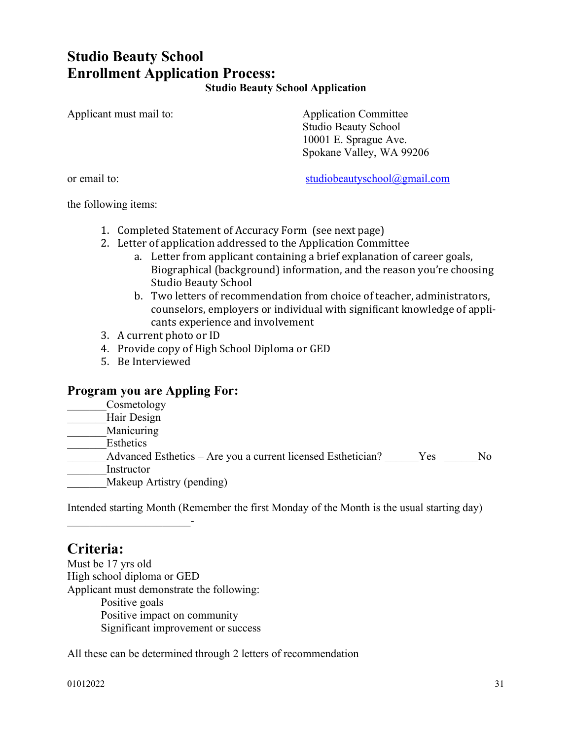# Studio Beauty School
# Enrollment Application Process:

**Studio Beauty School Application**

Applicant must mail to:

Application Committee
Studio Beauty School
10001 E. Sprague Ave.
Spokane Valley, WA 99206

or email to: studiobeautyschool@gmail.com

the following items:

1. Completed Statement of Accuracy Form (see next page)
2. Letter of application addressed to the Application Committee
    a. Letter from applicant containing a brief explanation of career goals, Biographical (background) information, and the reason you're choosing Studio Beauty School
    b. Two letters of recommendation from choice of teacher, administrators, counselors, employers or individual with significant knowledge of applicants experience and involvement
3. A current photo or ID
4. Provide copy of High School Diploma or GED
5. Be Interviewed

## Program you are Appling For:

_______Cosmetology
_______Hair Design
_______Manicuring
_______Esthetics
_______Advanced Esthetics – Are you a current licensed Esthetician? ______Yes ______No
_______Instructor
_______Makeup Artistry (pending)

Intended starting Month (Remember the first Monday of the Month is the usual starting day)
______________________-

## Criteria:

Must be 17 yrs old
High school diploma or GED
Applicant must demonstrate the following:

- Positive goals
- Positive impact on community
- Significant improvement or success

All these can be determined through 2 letters of recommendation

01012022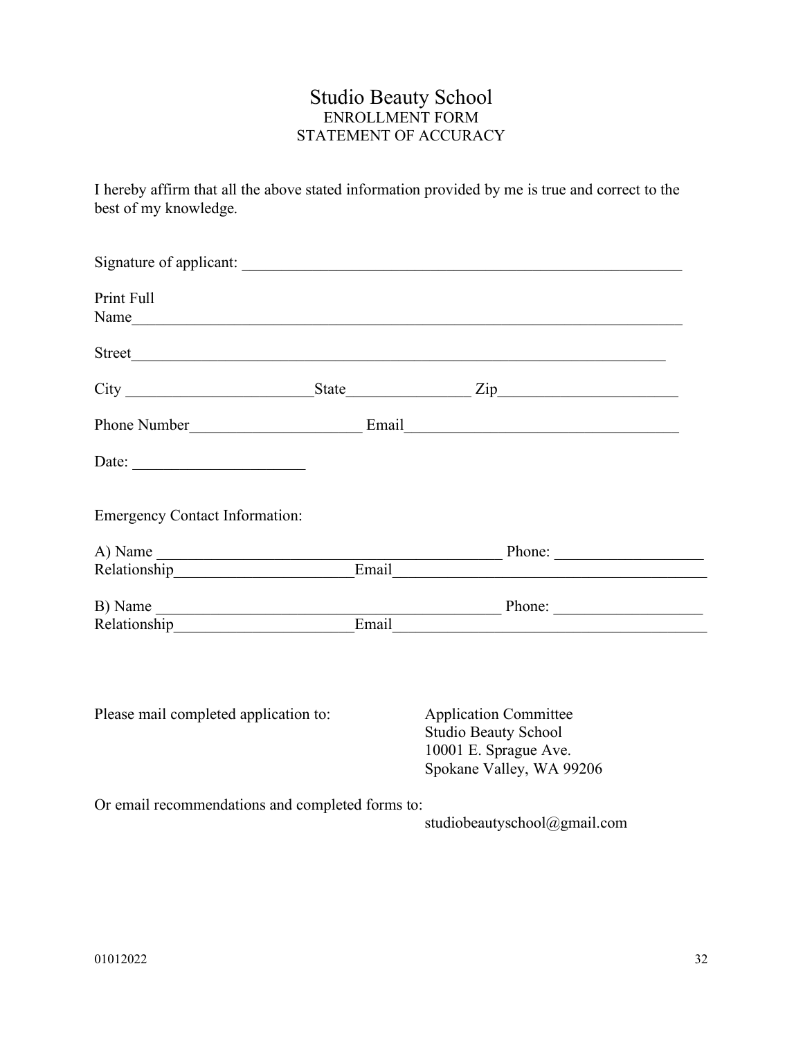# Studio Beauty School

ENROLLMENT FORM

STATEMENT OF ACCURACY

I hereby affirm that all the above stated information provided by me is true and correct to the best of my knowledge.

Signature of applicant: ___________________________________________________________

Print Full Name_________________________________________________________________

Street____________________________________________________________________

City ________________________State________________ Zip______________________

Phone Number______________________ Email___________________________________

Date: ______________________

Emergency Contact Information:

A) Name _____________________________________________ Phone: ___________________
Relationship_______________________Email________________________________________

B) Name _____________________________________________ Phone: ___________________
Relationship_______________________Email________________________________________

Please mail completed application to:

Application Committee
Studio Beauty School
10001 E. Sprague Ave.
Spokane Valley, WA 99206

Or email recommendations and completed forms to:

studiobeautyschool@gmail.com

01012022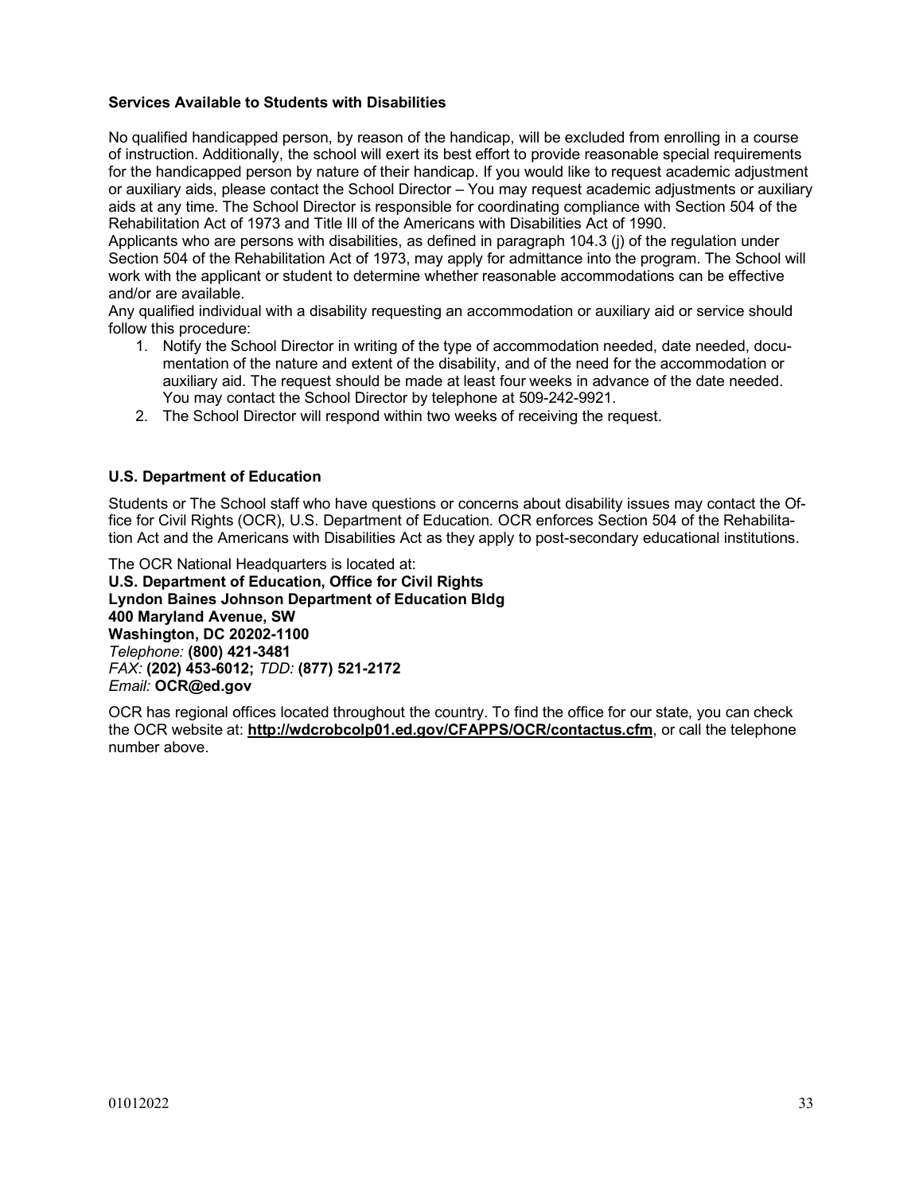### Services Available to Students with Disabilities

No qualified handicapped person, by reason of the handicap, will be excluded from enrolling in a course of instruction. Additionally, the school will exert its best effort to provide reasonable special requirements for the handicapped person by nature of their handicap. If you would like to request academic adjustment or auxiliary aids, please contact the School Director – You may request academic adjustments or auxiliary aids at any time. The School Director is responsible for coordinating compliance with Section 504 of the Rehabilitation Act of 1973 and Title Ill of the Americans with Disabilities Act of 1990.

Applicants who are persons with disabilities, as defined in paragraph 104.3 (j) of the regulation under Section 504 of the Rehabilitation Act of 1973, may apply for admittance into the program. The School will work with the applicant or student to determine whether reasonable accommodations can be effective and/or are available.

Any qualified individual with a disability requesting an accommodation or auxiliary aid or service should follow this procedure:

1. Notify the School Director in writing of the type of accommodation needed, date needed, documentation of the nature and extent of the disability, and of the need for the accommodation or auxiliary aid. The request should be made at least four weeks in advance of the date needed. You may contact the School Director by telephone at 509-242-9921.
2. The School Director will respond within two weeks of receiving the request.

### U.S. Department of Education

Students or The School staff who have questions or concerns about disability issues may contact the Office for Civil Rights (OCR), U.S. Department of Education. OCR enforces Section 504 of the Rehabilitation Act and the Americans with Disabilities Act as they apply to post-secondary educational institutions.

The OCR National Headquarters is located at:
**U.S. Department of Education, Office for Civil Rights**
**Lyndon Baines Johnson Department of Education Bldg**
**400 Maryland Avenue, SW**
**Washington, DC 20202-1100**
*Telephone:* **(800) 421-3481**
*FAX:* **(202) 453-6012;** *TDD:* **(877) 521-2172**
*Email:* **OCR@ed.gov**

OCR has regional offices located throughout the country. To find the office for our state, you can check the OCR website at: **http://wdcrobcolp01.ed.gov/CFAPPS/OCR/contactus.cfm**, or call the telephone number above.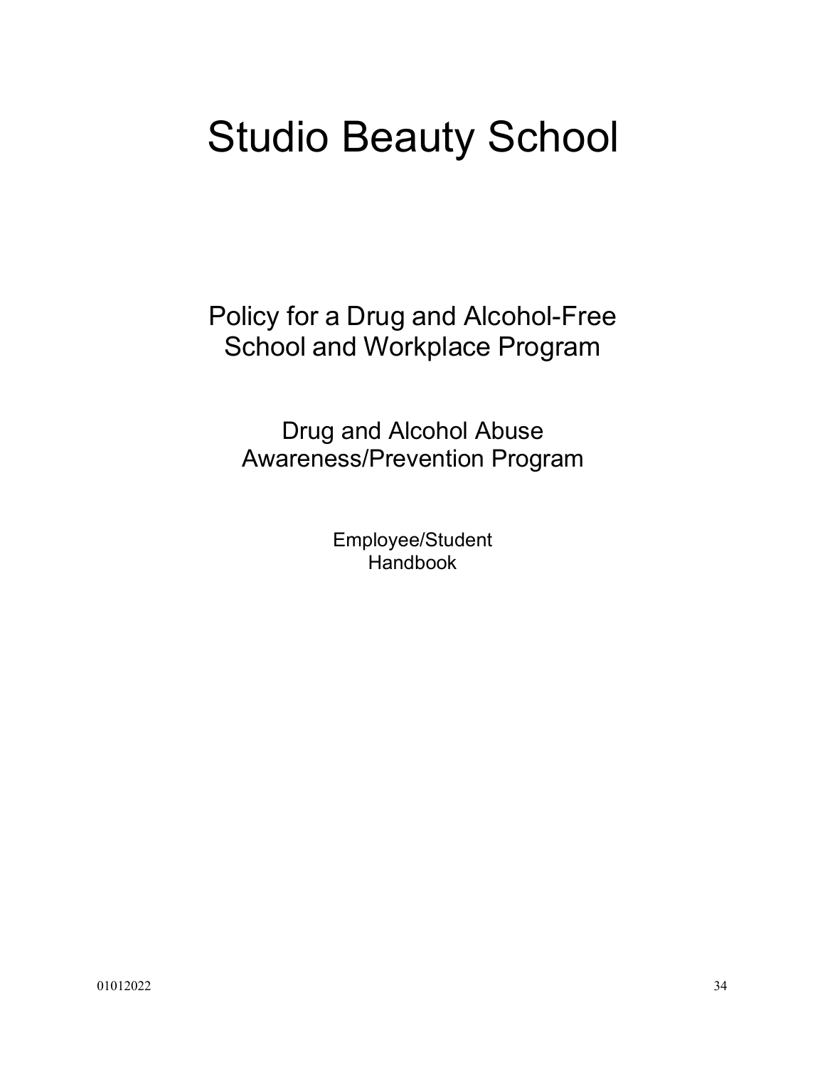# Studio Beauty School

## Policy for a Drug and Alcohol-Free School and Workplace Program

## Drug and Alcohol Abuse Awareness/Prevention Program

### Employee/Student Handbook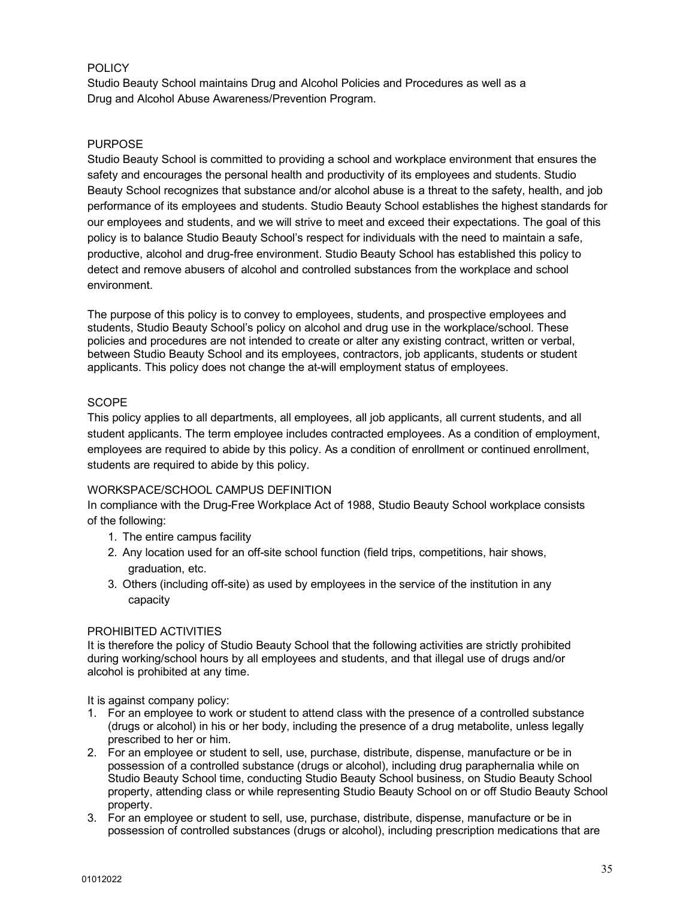## POLICY

Studio Beauty School maintains Drug and Alcohol Policies and Procedures as well as a Drug and Alcohol Abuse Awareness/Prevention Program.

## PURPOSE

Studio Beauty School is committed to providing a school and workplace environment that ensures the safety and encourages the personal health and productivity of its employees and students. Studio Beauty School recognizes that substance and/or alcohol abuse is a threat to the safety, health, and job performance of its employees and students. Studio Beauty School establishes the highest standards for our employees and students, and we will strive to meet and exceed their expectations. The goal of this policy is to balance Studio Beauty School's respect for individuals with the need to maintain a safe, productive, alcohol and drug-free environment. Studio Beauty School has established this policy to detect and remove abusers of alcohol and controlled substances from the workplace and school environment.

The purpose of this policy is to convey to employees, students, and prospective employees and students, Studio Beauty School's policy on alcohol and drug use in the workplace/school. These policies and procedures are not intended to create or alter any existing contract, written or verbal, between Studio Beauty School and its employees, contractors, job applicants, students or student applicants. This policy does not change the at-will employment status of employees.

## SCOPE

This policy applies to all departments, all employees, all job applicants, all current students, and all student applicants. The term employee includes contracted employees. As a condition of employment, employees are required to abide by this policy. As a condition of enrollment or continued enrollment, students are required to abide by this policy.

## WORKSPACE/SCHOOL CAMPUS DEFINITION

In compliance with the Drug-Free Workplace Act of 1988, Studio Beauty School workplace consists of the following:

1. The entire campus facility
2. Any location used for an off-site school function (field trips, competitions, hair shows, graduation, etc.
3. Others (including off-site) as used by employees in the service of the institution in any capacity

## PROHIBITED ACTIVITIES

It is therefore the policy of Studio Beauty School that the following activities are strictly prohibited during working/school hours by all employees and students, and that illegal use of drugs and/or alcohol is prohibited at any time.

It is against company policy:

1. For an employee to work or student to attend class with the presence of a controlled substance (drugs or alcohol) in his or her body, including the presence of a drug metabolite, unless legally prescribed to her or him.
2. For an employee or student to sell, use, purchase, distribute, dispense, manufacture or be in possession of a controlled substance (drugs or alcohol), including drug paraphernalia while on Studio Beauty School time, conducting Studio Beauty School business, on Studio Beauty School property, attending class or while representing Studio Beauty School on or off Studio Beauty School property.
3. For an employee or student to sell, use, purchase, distribute, dispense, manufacture or be in possession of controlled substances (drugs or alcohol), including prescription medications that are

01012022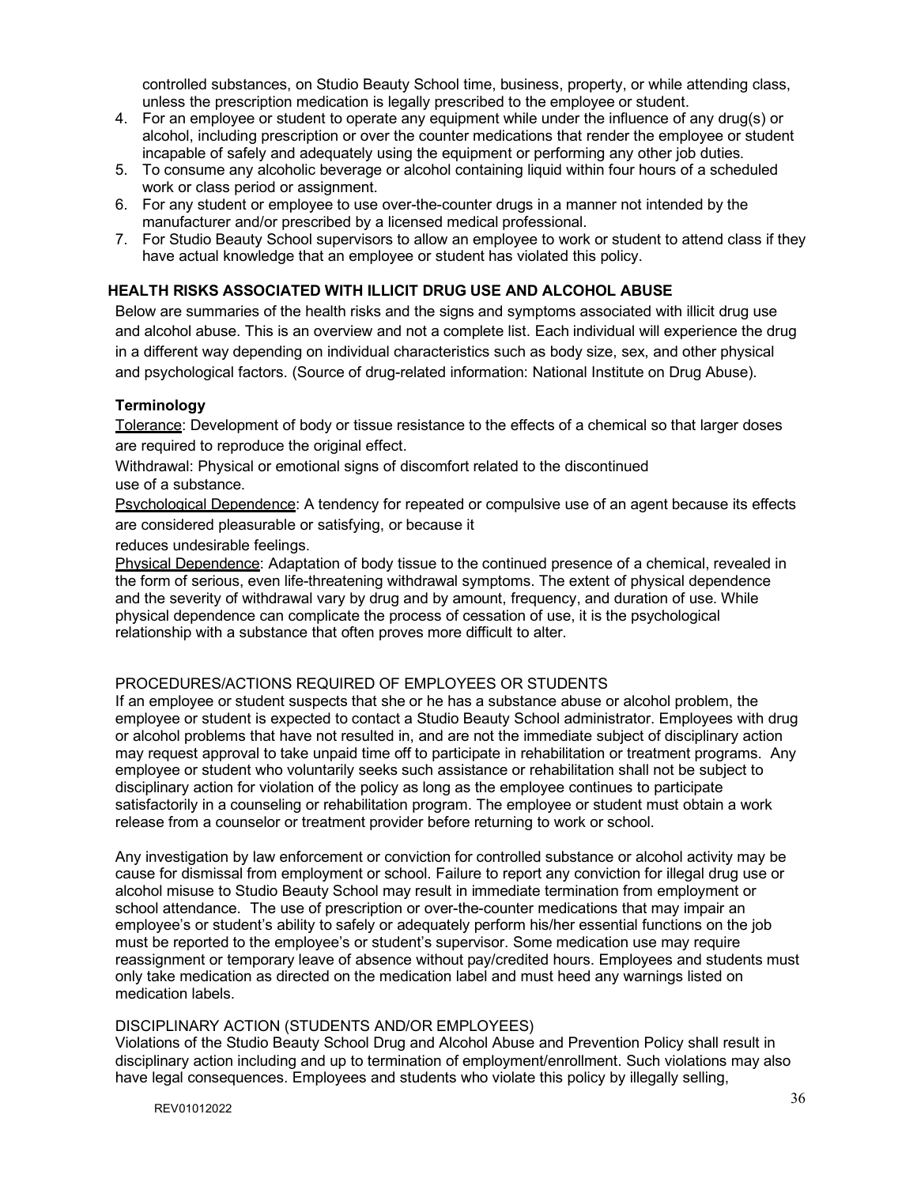controlled substances, on Studio Beauty School time, business, property, or while attending class, unless the prescription medication is legally prescribed to the employee or student.

4. For an employee or student to operate any equipment while under the influence of any drug(s) or alcohol, including prescription or over the counter medications that render the employee or student incapable of safely and adequately using the equipment or performing any other job duties.
5. To consume any alcoholic beverage or alcohol containing liquid within four hours of a scheduled work or class period or assignment.
6. For any student or employee to use over-the-counter drugs in a manner not intended by the manufacturer and/or prescribed by a licensed medical professional.
7. For Studio Beauty School supervisors to allow an employee to work or student to attend class if they have actual knowledge that an employee or student has violated this policy.

## HEALTH RISKS ASSOCIATED WITH ILLICIT DRUG USE AND ALCOHOL ABUSE

Below are summaries of the health risks and the signs and symptoms associated with illicit drug use and alcohol abuse. This is an overview and not a complete list. Each individual will experience the drug in a different way depending on individual characteristics such as body size, sex, and other physical and psychological factors. (Source of drug-related information: National Institute on Drug Abuse).

### Terminology

Tolerance: Development of body or tissue resistance to the effects of a chemical so that larger doses are required to reproduce the original effect.

Withdrawal: Physical or emotional signs of discomfort related to the discontinued use of a substance.

Psychological Dependence: A tendency for repeated or compulsive use of an agent because its effects are considered pleasurable or satisfying, or because it reduces undesirable feelings.

Physical Dependence: Adaptation of body tissue to the continued presence of a chemical, revealed in the form of serious, even life-threatening withdrawal symptoms. The extent of physical dependence and the severity of withdrawal vary by drug and by amount, frequency, and duration of use. While physical dependence can complicate the process of cessation of use, it is the psychological relationship with a substance that often proves more difficult to alter.

PROCEDURES/ACTIONS REQUIRED OF EMPLOYEES OR STUDENTS

If an employee or student suspects that she or he has a substance abuse or alcohol problem, the employee or student is expected to contact a Studio Beauty School administrator. Employees with drug or alcohol problems that have not resulted in, and are not the immediate subject of disciplinary action may request approval to take unpaid time off to participate in rehabilitation or treatment programs. Any employee or student who voluntarily seeks such assistance or rehabilitation shall not be subject to disciplinary action for violation of the policy as long as the employee continues to participate satisfactorily in a counseling or rehabilitation program. The employee or student must obtain a work release from a counselor or treatment provider before returning to work or school.

Any investigation by law enforcement or conviction for controlled substance or alcohol activity may be cause for dismissal from employment or school. Failure to report any conviction for illegal drug use or alcohol misuse to Studio Beauty School may result in immediate termination from employment or school attendance. The use of prescription or over-the-counter medications that may impair an employee's or student's ability to safely or adequately perform his/her essential functions on the job must be reported to the employee's or student's supervisor. Some medication use may require reassignment or temporary leave of absence without pay/credited hours. Employees and students must only take medication as directed on the medication label and must heed any warnings listed on medication labels.

DISCIPLINARY ACTION (STUDENTS AND/OR EMPLOYEES)

Violations of the Studio Beauty School Drug and Alcohol Abuse and Prevention Policy shall result in disciplinary action including and up to termination of employment/enrollment. Such violations may also have legal consequences. Employees and students who violate this policy by illegally selling,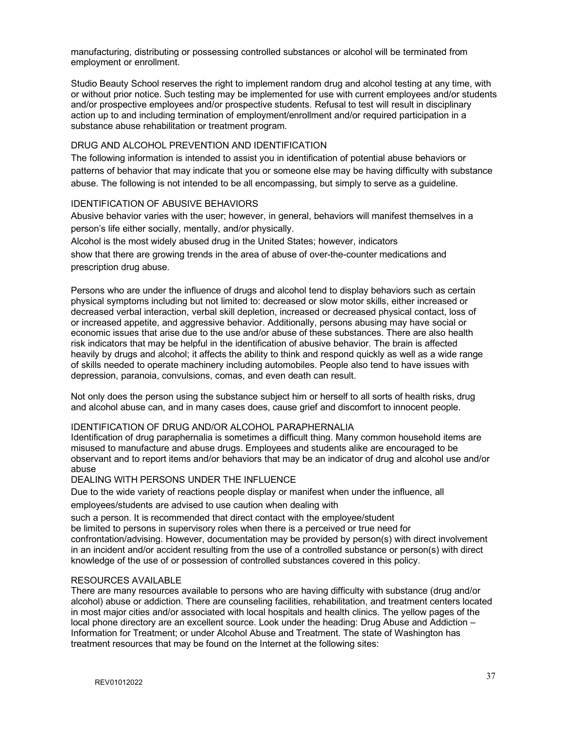manufacturing, distributing or possessing controlled substances or alcohol will be terminated from employment or enrollment.

Studio Beauty School reserves the right to implement random drug and alcohol testing at any time, with or without prior notice. Such testing may be implemented for use with current employees and/or students and/or prospective employees and/or prospective students. Refusal to test will result in disciplinary action up to and including termination of employment/enrollment and/or required participation in a substance abuse rehabilitation or treatment program.

## DRUG AND ALCOHOL PREVENTION AND IDENTIFICATION

The following information is intended to assist you in identification of potential abuse behaviors or patterns of behavior that may indicate that you or someone else may be having difficulty with substance abuse. The following is not intended to be all encompassing, but simply to serve as a guideline.

## IDENTIFICATION OF ABUSIVE BEHAVIORS

Abusive behavior varies with the user; however, in general, behaviors will manifest themselves in a person's life either socially, mentally, and/or physically.

Alcohol is the most widely abused drug in the United States; however, indicators show that there are growing trends in the area of abuse of over-the-counter medications and prescription drug abuse.

Persons who are under the influence of drugs and alcohol tend to display behaviors such as certain physical symptoms including but not limited to: decreased or slow motor skills, either increased or decreased verbal interaction, verbal skill depletion, increased or decreased physical contact, loss of or increased appetite, and aggressive behavior. Additionally, persons abusing may have social or economic issues that arise due to the use and/or abuse of these substances. There are also health risk indicators that may be helpful in the identification of abusive behavior. The brain is affected heavily by drugs and alcohol; it affects the ability to think and respond quickly as well as a wide range of skills needed to operate machinery including automobiles. People also tend to have issues with depression, paranoia, convulsions, comas, and even death can result.

Not only does the person using the substance subject him or herself to all sorts of health risks, drug and alcohol abuse can, and in many cases does, cause grief and discomfort to innocent people.

## IDENTIFICATION OF DRUG AND/OR ALCOHOL PARAPHERNALIA

Identification of drug paraphernalia is sometimes a difficult thing. Many common household items are misused to manufacture and abuse drugs. Employees and students alike are encouraged to be observant and to report items and/or behaviors that may be an indicator of drug and alcohol use and/or abuse

## DEALING WITH PERSONS UNDER THE INFLUENCE

Due to the wide variety of reactions people display or manifest when under the influence, all employees/students are advised to use caution when dealing with such a person. It is recommended that direct contact with the employee/student be limited to persons in supervisory roles when there is a perceived or true need for confrontation/advising. However, documentation may be provided by person(s) with direct involvement in an incident and/or accident resulting from the use of a controlled substance or person(s) with direct knowledge of the use of or possession of controlled substances covered in this policy.

## RESOURCES AVAILABLE

There are many resources available to persons who are having difficulty with substance (drug and/or alcohol) abuse or addiction. There are counseling facilities, rehabilitation, and treatment centers located in most major cities and/or associated with local hospitals and health clinics. The yellow pages of the local phone directory are an excellent source. Look under the heading: Drug Abuse and Addiction – Information for Treatment; or under Alcohol Abuse and Treatment. The state of Washington has treatment resources that may be found on the Internet at the following sites: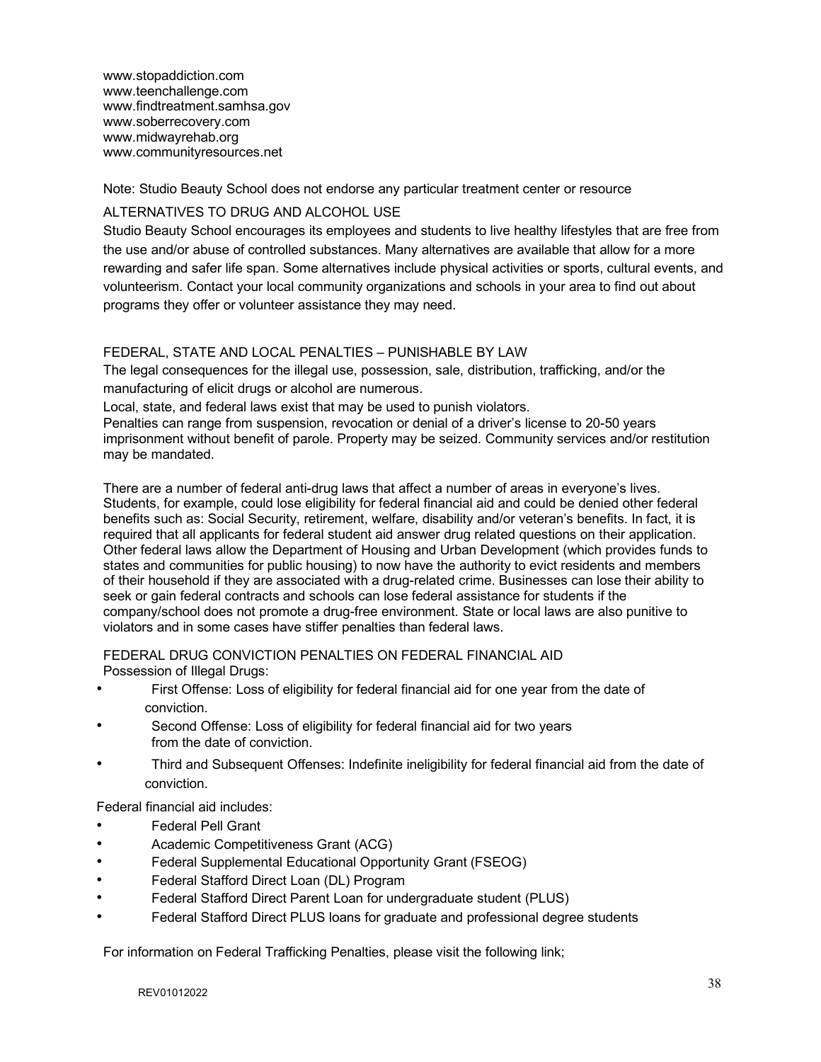www.stopaddiction.com
www.teenchallenge.com
www.findtreatment.samhsa.gov
www.soberrecovery.com
www.midwayrehab.org
www.communityresources.net

Note: Studio Beauty School does not endorse any particular treatment center or resource

## ALTERNATIVES TO DRUG AND ALCOHOL USE

Studio Beauty School encourages its employees and students to live healthy lifestyles that are free from the use and/or abuse of controlled substances. Many alternatives are available that allow for a more rewarding and safer life span. Some alternatives include physical activities or sports, cultural events, and volunteerism. Contact your local community organizations and schools in your area to find out about programs they offer or volunteer assistance they may need.

## FEDERAL, STATE AND LOCAL PENALTIES – PUNISHABLE BY LAW

The legal consequences for the illegal use, possession, sale, distribution, trafficking, and/or the manufacturing of elicit drugs or alcohol are numerous.

Local, state, and federal laws exist that may be used to punish violators.

Penalties can range from suspension, revocation or denial of a driver's license to 20-50 years imprisonment without benefit of parole. Property may be seized. Community services and/or restitution may be mandated.

There are a number of federal anti-drug laws that affect a number of areas in everyone's lives. Students, for example, could lose eligibility for federal financial aid and could be denied other federal benefits such as: Social Security, retirement, welfare, disability and/or veteran's benefits. In fact, it is required that all applicants for federal student aid answer drug related questions on their application. Other federal laws allow the Department of Housing and Urban Development (which provides funds to states and communities for public housing) to now have the authority to evict residents and members of their household if they are associated with a drug-related crime. Businesses can lose their ability to seek or gain federal contracts and schools can lose federal assistance for students if the company/school does not promote a drug-free environment. State or local laws are also punitive to violators and in some cases have stiffer penalties than federal laws.

## FEDERAL DRUG CONVICTION PENALTIES ON FEDERAL FINANCIAL AID

Possession of Illegal Drugs:

- First Offense: Loss of eligibility for federal financial aid for one year from the date of conviction.
- Second Offense: Loss of eligibility for federal financial aid for two years from the date of conviction.
- Third and Subsequent Offenses: Indefinite ineligibility for federal financial aid from the date of conviction.

Federal financial aid includes:

- Federal Pell Grant
- Academic Competitiveness Grant (ACG)
- Federal Supplemental Educational Opportunity Grant (FSEOG)
- Federal Stafford Direct Loan (DL) Program
- Federal Stafford Direct Parent Loan for undergraduate student (PLUS)
- Federal Stafford Direct PLUS loans for graduate and professional degree students

For information on Federal Trafficking Penalties, please visit the following link;

REV01012022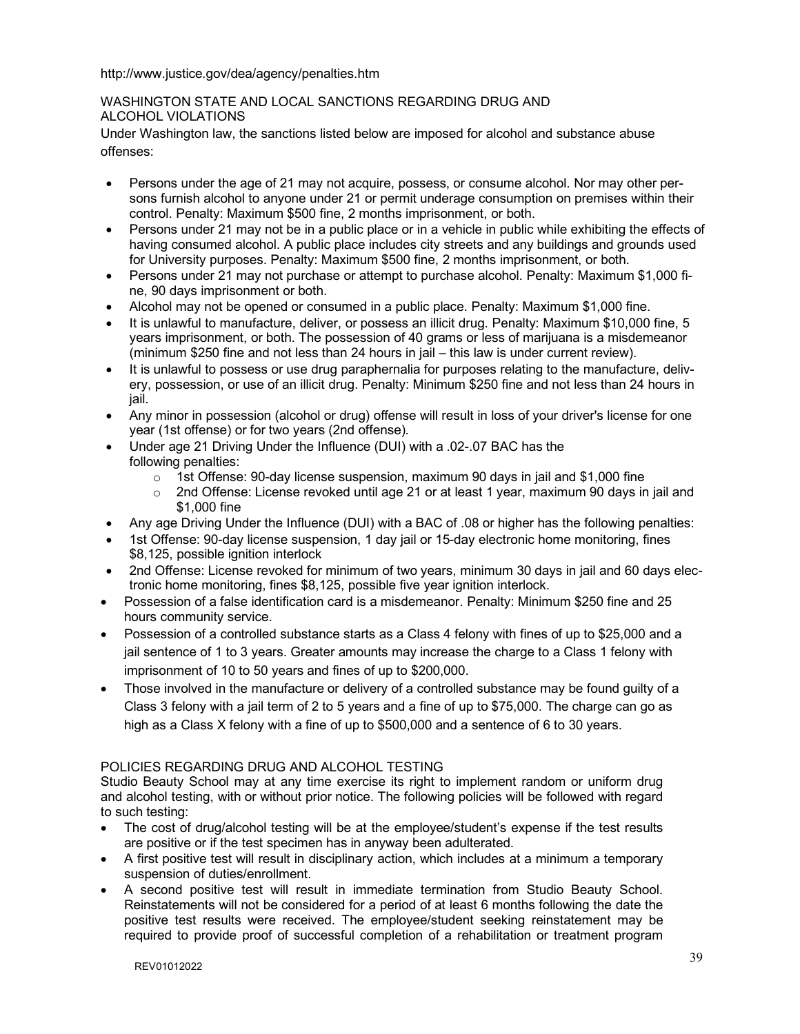http://www.justice.gov/dea/agency/penalties.htm

WASHINGTON STATE AND LOCAL SANCTIONS REGARDING DRUG AND ALCOHOL VIOLATIONS

Under Washington law, the sanctions listed below are imposed for alcohol and substance abuse offenses:

- Persons under the age of 21 may not acquire, possess, or consume alcohol. Nor may other persons furnish alcohol to anyone under 21 or permit underage consumption on premises within their control. Penalty: Maximum $500 fine, 2 months imprisonment, or both.
- Persons under 21 may not be in a public place or in a vehicle in public while exhibiting the effects of having consumed alcohol. A public place includes city streets and any buildings and grounds used for University purposes. Penalty: Maximum $500 fine, 2 months imprisonment, or both.
- Persons under 21 may not purchase or attempt to purchase alcohol. Penalty: Maximum $1,000 fine, 90 days imprisonment or both.
- Alcohol may not be opened or consumed in a public place. Penalty: Maximum $1,000 fine.
- It is unlawful to manufacture, deliver, or possess an illicit drug. Penalty: Maximum $10,000 fine, 5 years imprisonment, or both. The possession of 40 grams or less of marijuana is a misdemeanor (minimum $250 fine and not less than 24 hours in jail – this law is under current review).
- It is unlawful to possess or use drug paraphernalia for purposes relating to the manufacture, delivery, possession, or use of an illicit drug. Penalty: Minimum $250 fine and not less than 24 hours in jail.
- Any minor in possession (alcohol or drug) offense will result in loss of your driver's license for one year (1st offense) or for two years (2nd offense).
- Under age 21 Driving Under the Influence (DUI) with a .02-.07 BAC has the following penalties:
  - 1st Offense: 90-day license suspension, maximum 90 days in jail and $1,000 fine
  - 2nd Offense: License revoked until age 21 or at least 1 year, maximum 90 days in jail and $1,000 fine
- Any age Driving Under the Influence (DUI) with a BAC of .08 or higher has the following penalties:
- 1st Offense: 90-day license suspension, 1 day jail or 15-day electronic home monitoring, fines $8,125, possible ignition interlock
- 2nd Offense: License revoked for minimum of two years, minimum 30 days in jail and 60 days electronic home monitoring, fines $8,125, possible five year ignition interlock.
- Possession of a false identification card is a misdemeanor. Penalty: Minimum $250 fine and 25 hours community service.
- Possession of a controlled substance starts as a Class 4 felony with fines of up to $25,000 and a jail sentence of 1 to 3 years. Greater amounts may increase the charge to a Class 1 felony with imprisonment of 10 to 50 years and fines of up to $200,000.
- Those involved in the manufacture or delivery of a controlled substance may be found guilty of a Class 3 felony with a jail term of 2 to 5 years and a fine of up to $75,000. The charge can go as high as a Class X felony with a fine of up to $500,000 and a sentence of 6 to 30 years.

POLICIES REGARDING DRUG AND ALCOHOL TESTING

Studio Beauty School may at any time exercise its right to implement random or uniform drug and alcohol testing, with or without prior notice. The following policies will be followed with regard to such testing:

- The cost of drug/alcohol testing will be at the employee/student's expense if the test results are positive or if the test specimen has in anyway been adulterated.
- A first positive test will result in disciplinary action, which includes at a minimum a temporary suspension of duties/enrollment.
- A second positive test will result in immediate termination from Studio Beauty School. Reinstatements will not be considered for a period of at least 6 months following the date the positive test results were received. The employee/student seeking reinstatement may be required to provide proof of successful completion of a rehabilitation or treatment program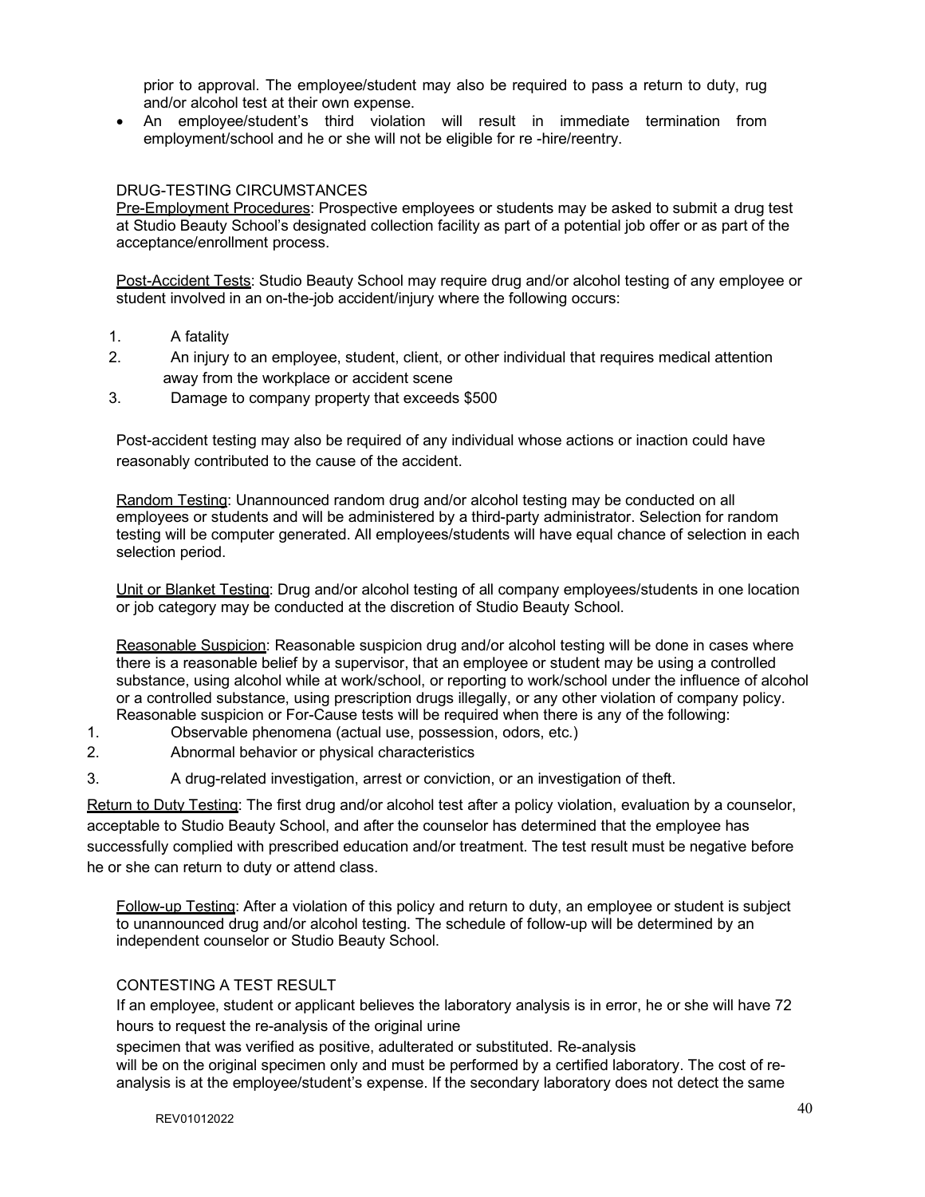prior to approval. The employee/student may also be required to pass a return to duty, rug and/or alcohol test at their own expense.

- An employee/student's third violation will result in immediate termination from employment/school and he or she will not be eligible for re -hire/reentry.

DRUG-TESTING CIRCUMSTANCES

Pre-Employment Procedures: Prospective employees or students may be asked to submit a drug test at Studio Beauty School's designated collection facility as part of a potential job offer or as part of the acceptance/enrollment process.

Post-Accident Tests: Studio Beauty School may require drug and/or alcohol testing of any employee or student involved in an on-the-job accident/injury where the following occurs:

1. A fatality
2. An injury to an employee, student, client, or other individual that requires medical attention away from the workplace or accident scene
3. Damage to company property that exceeds $500

Post-accident testing may also be required of any individual whose actions or inaction could have reasonably contributed to the cause of the accident.

Random Testing: Unannounced random drug and/or alcohol testing may be conducted on all employees or students and will be administered by a third-party administrator. Selection for random testing will be computer generated. All employees/students will have equal chance of selection in each selection period.

Unit or Blanket Testing: Drug and/or alcohol testing of all company employees/students in one location or job category may be conducted at the discretion of Studio Beauty School.

Reasonable Suspicion: Reasonable suspicion drug and/or alcohol testing will be done in cases where there is a reasonable belief by a supervisor, that an employee or student may be using a controlled substance, using alcohol while at work/school, or reporting to work/school under the influence of alcohol or a controlled substance, using prescription drugs illegally, or any other violation of company policy. Reasonable suspicion or For-Cause tests will be required when there is any of the following:

1. Observable phenomena (actual use, possession, odors, etc.)
2. Abnormal behavior or physical characteristics
3. A drug-related investigation, arrest or conviction, or an investigation of theft.

Return to Duty Testing: The first drug and/or alcohol test after a policy violation, evaluation by a counselor, acceptable to Studio Beauty School, and after the counselor has determined that the employee has successfully complied with prescribed education and/or treatment. The test result must be negative before he or she can return to duty or attend class.

Follow-up Testing: After a violation of this policy and return to duty, an employee or student is subject to unannounced drug and/or alcohol testing. The schedule of follow-up will be determined by an independent counselor or Studio Beauty School.

CONTESTING A TEST RESULT

If an employee, student or applicant believes the laboratory analysis is in error, he or she will have 72 hours to request the re-analysis of the original urine specimen that was verified as positive, adulterated or substituted. Re-analysis will be on the original specimen only and must be performed by a certified laboratory. The cost of re-analysis is at the employee/student's expense. If the secondary laboratory does not detect the same

REV01012022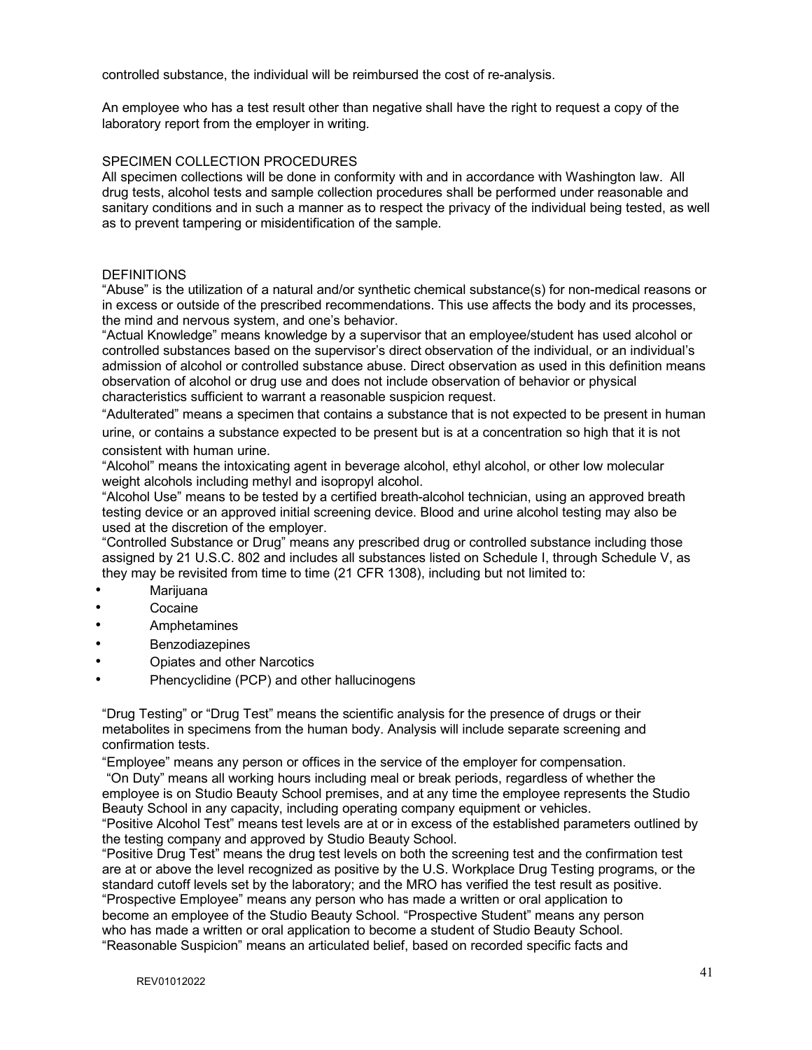controlled substance, the individual will be reimbursed the cost of re-analysis.

An employee who has a test result other than negative shall have the right to request a copy of the laboratory report from the employer in writing.

## SPECIMEN COLLECTION PROCEDURES

All specimen collections will be done in conformity with and in accordance with Washington law. All drug tests, alcohol tests and sample collection procedures shall be performed under reasonable and sanitary conditions and in such a manner as to respect the privacy of the individual being tested, as well as to prevent tampering or misidentification of the sample.

## DEFINITIONS

“Abuse” is the utilization of a natural and/or synthetic chemical substance(s) for non-medical reasons or in excess or outside of the prescribed recommendations. This use affects the body and its processes, the mind and nervous system, and one’s behavior.

“Actual Knowledge” means knowledge by a supervisor that an employee/student has used alcohol or controlled substances based on the supervisor’s direct observation of the individual, or an individual’s admission of alcohol or controlled substance abuse. Direct observation as used in this definition means observation of alcohol or drug use and does not include observation of behavior or physical characteristics sufficient to warrant a reasonable suspicion request.

“Adulterated” means a specimen that contains a substance that is not expected to be present in human urine, or contains a substance expected to be present but is at a concentration so high that it is not consistent with human urine.

“Alcohol” means the intoxicating agent in beverage alcohol, ethyl alcohol, or other low molecular weight alcohols including methyl and isopropyl alcohol.

“Alcohol Use” means to be tested by a certified breath-alcohol technician, using an approved breath testing device or an approved initial screening device. Blood and urine alcohol testing may also be used at the discretion of the employer.

“Controlled Substance or Drug” means any prescribed drug or controlled substance including those assigned by 21 U.S.C. 802 and includes all substances listed on Schedule I, through Schedule V, as they may be revisited from time to time (21 CFR 1308), including but not limited to:

- Marijuana
- Cocaine
- Amphetamines
- Benzodiazepines
- Opiates and other Narcotics
- Phencyclidine (PCP) and other hallucinogens

“Drug Testing” or “Drug Test” means the scientific analysis for the presence of drugs or their metabolites in specimens from the human body. Analysis will include separate screening and confirmation tests.

“Employee” means any person or offices in the service of the employer for compensation.

“On Duty” means all working hours including meal or break periods, regardless of whether the employee is on Studio Beauty School premises, and at any time the employee represents the Studio Beauty School in any capacity, including operating company equipment or vehicles.

“Positive Alcohol Test” means test levels are at or in excess of the established parameters outlined by the testing company and approved by Studio Beauty School.

“Positive Drug Test” means the drug test levels on both the screening test and the confirmation test are at or above the level recognized as positive by the U.S. Workplace Drug Testing programs, or the standard cutoff levels set by the laboratory; and the MRO has verified the test result as positive.

“Prospective Employee” means any person who has made a written or oral application to become an employee of the Studio Beauty School. “Prospective Student” means any person who has made a written or oral application to become a student of Studio Beauty School.

“Reasonable Suspicion” means an articulated belief, based on recorded specific facts and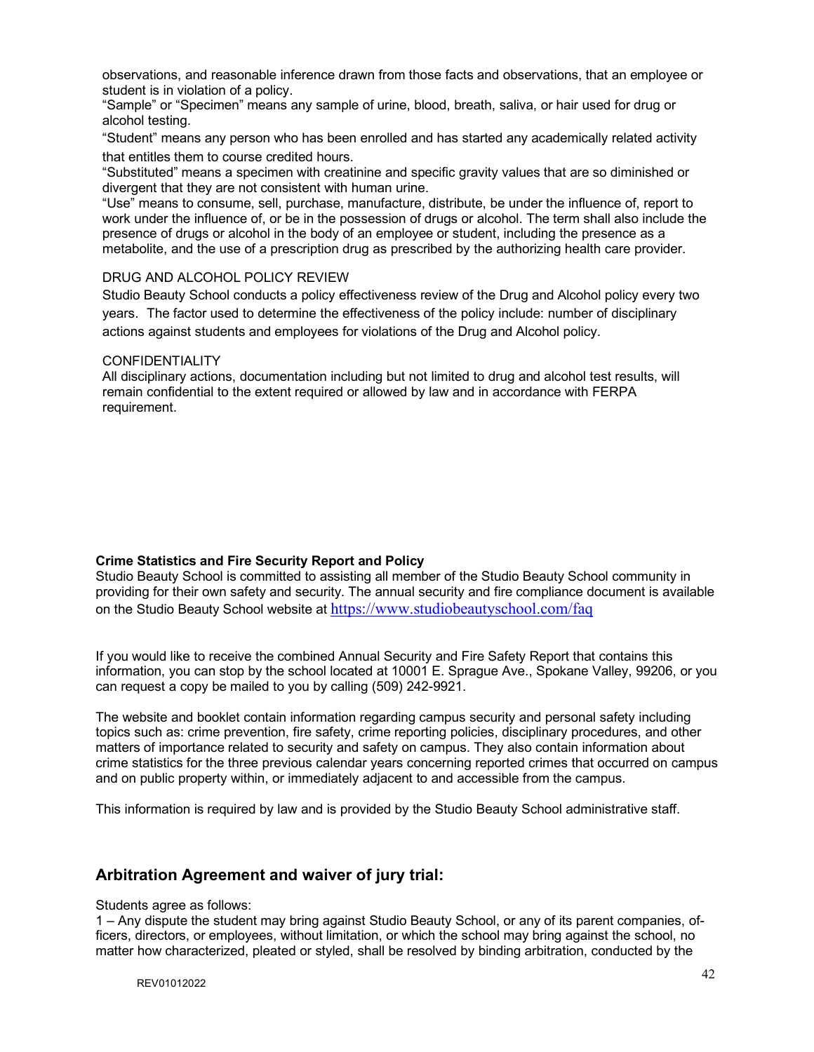observations, and reasonable inference drawn from those facts and observations, that an employee or student is in violation of a policy.

"Sample" or "Specimen" means any sample of urine, blood, breath, saliva, or hair used for drug or alcohol testing.

"Student" means any person who has been enrolled and has started any academically related activity that entitles them to course credited hours.

"Substituted" means a specimen with creatinine and specific gravity values that are so diminished or divergent that they are not consistent with human urine.

"Use" means to consume, sell, purchase, manufacture, distribute, be under the influence of, report to work under the influence of, or be in the possession of drugs or alcohol. The term shall also include the presence of drugs or alcohol in the body of an employee or student, including the presence as a metabolite, and the use of a prescription drug as prescribed by the authorizing health care provider.

DRUG AND ALCOHOL POLICY REVIEW

Studio Beauty School conducts a policy effectiveness review of the Drug and Alcohol policy every two years. The factor used to determine the effectiveness of the policy include: number of disciplinary actions against students and employees for violations of the Drug and Alcohol policy.

CONFIDENTIALITY

All disciplinary actions, documentation including but not limited to drug and alcohol test results, will remain confidential to the extent required or allowed by law and in accordance with FERPA requirement.

**Crime Statistics and Fire Security Report and Policy**

Studio Beauty School is committed to assisting all member of the Studio Beauty School community in providing for their own safety and security. The annual security and fire compliance document is available on the Studio Beauty School website at https://www.studiobeautyschool.com/faq

If you would like to receive the combined Annual Security and Fire Safety Report that contains this information, you can stop by the school located at 10001 E. Sprague Ave., Spokane Valley, 99206, or you can request a copy be mailed to you by calling (509) 242-9921.

The website and booklet contain information regarding campus security and personal safety including topics such as: crime prevention, fire safety, crime reporting policies, disciplinary procedures, and other matters of importance related to security and safety on campus. They also contain information about crime statistics for the three previous calendar years concerning reported crimes that occurred on campus and on public property within, or immediately adjacent to and accessible from the campus.

This information is required by law and is provided by the Studio Beauty School administrative staff.

## Arbitration Agreement and waiver of jury trial:

Students agree as follows:

1 – Any dispute the student may bring against Studio Beauty School, or any of its parent companies, officers, directors, or employees, without limitation, or which the school may bring against the school, no matter how characterized, pleated or styled, shall be resolved by binding arbitration, conducted by the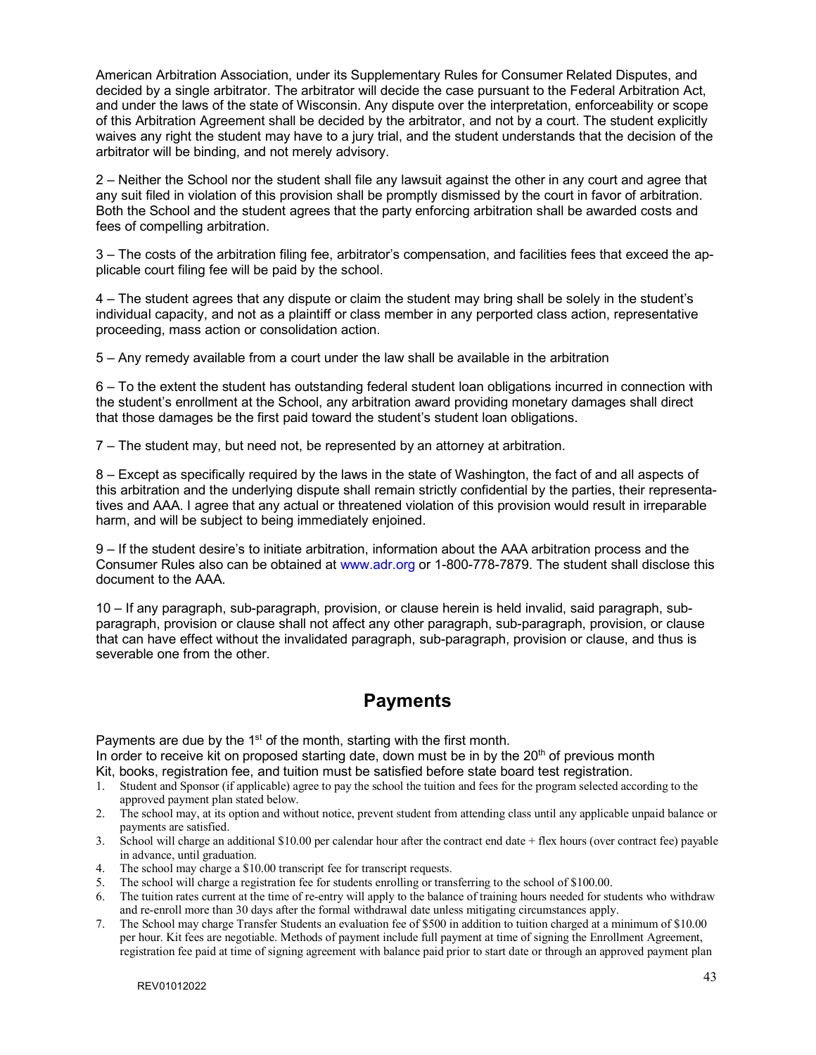American Arbitration Association, under its Supplementary Rules for Consumer Related Disputes, and decided by a single arbitrator. The arbitrator will decide the case pursuant to the Federal Arbitration Act, and under the laws of the state of Wisconsin. Any dispute over the interpretation, enforceability or scope of this Arbitration Agreement shall be decided by the arbitrator, and not by a court. The student explicitly waives any right the student may have to a jury trial, and the student understands that the decision of the arbitrator will be binding, and not merely advisory.

2 – Neither the School nor the student shall file any lawsuit against the other in any court and agree that any suit filed in violation of this provision shall be promptly dismissed by the court in favor of arbitration. Both the School and the student agrees that the party enforcing arbitration shall be awarded costs and fees of compelling arbitration.

3 – The costs of the arbitration filing fee, arbitrator's compensation, and facilities fees that exceed the applicable court filing fee will be paid by the school.

4 – The student agrees that any dispute or claim the student may bring shall be solely in the student's individual capacity, and not as a plaintiff or class member in any perported class action, representative proceeding, mass action or consolidation action.

5 – Any remedy available from a court under the law shall be available in the arbitration

6 – To the extent the student has outstanding federal student loan obligations incurred in connection with the student's enrollment at the School, any arbitration award providing monetary damages shall direct that those damages be the first paid toward the student's student loan obligations.

7 – The student may, but need not, be represented by an attorney at arbitration.

8 – Except as specifically required by the laws in the state of Washington, the fact of and all aspects of this arbitration and the underlying dispute shall remain strictly confidential by the parties, their representatives and AAA. I agree that any actual or threatened violation of this provision would result in irreparable harm, and will be subject to being immediately enjoined.

9 – If the student desire's to initiate arbitration, information about the AAA arbitration process and the Consumer Rules also can be obtained at www.adr.org or 1-800-778-7879. The student shall disclose this document to the AAA.

10 – If any paragraph, sub-paragraph, provision, or clause herein is held invalid, said paragraph, sub-paragraph, provision or clause shall not affect any other paragraph, sub-paragraph, provision, or clause that can have effect without the invalidated paragraph, sub-paragraph, provision or clause, and thus is severable one from the other.

## Payments

Payments are due by the 1st of the month, starting with the first month.
In order to receive kit on proposed starting date, down must be in by the 20th of previous month
Kit, books, registration fee, and tuition must be satisfied before state board test registration.

1. Student and Sponsor (if applicable) agree to pay the school the tuition and fees for the program selected according to the approved payment plan stated below.
2. The school may, at its option and without notice, prevent student from attending class until any applicable unpaid balance or payments are satisfied.
3. School will charge an additional $10.00 per calendar hour after the contract end date + flex hours (over contract fee) payable in advance, until graduation.
4. The school may charge a $10.00 transcript fee for transcript requests.
5. The school will charge a registration fee for students enrolling or transferring to the school of $100.00.
6. The tuition rates current at the time of re-entry will apply to the balance of training hours needed for students who withdraw and re-enroll more than 30 days after the formal withdrawal date unless mitigating circumstances apply.
7. The School may charge Transfer Students an evaluation fee of $500 in addition to tuition charged at a minimum of $10.00 per hour. Kit fees are negotiable. Methods of payment include full payment at time of signing the Enrollment Agreement, registration fee paid at time of signing agreement with balance paid prior to start date or through an approved payment plan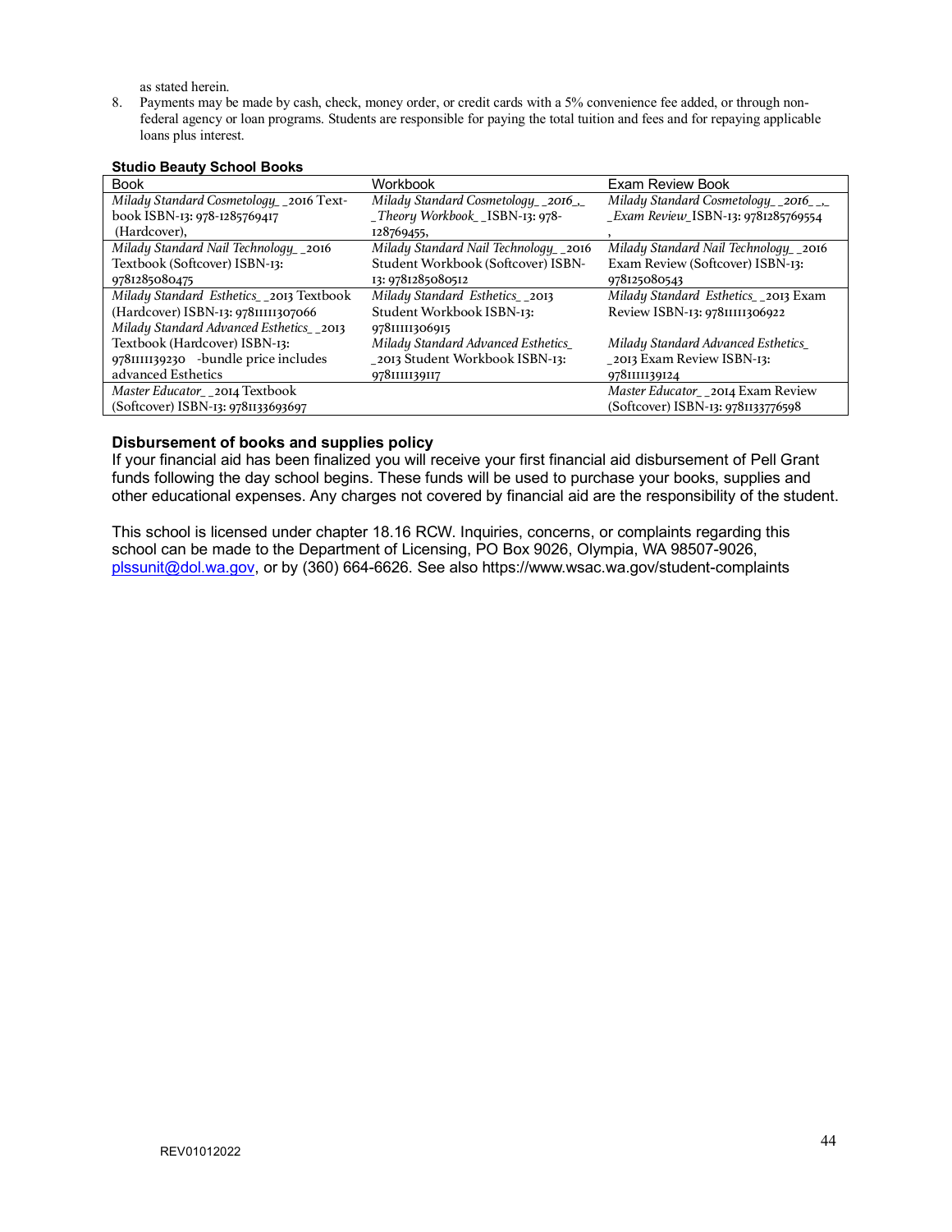as stated herein.

8. Payments may be made by cash, check, money order, or credit cards with a 5% convenience fee added, or through non-federal agency or loan programs. Students are responsible for paying the total tuition and fees and for repaying applicable loans plus interest.

**Studio Beauty School Books**

| Book | Workbook | Exam Review Book |
|---|---|---|
| *Milady Standard Cosmetology_* _2016 Text-book ISBN-13: 978-1285769417 (Hardcover), | *Milady Standard Cosmetology_ _2016_,_ _Theory Workbook_* _ISBN-13: 978-128769455, | *Milady Standard Cosmetology_ _2016_ _,_ _Exam Review_*ISBN-13: 9781285769554 , |
| *Milady Standard Nail Technology_* _2016 Textbook (Softcover) ISBN-13: 9781285080475 | *Milady Standard Nail Technology_* _2016 Student Workbook (Softcover) ISBN-13: 9781285080512 | *Milady Standard Nail Technology_* _2016 Exam Review (Softcover) ISBN-13: 978125080543 |
| *Milady Standard Esthetics_* _2013 Textbook (Hardcover) ISBN-13: 9781111307066 *Milady Standard Advanced Esthetics_* _2013 Textbook (Hardcover) ISBN-13: 9781111139230 -bundle price includes advanced Esthetics | *Milady Standard Esthetics_* _2013 Student Workbook ISBN-13: 9781111306915 *Milady Standard Advanced Esthetics_* _2013 Student Workbook ISBN-13: 9781111139117 | *Milady Standard Esthetics_* _2013 Exam Review ISBN-13: 9781111306922 *Milady Standard Advanced Esthetics_* _2013 Exam Review ISBN-13: 9781111139124 |
| *Master Educator_* _2014 Textbook (Softcover) ISBN-13: 9781133693697 | | *Master Educator_* _2014 Exam Review (Softcover) ISBN-13: 9781133776598 |

**Disbursement of books and supplies policy**

If your financial aid has been finalized you will receive your first financial aid disbursement of Pell Grant funds following the day school begins. These funds will be used to purchase your books, supplies and other educational expenses. Any charges not covered by financial aid are the responsibility of the student.

This school is licensed under chapter 18.16 RCW. Inquiries, concerns, or complaints regarding this school can be made to the Department of Licensing, PO Box 9026, Olympia, WA 98507-9026, plssunit@dol.wa.gov, or by (360) 664-6626. See also https://www.wsac.wa.gov/student-complaints

REV01012022